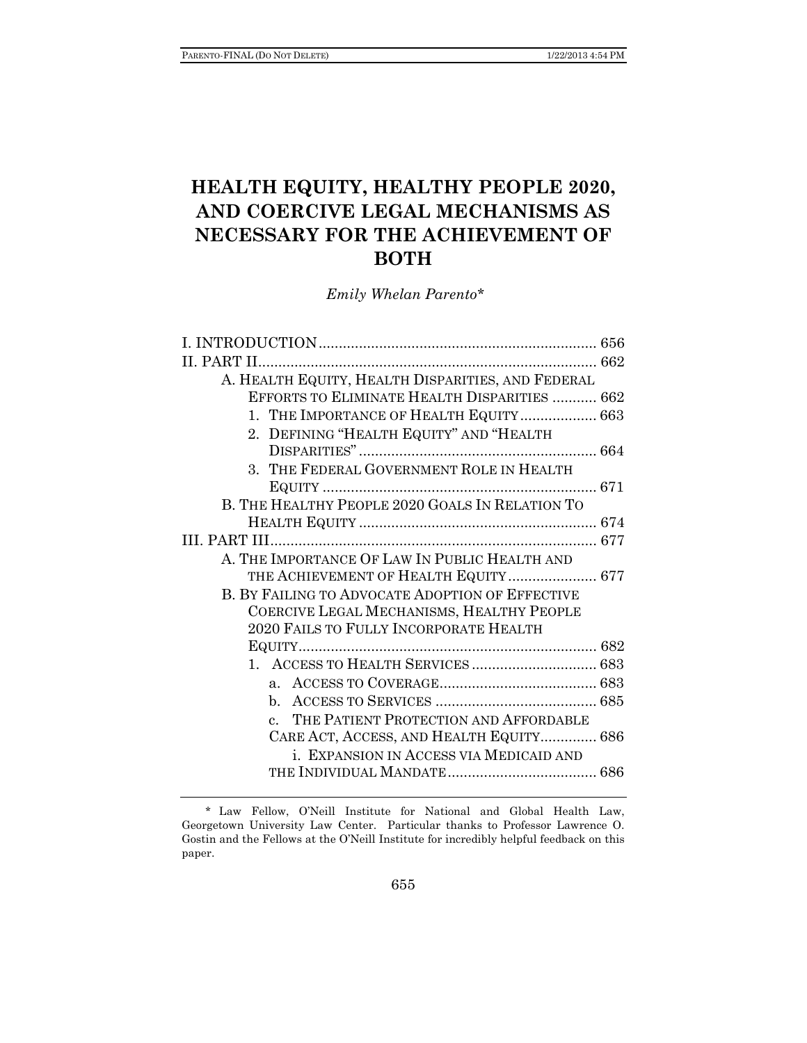# HEALTH EQUITY, HEALTHY PEOPLE 2020, AND COERCIVE LEGAL MECHANISMS AS NECESSARY FOR THE ACHIEVEMENT OF BOTH

*Emily Whelan Parento\**

I. INTRODUCTION .................................................................... 656
II. PART II ................................................................................... 662
- A. HEALTH EQUITY, HEALTH DISPARITIES, AND FEDERAL EFFORTS TO ELIMINATE HEALTH DISPARITIES ........... 662
  - 1. THE IMPORTANCE OF HEALTH EQUITY ................... 663
  - 2. DEFINING "HEALTH EQUITY" AND "HEALTH DISPARITIES" ........................................................... 664
  - 3. THE FEDERAL GOVERNMENT ROLE IN HEALTH EQUITY .................................................................... 671
- B. THE HEALTHY PEOPLE 2020 GOALS IN RELATION TO HEALTH EQUITY ........................................................... 674

III. PART III ................................................................................ 677
- A. THE IMPORTANCE OF LAW IN PUBLIC HEALTH AND THE ACHIEVEMENT OF HEALTH EQUITY ...................... 677
- B. BY FAILING TO ADVOCATE ADOPTION OF EFFECTIVE COERCIVE LEGAL MECHANISMS, HEALTHY PEOPLE 2020 FAILS TO FULLY INCORPORATE HEALTH EQUITY ........................................................................... 682
  - 1. ACCESS TO HEALTH SERVICES ............................... 683
    - a. ACCESS TO COVERAGE ....................................... 683
    - b. ACCESS TO SERVICES ........................................ 685
    - c. THE PATIENT PROTECTION AND AFFORDABLE CARE ACT, ACCESS, AND HEALTH EQUITY ............. 686
      - i. EXPANSION IN ACCESS VIA MEDICAID AND THE INDIVIDUAL MANDATE ..................................... 686

\* Law Fellow, O'Neill Institute for National and Global Health Law, Georgetown University Law Center. Particular thanks to Professor Lawrence O. Gostin and the Fellows at the O'Neill Institute for incredibly helpful feedback on this paper.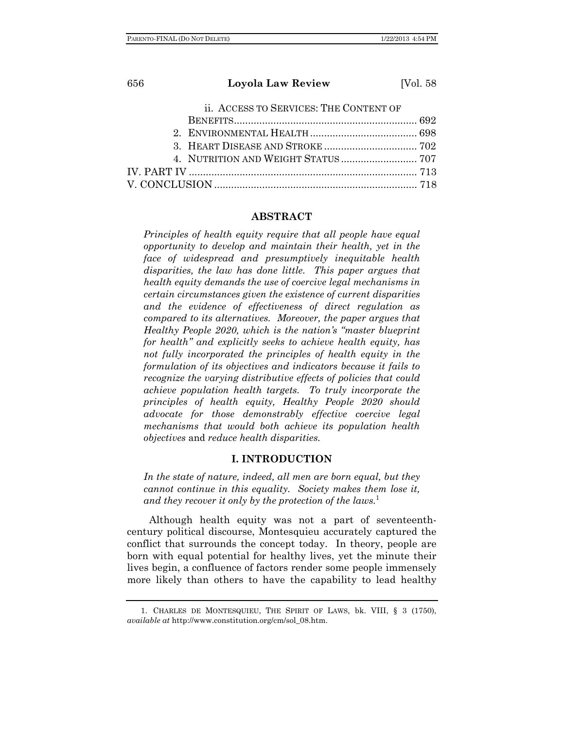ii. ACCESS TO SERVICES: THE CONTENT OF BENEFITS ................................................................. 692

2. ENVIRONMENTAL HEALTH ...................................... 698

3. HEART DISEASE AND STROKE ................................. 702

4. NUTRITION AND WEIGHT STATUS ........................... 707

IV. PART IV ................................................................................. 713

V. CONCLUSION ........................................................................ 718

## ABSTRACT

*Principles of health equity require that all people have equal opportunity to develop and maintain their health, yet in the face of widespread and presumptively inequitable health disparities, the law has done little. This paper argues that health equity demands the use of coercive legal mechanisms in certain circumstances given the existence of current disparities and the evidence of effectiveness of direct regulation as compared to its alternatives. Moreover, the paper argues that Healthy People 2020, which is the nation's "master blueprint for health" and explicitly seeks to achieve health equity, has not fully incorporated the principles of health equity in the formulation of its objectives and indicators because it fails to recognize the varying distributive effects of policies that could achieve population health targets. To truly incorporate the principles of health equity, Healthy People 2020 should advocate for those demonstrably effective coercive legal mechanisms that would both achieve its population health objectives* and *reduce health disparities.*

## I. INTRODUCTION

*In the state of nature, indeed, all men are born equal, but they cannot continue in this equality. Society makes them lose it, and they recover it only by the protection of the laws.*[1]

Although health equity was not a part of seventeenth-century political discourse, Montesquieu accurately captured the conflict that surrounds the concept today. In theory, people are born with equal potential for healthy lives, yet the minute their lives begin, a confluence of factors render some people immensely more likely than others to have the capability to lead healthy

---

1. CHARLES DE MONTESQUIEU, THE SPIRIT OF LAWS, bk. VIII, § 3 (1750), *available at* http://www.constitution.org/cm/sol_08.htm.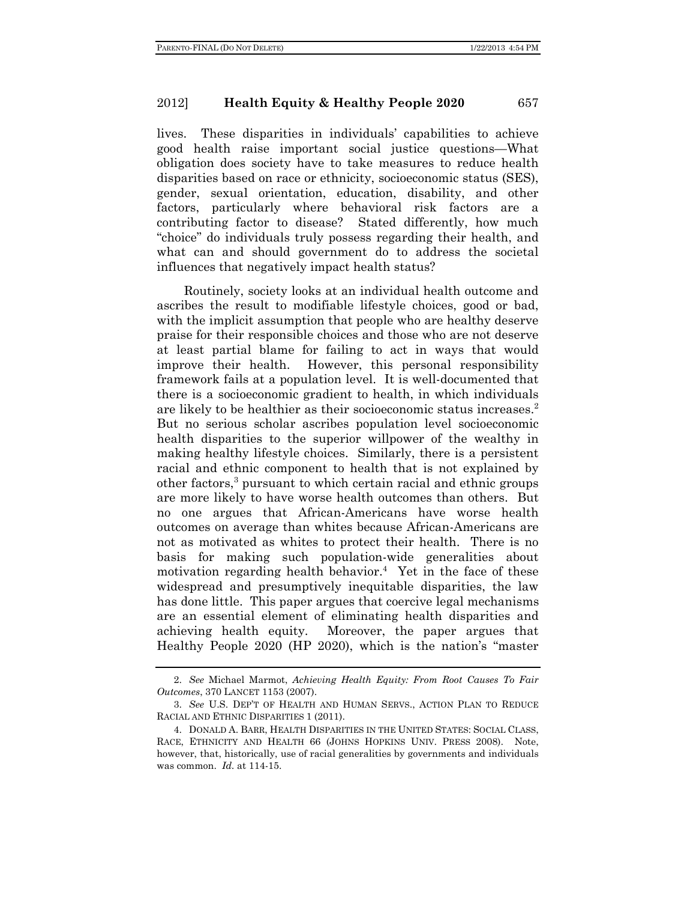lives. These disparities in individuals' capabilities to achieve good health raise important social justice questions—What obligation does society have to take measures to reduce health disparities based on race or ethnicity, socioeconomic status (SES), gender, sexual orientation, education, disability, and other factors, particularly where behavioral risk factors are a contributing factor to disease? Stated differently, how much "choice" do individuals truly possess regarding their health, and what can and should government do to address the societal influences that negatively impact health status?

Routinely, society looks at an individual health outcome and ascribes the result to modifiable lifestyle choices, good or bad, with the implicit assumption that people who are healthy deserve praise for their responsible choices and those who are not deserve at least partial blame for failing to act in ways that would improve their health. However, this personal responsibility framework fails at a population level. It is well-documented that there is a socioeconomic gradient to health, in which individuals are likely to be healthier as their socioeconomic status increases.[2] But no serious scholar ascribes population level socioeconomic health disparities to the superior willpower of the wealthy in making healthy lifestyle choices. Similarly, there is a persistent racial and ethnic component to health that is not explained by other factors,[3] pursuant to which certain racial and ethnic groups are more likely to have worse health outcomes than others. But no one argues that African-Americans have worse health outcomes on average than whites because African-Americans are not as motivated as whites to protect their health. There is no basis for making such population-wide generalities about motivation regarding health behavior.[4] Yet in the face of these widespread and presumptively inequitable disparities, the law has done little. This paper argues that coercive legal mechanisms are an essential element of eliminating health disparities and achieving health equity. Moreover, the paper argues that Healthy People 2020 (HP 2020), which is the nation's "master

---

2. *See* Michael Marmot, *Achieving Health Equity: From Root Causes To Fair Outcomes*, 370 LANCET 1153 (2007).

3. *See* U.S. DEP'T OF HEALTH AND HUMAN SERVS., ACTION PLAN TO REDUCE RACIAL AND ETHNIC DISPARITIES 1 (2011).

4. DONALD A. BARR, HEALTH DISPARITIES IN THE UNITED STATES: SOCIAL CLASS, RACE, ETHNICITY AND HEALTH 66 (JOHNS HOPKINS UNIV. PRESS 2008). Note, however, that, historically, use of racial generalities by governments and individuals was common. *Id.* at 114-15.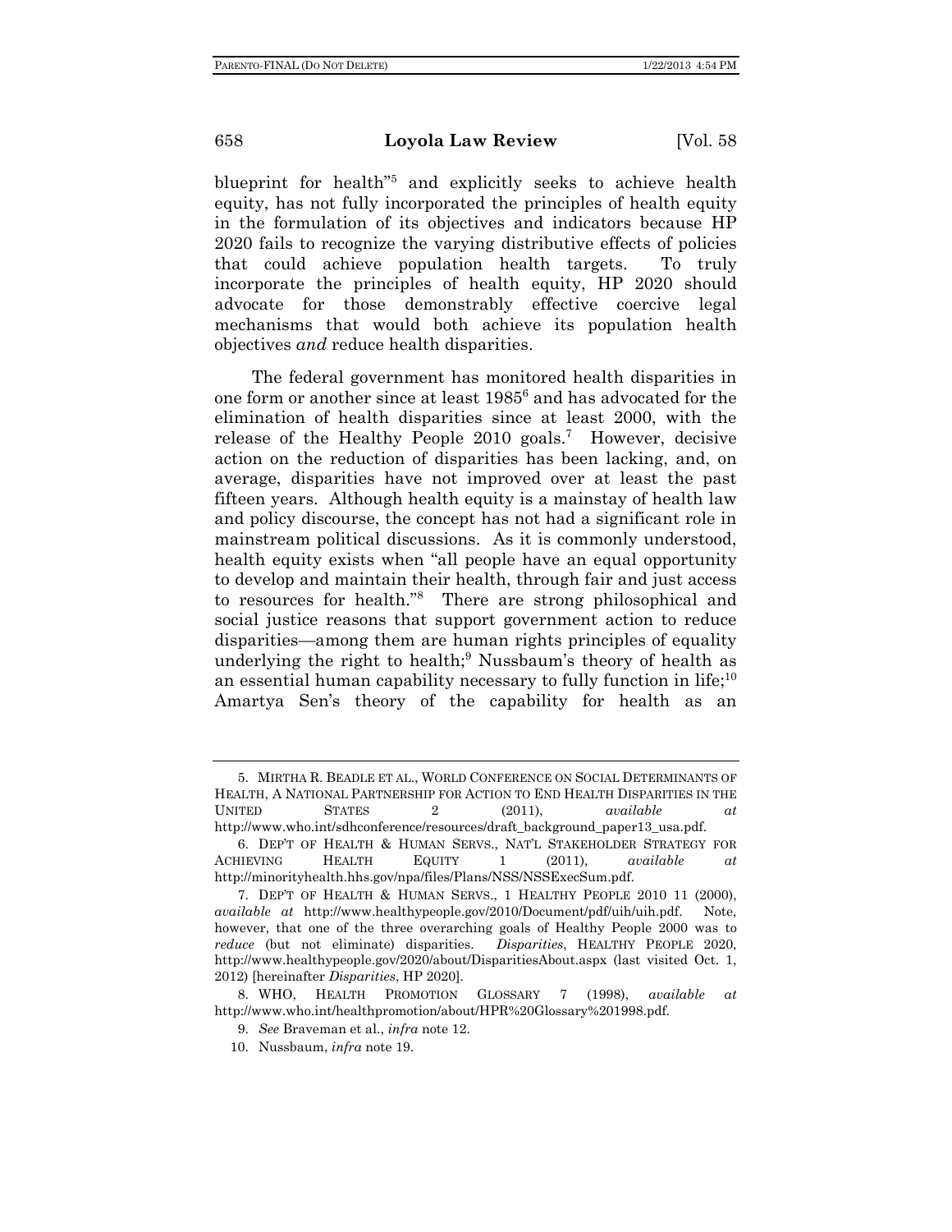blueprint for health"[5] and explicitly seeks to achieve health equity, has not fully incorporated the principles of health equity in the formulation of its objectives and indicators because HP 2020 fails to recognize the varying distributive effects of policies that could achieve population health targets. To truly incorporate the principles of health equity, HP 2020 should advocate for those demonstrably effective coercive legal mechanisms that would both achieve its population health objectives *and* reduce health disparities.

The federal government has monitored health disparities in one form or another since at least 1985[6] and has advocated for the elimination of health disparities since at least 2000, with the release of the Healthy People 2010 goals.[7] However, decisive action on the reduction of disparities has been lacking, and, on average, disparities have not improved over at least the past fifteen years. Although health equity is a mainstay of health law and policy discourse, the concept has not had a significant role in mainstream political discussions. As it is commonly understood, health equity exists when "all people have an equal opportunity to develop and maintain their health, through fair and just access to resources for health."[8] There are strong philosophical and social justice reasons that support government action to reduce disparities—among them are human rights principles of equality underlying the right to health;[9] Nussbaum's theory of health as an essential human capability necessary to fully function in life;[10] Amartya Sen's theory of the capability for health as an

---

5. MIRTHA R. BEADLE ET AL., WORLD CONFERENCE ON SOCIAL DETERMINANTS OF HEALTH, A NATIONAL PARTNERSHIP FOR ACTION TO END HEALTH DISPARITIES IN THE UNITED STATES 2 (2011), *available at* http://www.who.int/sdhconference/resources/draft_background_paper13_usa.pdf.

6. DEP'T OF HEALTH & HUMAN SERVS., NAT'L STAKEHOLDER STRATEGY FOR ACHIEVING HEALTH EQUITY 1 (2011), *available at* http://minorityhealth.hhs.gov/npa/files/Plans/NSS/NSSExecSum.pdf.

7. DEP'T OF HEALTH & HUMAN SERVS., 1 HEALTHY PEOPLE 2010 11 (2000), *available at* http://www.healthypeople.gov/2010/Document/pdf/uih/uih.pdf. Note, however, that one of the three overarching goals of Healthy People 2000 was to *reduce* (but not eliminate) disparities. *Disparities*, HEALTHY PEOPLE 2020, http://www.healthypeople.gov/2020/about/DisparitiesAbout.aspx (last visited Oct. 1, 2012) [hereinafter *Disparities*, HP 2020].

8. WHO, HEALTH PROMOTION GLOSSARY 7 (1998), *available at* http://www.who.int/healthpromotion/about/HPR%20Glossary%201998.pdf.

9. *See* Braveman et al., *infra* note 12.

10. Nussbaum, *infra* note 19.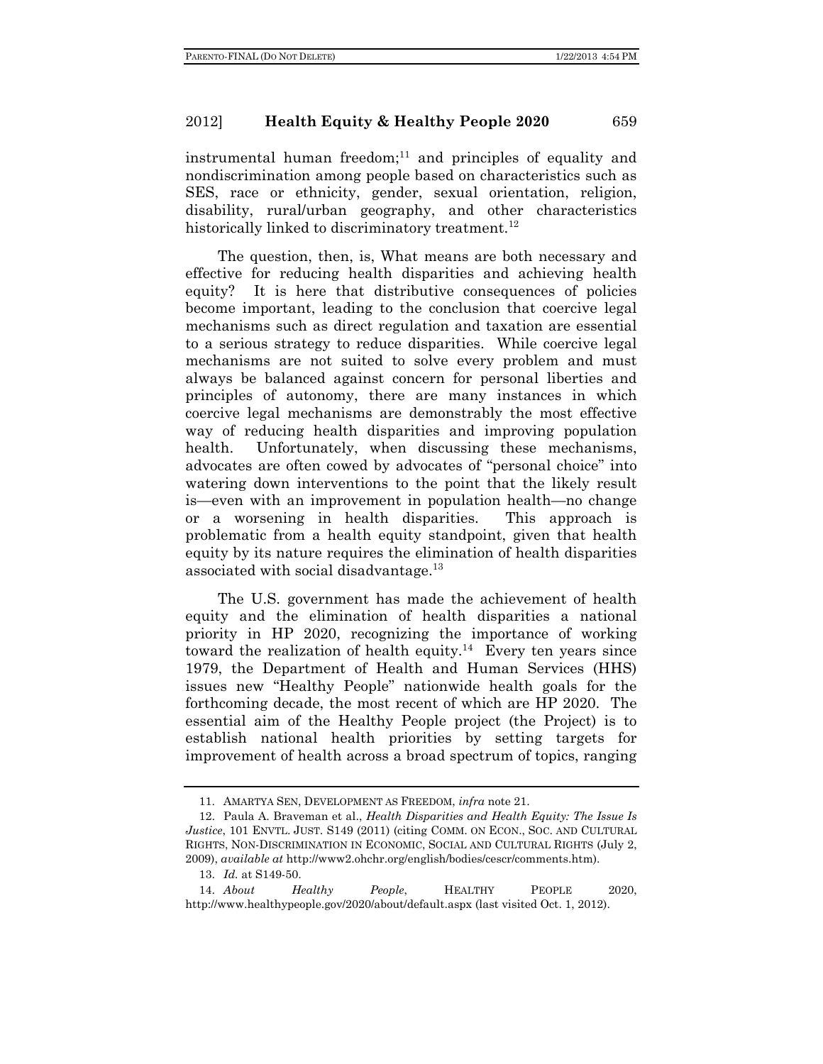instrumental human freedom;[11] and principles of equality and nondiscrimination among people based on characteristics such as SES, race or ethnicity, gender, sexual orientation, religion, disability, rural/urban geography, and other characteristics historically linked to discriminatory treatment.[12]

The question, then, is, What means are both necessary and effective for reducing health disparities and achieving health equity? It is here that distributive consequences of policies become important, leading to the conclusion that coercive legal mechanisms such as direct regulation and taxation are essential to a serious strategy to reduce disparities. While coercive legal mechanisms are not suited to solve every problem and must always be balanced against concern for personal liberties and principles of autonomy, there are many instances in which coercive legal mechanisms are demonstrably the most effective way of reducing health disparities and improving population health. Unfortunately, when discussing these mechanisms, advocates are often cowed by advocates of "personal choice" into watering down interventions to the point that the likely result is—even with an improvement in population health—no change or a worsening in health disparities. This approach is problematic from a health equity standpoint, given that health equity by its nature requires the elimination of health disparities associated with social disadvantage.[13]

The U.S. government has made the achievement of health equity and the elimination of health disparities a national priority in HP 2020, recognizing the importance of working toward the realization of health equity.[14] Every ten years since 1979, the Department of Health and Human Services (HHS) issues new "Healthy People" nationwide health goals for the forthcoming decade, the most recent of which are HP 2020. The essential aim of the Healthy People project (the Project) is to establish national health priorities by setting targets for improvement of health across a broad spectrum of topics, ranging

---

11. AMARTYA SEN, DEVELOPMENT AS FREEDOM, *infra* note 21.

12. Paula A. Braveman et al., *Health Disparities and Health Equity: The Issue Is Justice*, 101 ENVTL. JUST. S149 (2011) (citing COMM. ON ECON., SOC. AND CULTURAL RIGHTS, NON-DISCRIMINATION IN ECONOMIC, SOCIAL AND CULTURAL RIGHTS (July 2, 2009), *available at* http://www2.ohchr.org/english/bodies/cescr/comments.htm).

13. *Id.* at S149-50.

14. *About Healthy People*, HEALTHY PEOPLE 2020, http://www.healthypeople.gov/2020/about/default.aspx (last visited Oct. 1, 2012).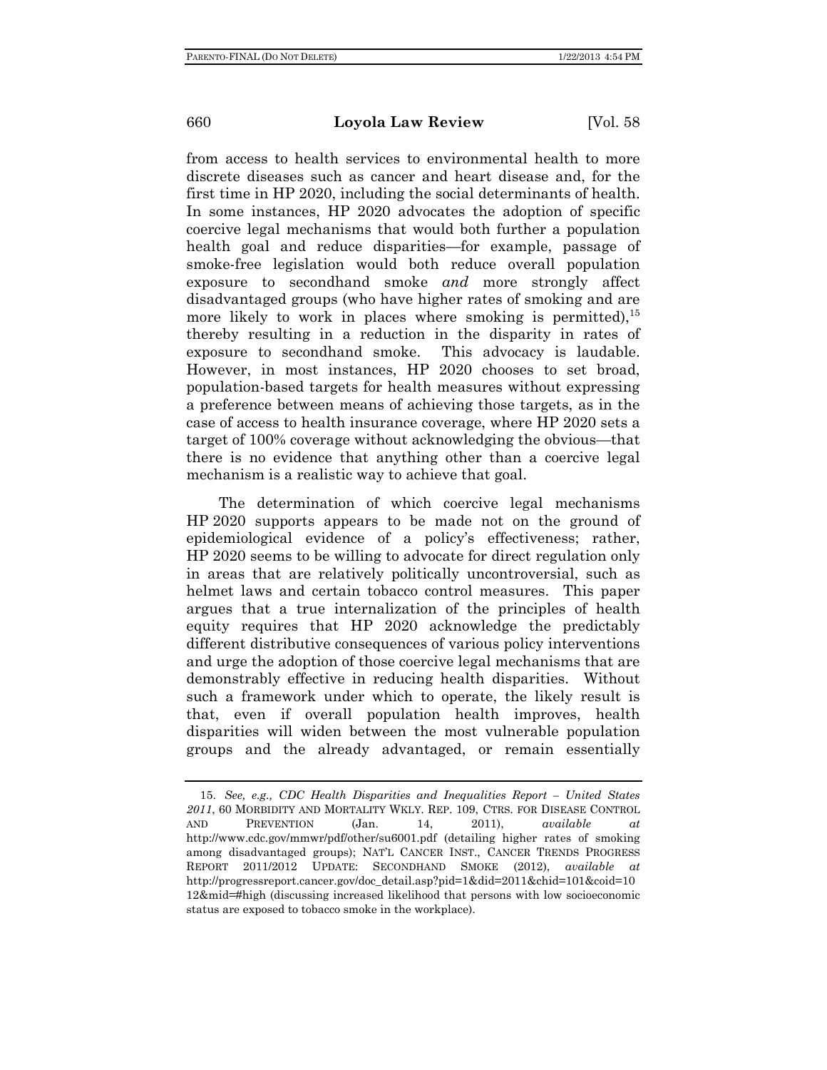from access to health services to environmental health to more discrete diseases such as cancer and heart disease and, for the first time in HP 2020, including the social determinants of health. In some instances, HP 2020 advocates the adoption of specific coercive legal mechanisms that would both further a population health goal and reduce disparities—for example, passage of smoke-free legislation would both reduce overall population exposure to secondhand smoke *and* more strongly affect disadvantaged groups (who have higher rates of smoking and are more likely to work in places where smoking is permitted),[15] thereby resulting in a reduction in the disparity in rates of exposure to secondhand smoke. This advocacy is laudable. However, in most instances, HP 2020 chooses to set broad, population-based targets for health measures without expressing a preference between means of achieving those targets, as in the case of access to health insurance coverage, where HP 2020 sets a target of 100% coverage without acknowledging the obvious—that there is no evidence that anything other than a coercive legal mechanism is a realistic way to achieve that goal.

The determination of which coercive legal mechanisms HP 2020 supports appears to be made not on the ground of epidemiological evidence of a policy's effectiveness; rather, HP 2020 seems to be willing to advocate for direct regulation only in areas that are relatively politically uncontroversial, such as helmet laws and certain tobacco control measures. This paper argues that a true internalization of the principles of health equity requires that HP 2020 acknowledge the predictably different distributive consequences of various policy interventions and urge the adoption of those coercive legal mechanisms that are demonstrably effective in reducing health disparities. Without such a framework under which to operate, the likely result is that, even if overall population health improves, health disparities will widen between the most vulnerable population groups and the already advantaged, or remain essentially

---

15. *See, e.g., CDC Health Disparities and Inequalities Report – United States 2011*, 60 MORBIDITY AND MORTALITY WKLY. REP. 109, CTRS. FOR DISEASE CONTROL AND PREVENTION (Jan. 14, 2011), *available at* http://www.cdc.gov/mmwr/pdf/other/su6001.pdf (detailing higher rates of smoking among disadvantaged groups); NAT'L CANCER INST., CANCER TRENDS PROGRESS REPORT 2011/2012 UPDATE: SECONDHAND SMOKE (2012), *available at* http://progressreport.cancer.gov/doc_detail.asp?pid=1&did=2011&chid=101&coid=1012&mid=#high (discussing increased likelihood that persons with low socioeconomic status are exposed to tobacco smoke in the workplace).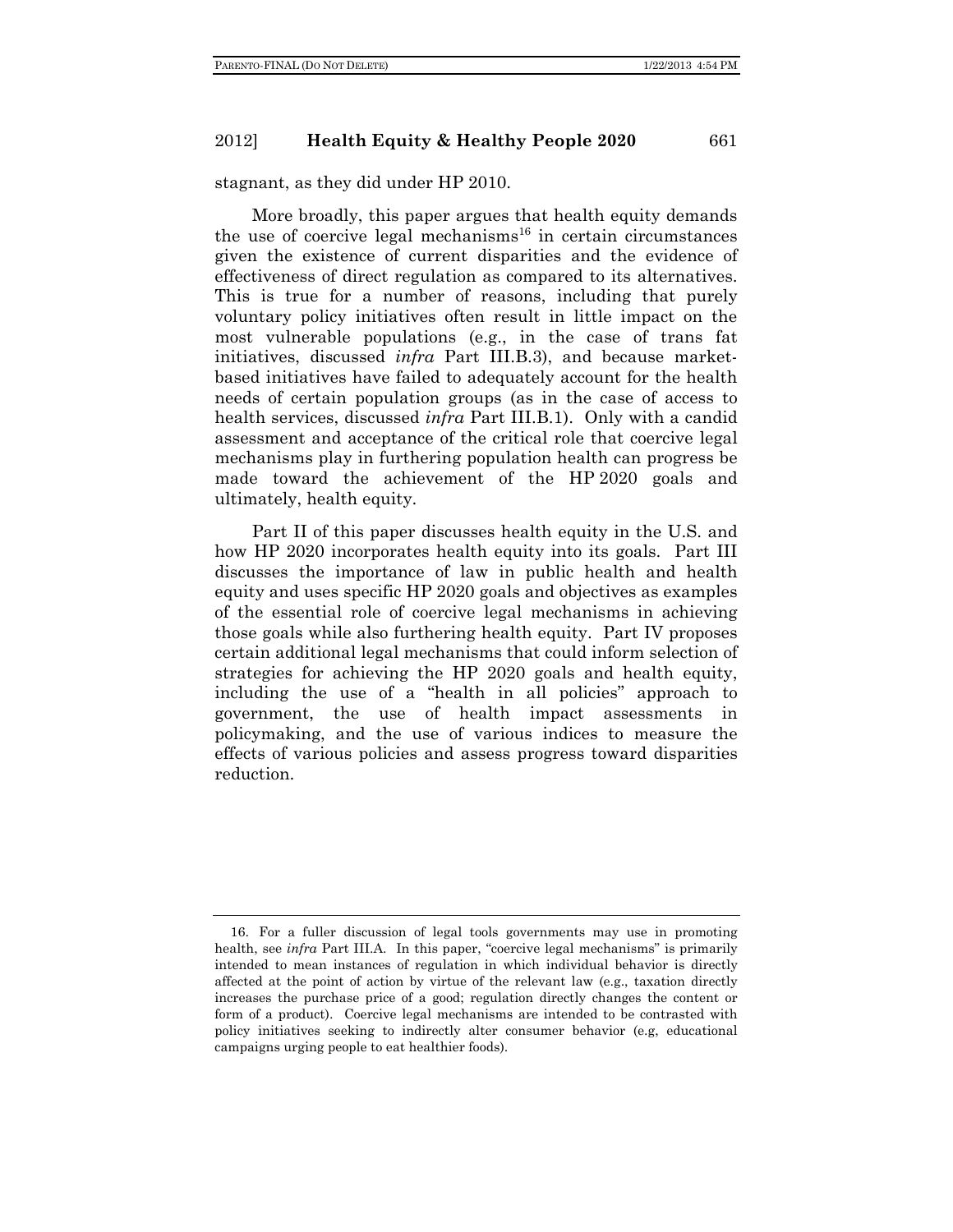stagnant, as they did under HP 2010.

More broadly, this paper argues that health equity demands the use of coercive legal mechanisms[16] in certain circumstances given the existence of current disparities and the evidence of effectiveness of direct regulation as compared to its alternatives. This is true for a number of reasons, including that purely voluntary policy initiatives often result in little impact on the most vulnerable populations (e.g., in the case of trans fat initiatives, discussed *infra* Part III.B.3), and because market-based initiatives have failed to adequately account for the health needs of certain population groups (as in the case of access to health services, discussed *infra* Part III.B.1). Only with a candid assessment and acceptance of the critical role that coercive legal mechanisms play in furthering population health can progress be made toward the achievement of the HP 2020 goals and ultimately, health equity.

Part II of this paper discusses health equity in the U.S. and how HP 2020 incorporates health equity into its goals. Part III discusses the importance of law in public health and health equity and uses specific HP 2020 goals and objectives as examples of the essential role of coercive legal mechanisms in achieving those goals while also furthering health equity. Part IV proposes certain additional legal mechanisms that could inform selection of strategies for achieving the HP 2020 goals and health equity, including the use of a "health in all policies" approach to government, the use of health impact assessments in policymaking, and the use of various indices to measure the effects of various policies and assess progress toward disparities reduction.

---

16. For a fuller discussion of legal tools governments may use in promoting health, see *infra* Part III.A. In this paper, "coercive legal mechanisms" is primarily intended to mean instances of regulation in which individual behavior is directly affected at the point of action by virtue of the relevant law (e.g., taxation directly increases the purchase price of a good; regulation directly changes the content or form of a product). Coercive legal mechanisms are intended to be contrasted with policy initiatives seeking to indirectly alter consumer behavior (e.g, educational campaigns urging people to eat healthier foods).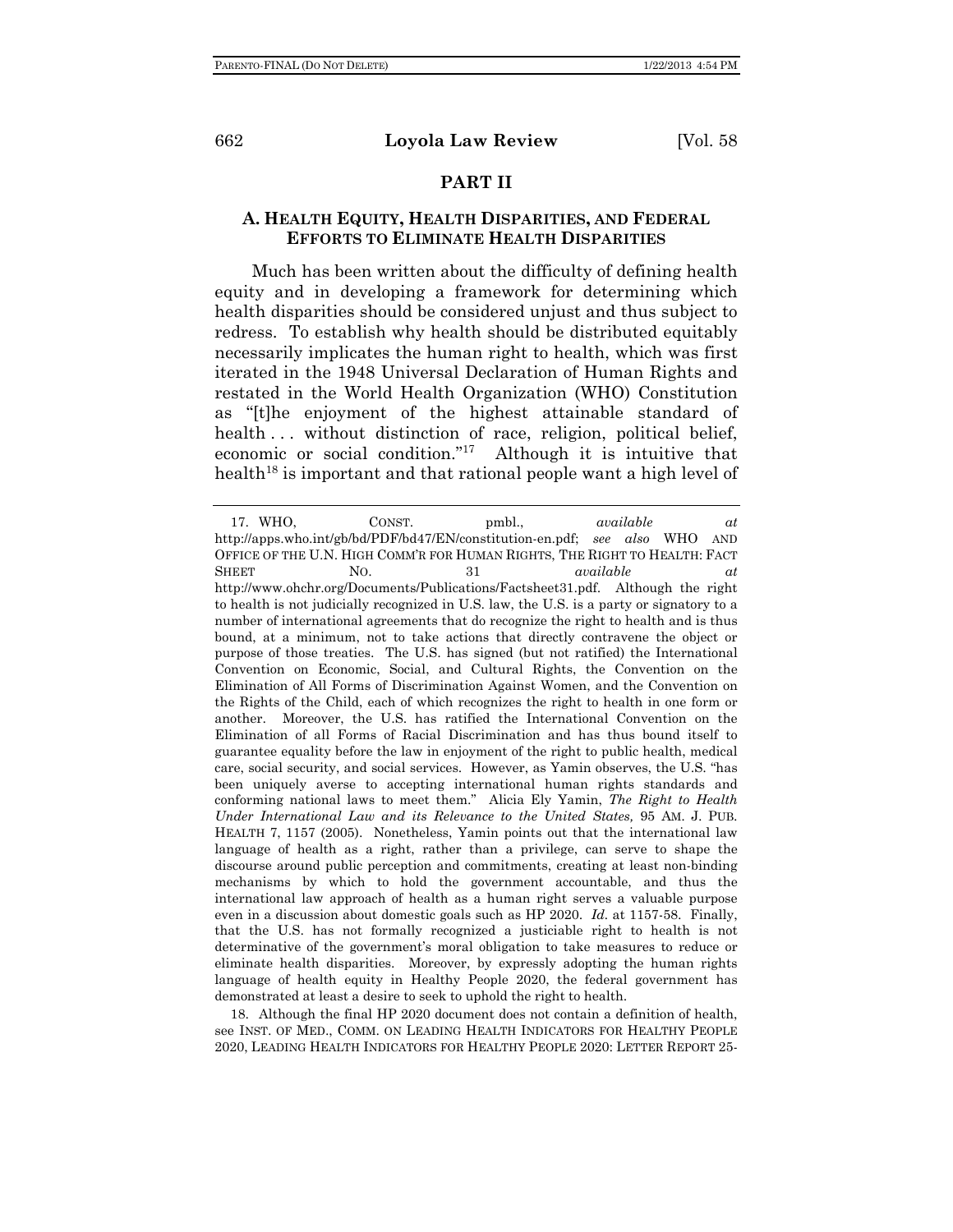## PART II

### A. HEALTH EQUITY, HEALTH DISPARITIES, AND FEDERAL EFFORTS TO ELIMINATE HEALTH DISPARITIES

Much has been written about the difficulty of defining health equity and in developing a framework for determining which health disparities should be considered unjust and thus subject to redress. To establish why health should be distributed equitably necessarily implicates the human right to health, which was first iterated in the 1948 Universal Declaration of Human Rights and restated in the World Health Organization (WHO) Constitution as "[t]he enjoyment of the highest attainable standard of health . . . without distinction of race, religion, political belief, economic or social condition."[17] Although it is intuitive that health[18] is important and that rational people want a high level of

---

17. WHO, CONST. pmbl., *available at* http://apps.who.int/gb/bd/PDF/bd47/EN/constitution-en.pdf; *see also* WHO AND OFFICE OF THE U.N. HIGH COMM'R FOR HUMAN RIGHTS, THE RIGHT TO HEALTH: FACT SHEET NO. 31 *available at* http://www.ohchr.org/Documents/Publications/Factsheet31.pdf. Although the right to health is not judicially recognized in U.S. law, the U.S. is a party or signatory to a number of international agreements that do recognize the right to health and is thus bound, at a minimum, not to take actions that directly contravene the object or purpose of those treaties. The U.S. has signed (but not ratified) the International Convention on Economic, Social, and Cultural Rights, the Convention on the Elimination of All Forms of Discrimination Against Women, and the Convention on the Rights of the Child, each of which recognizes the right to health in one form or another. Moreover, the U.S. has ratified the International Convention on the Elimination of all Forms of Racial Discrimination and has thus bound itself to guarantee equality before the law in enjoyment of the right to public health, medical care, social security, and social services. However, as Yamin observes, the U.S. "has been uniquely averse to accepting international human rights standards and conforming national laws to meet them." Alicia Ely Yamin, *The Right to Health Under International Law and its Relevance to the United States,* 95 AM. J. PUB. HEALTH 7, 1157 (2005). Nonetheless, Yamin points out that the international law language of health as a right, rather than a privilege, can serve to shape the discourse around public perception and commitments, creating at least non-binding mechanisms by which to hold the government accountable, and thus the international law approach of health as a human right serves a valuable purpose even in a discussion about domestic goals such as HP 2020. *Id.* at 1157-58. Finally, that the U.S. has not formally recognized a justiciable right to health is not determinative of the government's moral obligation to take measures to reduce or eliminate health disparities. Moreover, by expressly adopting the human rights language of health equity in Healthy People 2020, the federal government has demonstrated at least a desire to seek to uphold the right to health.

18. Although the final HP 2020 document does not contain a definition of health, see INST. OF MED., COMM. ON LEADING HEALTH INDICATORS FOR HEALTHY PEOPLE 2020, LEADING HEALTH INDICATORS FOR HEALTHY PEOPLE 2020: LETTER REPORT 25-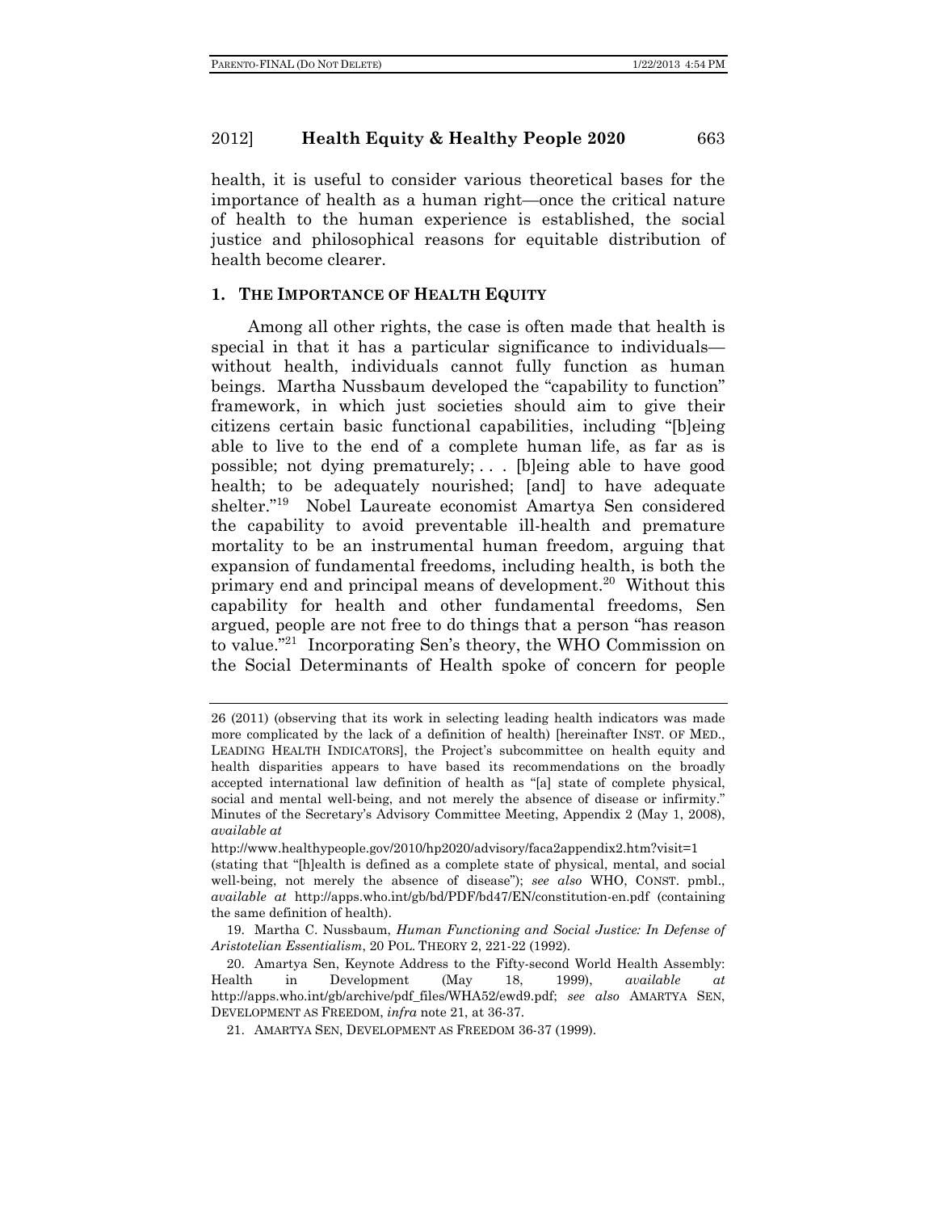health, it is useful to consider various theoretical bases for the importance of health as a human right—once the critical nature of health to the human experience is established, the social justice and philosophical reasons for equitable distribution of health become clearer.

### 1. THE IMPORTANCE OF HEALTH EQUITY

Among all other rights, the case is often made that health is special in that it has a particular significance to individuals—without health, individuals cannot fully function as human beings. Martha Nussbaum developed the "capability to function" framework, in which just societies should aim to give their citizens certain basic functional capabilities, including "[b]eing able to live to the end of a complete human life, as far as is possible; not dying prematurely; . . . [b]eing able to have good health; to be adequately nourished; [and] to have adequate shelter."[19] Nobel Laureate economist Amartya Sen considered the capability to avoid preventable ill-health and premature mortality to be an instrumental human freedom, arguing that expansion of fundamental freedoms, including health, is both the primary end and principal means of development.[20] Without this capability for health and other fundamental freedoms, Sen argued, people are not free to do things that a person "has reason to value."[21] Incorporating Sen's theory, the WHO Commission on the Social Determinants of Health spoke of concern for people

---

26 (2011) (observing that its work in selecting leading health indicators was made more complicated by the lack of a definition of health) [hereinafter INST. OF MED., LEADING HEALTH INDICATORS], the Project's subcommittee on health equity and health disparities appears to have based its recommendations on the broadly accepted international law definition of health as "[a] state of complete physical, social and mental well-being, and not merely the absence of disease or infirmity." Minutes of the Secretary's Advisory Committee Meeting, Appendix 2 (May 1, 2008), *available at* http://www.healthypeople.gov/2010/hp2020/advisory/faca2appendix2.htm?visit=1 (stating that "[h]ealth is defined as a complete state of physical, mental, and social well-being, not merely the absence of disease"); *see also* WHO, CONST. pmbl., *available at* http://apps.who.int/gb/bd/PDF/bd47/EN/constitution-en.pdf (containing the same definition of health).

19. Martha C. Nussbaum, *Human Functioning and Social Justice: In Defense of Aristotelian Essentialism*, 20 POL. THEORY 2, 221-22 (1992).

20. Amartya Sen, Keynote Address to the Fifty-second World Health Assembly: Health in Development (May 18, 1999), *available at* http://apps.who.int/gb/archive/pdf_files/WHA52/ewd9.pdf; *see also* AMARTYA SEN, DEVELOPMENT AS FREEDOM, *infra* note 21, at 36-37.

21. AMARTYA SEN, DEVELOPMENT AS FREEDOM 36-37 (1999).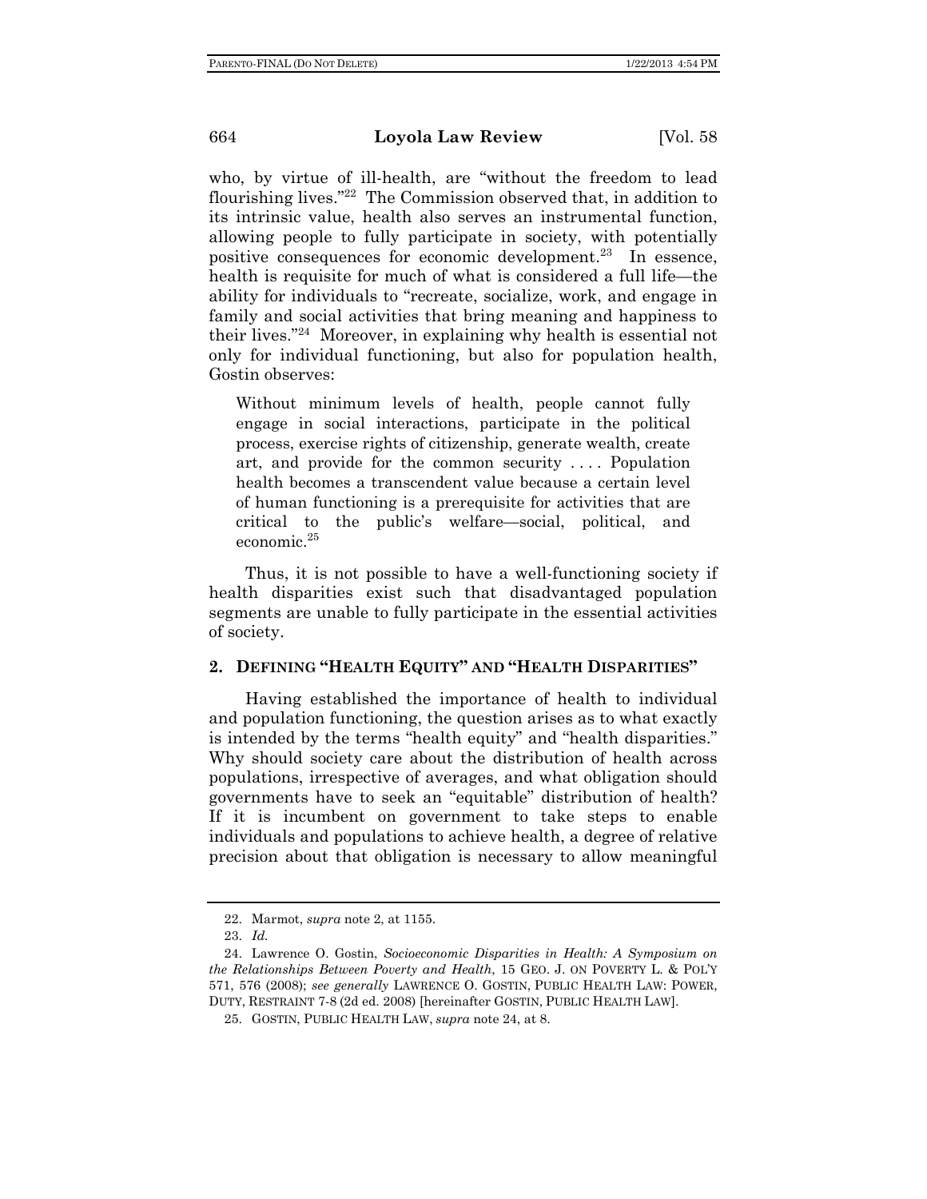who, by virtue of ill-health, are "without the freedom to lead flourishing lives."[22] The Commission observed that, in addition to its intrinsic value, health also serves an instrumental function, allowing people to fully participate in society, with potentially positive consequences for economic development.[23] In essence, health is requisite for much of what is considered a full life—the ability for individuals to "recreate, socialize, work, and engage in family and social activities that bring meaning and happiness to their lives."[24] Moreover, in explaining why health is essential not only for individual functioning, but also for population health, Gostin observes:

> Without minimum levels of health, people cannot fully engage in social interactions, participate in the political process, exercise rights of citizenship, generate wealth, create art, and provide for the common security . . . . Population health becomes a transcendent value because a certain level of human functioning is a prerequisite for activities that are critical to the public's welfare—social, political, and economic.[25]

Thus, it is not possible to have a well-functioning society if health disparities exist such that disadvantaged population segments are unable to fully participate in the essential activities of society.

## 2. Defining "Health Equity" and "Health Disparities"

Having established the importance of health to individual and population functioning, the question arises as to what exactly is intended by the terms "health equity" and "health disparities." Why should society care about the distribution of health across populations, irrespective of averages, and what obligation should governments have to seek an "equitable" distribution of health? If it is incumbent on government to take steps to enable individuals and populations to achieve health, a degree of relative precision about that obligation is necessary to allow meaningful

---

22. Marmot, *supra* note 2, at 1155.

23. *Id.*

24. Lawrence O. Gostin, *Socioeconomic Disparities in Health: A Symposium on the Relationships Between Poverty and Health*, 15 GEO. J. ON POVERTY L. & POL'Y 571, 576 (2008); *see generally* LAWRENCE O. GOSTIN, PUBLIC HEALTH LAW: POWER, DUTY, RESTRAINT 7-8 (2d ed. 2008) [hereinafter GOSTIN, PUBLIC HEALTH LAW].

25. GOSTIN, PUBLIC HEALTH LAW, *supra* note 24, at 8.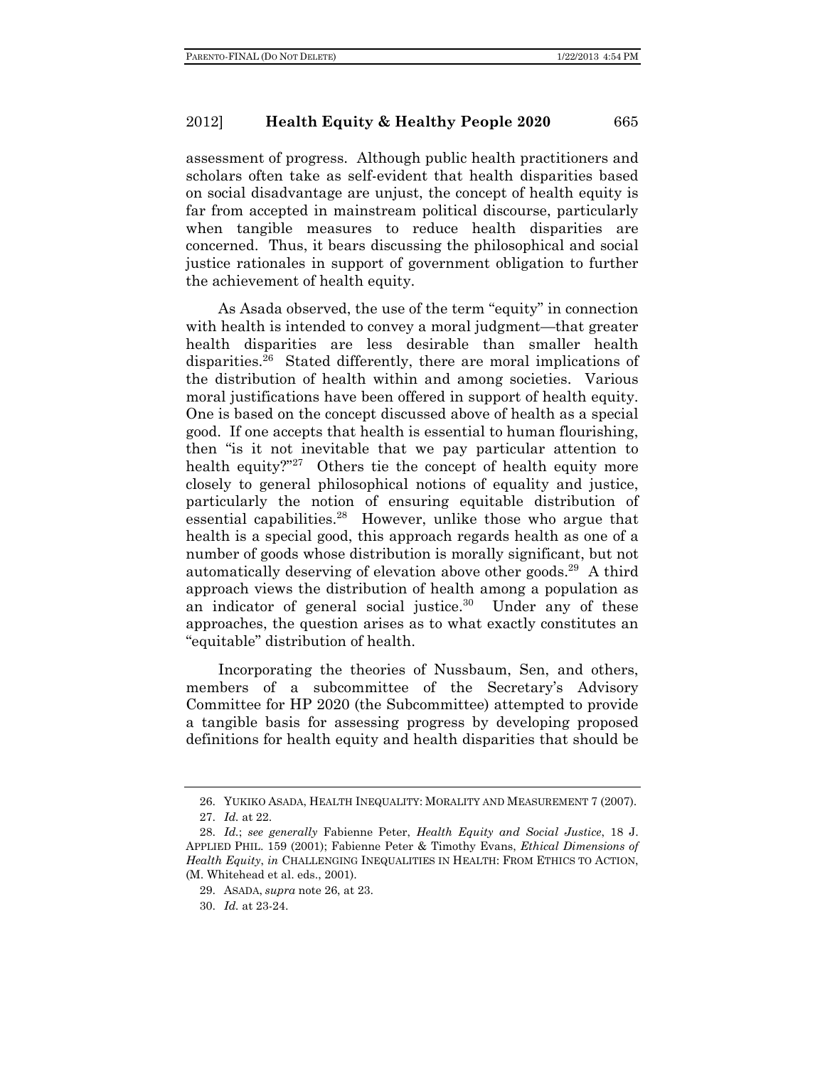assessment of progress. Although public health practitioners and scholars often take as self-evident that health disparities based on social disadvantage are unjust, the concept of health equity is far from accepted in mainstream political discourse, particularly when tangible measures to reduce health disparities are concerned. Thus, it bears discussing the philosophical and social justice rationales in support of government obligation to further the achievement of health equity.

As Asada observed, the use of the term "equity" in connection with health is intended to convey a moral judgment—that greater health disparities are less desirable than smaller health disparities.[26] Stated differently, there are moral implications of the distribution of health within and among societies. Various moral justifications have been offered in support of health equity. One is based on the concept discussed above of health as a special good. If one accepts that health is essential to human flourishing, then "is it not inevitable that we pay particular attention to health equity?"[27] Others tie the concept of health equity more closely to general philosophical notions of equality and justice, particularly the notion of ensuring equitable distribution of essential capabilities.[28] However, unlike those who argue that health is a special good, this approach regards health as one of a number of goods whose distribution is morally significant, but not automatically deserving of elevation above other goods.[29] A third approach views the distribution of health among a population as an indicator of general social justice.[30] Under any of these approaches, the question arises as to what exactly constitutes an "equitable" distribution of health.

Incorporating the theories of Nussbaum, Sen, and others, members of a subcommittee of the Secretary's Advisory Committee for HP 2020 (the Subcommittee) attempted to provide a tangible basis for assessing progress by developing proposed definitions for health equity and health disparities that should be

---

26. YUKIKO ASADA, HEALTH INEQUALITY: MORALITY AND MEASUREMENT 7 (2007).

27. *Id.* at 22.

28. *Id.*; *see generally* Fabienne Peter, *Health Equity and Social Justice*, 18 J. APPLIED PHIL. 159 (2001); Fabienne Peter & Timothy Evans, *Ethical Dimensions of Health Equity*, *in* CHALLENGING INEQUALITIES IN HEALTH: FROM ETHICS TO ACTION, (M. Whitehead et al. eds., 2001).

29. ASADA, *supra* note 26, at 23.

30. *Id.* at 23-24.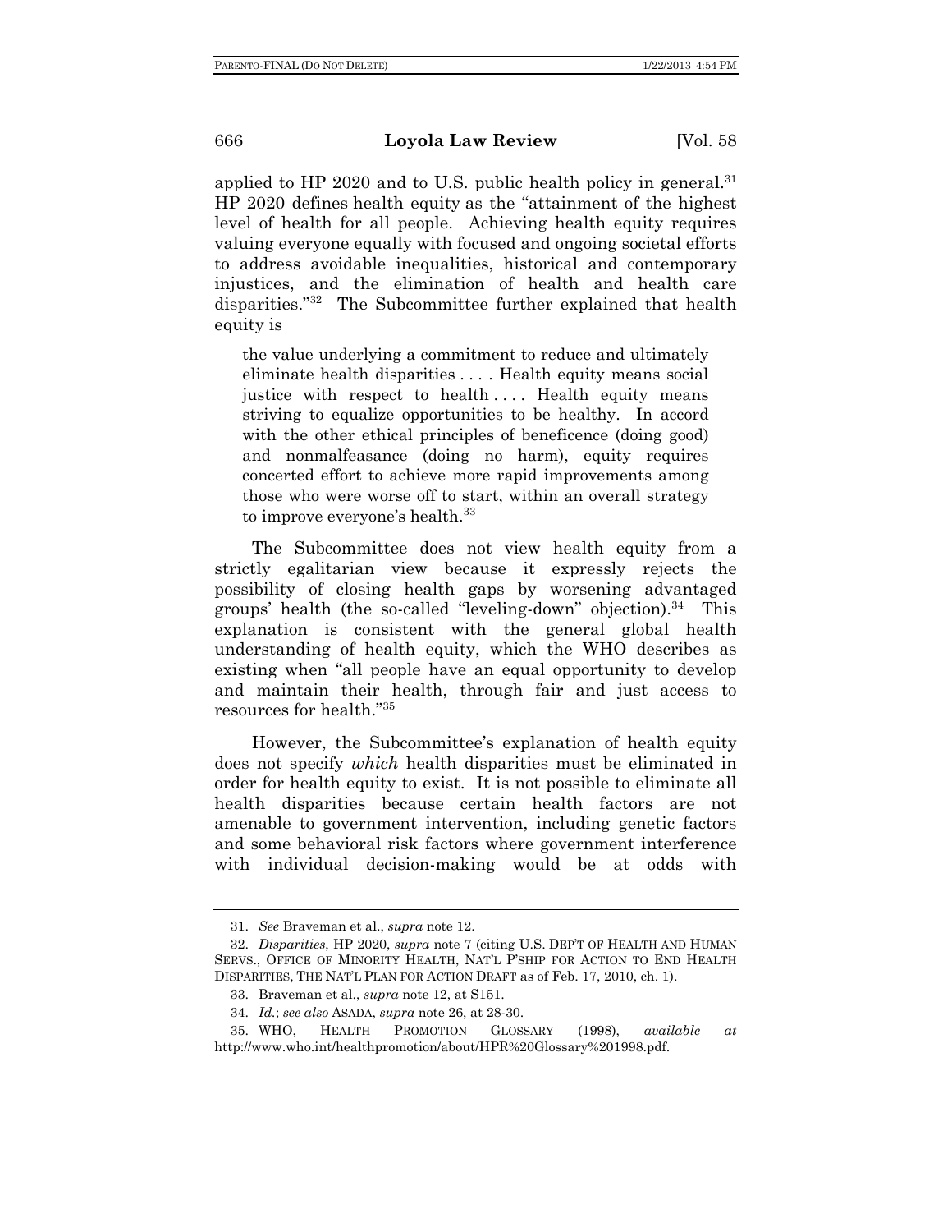applied to HP 2020 and to U.S. public health policy in general.[31] HP 2020 defines health equity as the "attainment of the highest level of health for all people. Achieving health equity requires valuing everyone equally with focused and ongoing societal efforts to address avoidable inequalities, historical and contemporary injustices, and the elimination of health and health care disparities."[32] The Subcommittee further explained that health equity is

> the value underlying a commitment to reduce and ultimately eliminate health disparities . . . . Health equity means social justice with respect to health . . . . Health equity means striving to equalize opportunities to be healthy. In accord with the other ethical principles of beneficence (doing good) and nonmalfeasance (doing no harm), equity requires concerted effort to achieve more rapid improvements among those who were worse off to start, within an overall strategy to improve everyone's health.[33]

The Subcommittee does not view health equity from a strictly egalitarian view because it expressly rejects the possibility of closing health gaps by worsening advantaged groups' health (the so-called "leveling-down" objection).[34] This explanation is consistent with the general global health understanding of health equity, which the WHO describes as existing when "all people have an equal opportunity to develop and maintain their health, through fair and just access to resources for health."[35]

However, the Subcommittee's explanation of health equity does not specify *which* health disparities must be eliminated in order for health equity to exist. It is not possible to eliminate all health disparities because certain health factors are not amenable to government intervention, including genetic factors and some behavioral risk factors where government interference with individual decision-making would be at odds with

---

31. *See* Braveman et al., *supra* note 12.

32. *Disparities*, HP 2020, *supra* note 7 (citing U.S. DEP'T OF HEALTH AND HUMAN SERVS., OFFICE OF MINORITY HEALTH, NAT'L P'SHIP FOR ACTION TO END HEALTH DISPARITIES, THE NAT'L PLAN FOR ACTION DRAFT as of Feb. 17, 2010, ch. 1).

33. Braveman et al., *supra* note 12, at S151.

34. *Id.*; *see also* ASADA, *supra* note 26, at 28-30.

35. WHO, HEALTH PROMOTION GLOSSARY (1998), *available at* http://www.who.int/healthpromotion/about/HPR%20Glossary%201998.pdf.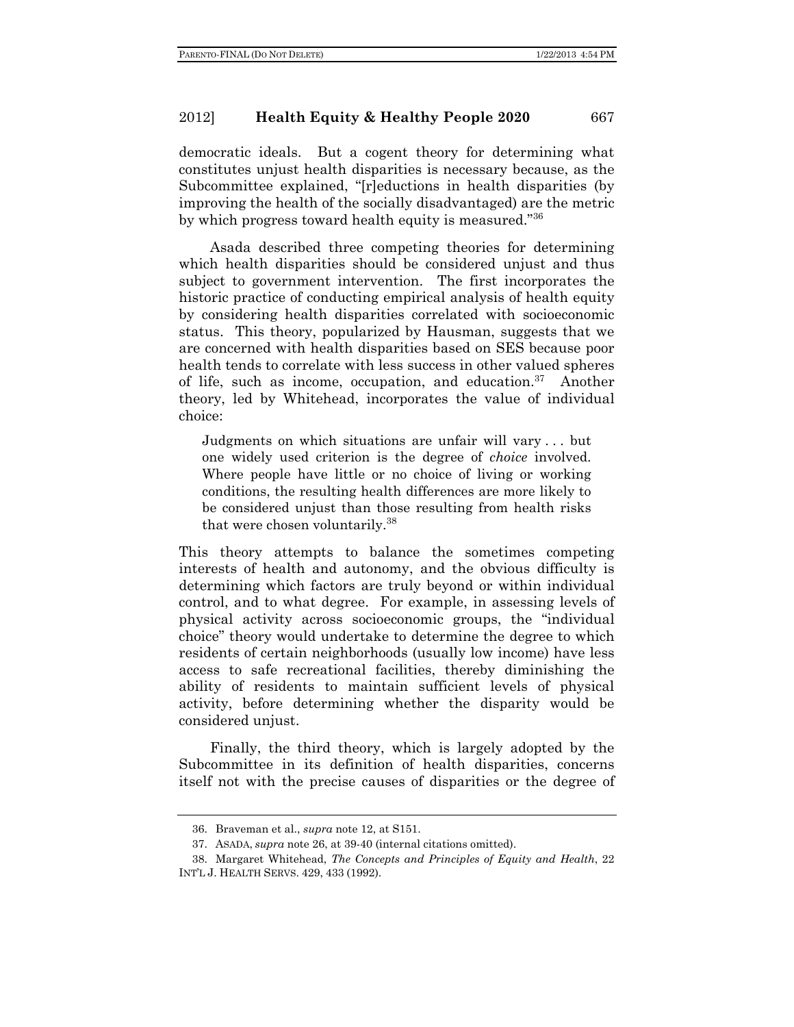democratic ideals. But a cogent theory for determining what constitutes unjust health disparities is necessary because, as the Subcommittee explained, "[r]eductions in health disparities (by improving the health of the socially disadvantaged) are the metric by which progress toward health equity is measured."[36]

Asada described three competing theories for determining which health disparities should be considered unjust and thus subject to government intervention. The first incorporates the historic practice of conducting empirical analysis of health equity by considering health disparities correlated with socioeconomic status. This theory, popularized by Hausman, suggests that we are concerned with health disparities based on SES because poor health tends to correlate with less success in other valued spheres of life, such as income, occupation, and education.[37] Another theory, led by Whitehead, incorporates the value of individual choice:

> Judgments on which situations are unfair will vary . . . but one widely used criterion is the degree of *choice* involved. Where people have little or no choice of living or working conditions, the resulting health differences are more likely to be considered unjust than those resulting from health risks that were chosen voluntarily.[38]

This theory attempts to balance the sometimes competing interests of health and autonomy, and the obvious difficulty is determining which factors are truly beyond or within individual control, and to what degree. For example, in assessing levels of physical activity across socioeconomic groups, the "individual choice" theory would undertake to determine the degree to which residents of certain neighborhoods (usually low income) have less access to safe recreational facilities, thereby diminishing the ability of residents to maintain sufficient levels of physical activity, before determining whether the disparity would be considered unjust.

Finally, the third theory, which is largely adopted by the Subcommittee in its definition of health disparities, concerns itself not with the precise causes of disparities or the degree of

---

36. Braveman et al., *supra* note 12, at S151.

37. ASADA, *supra* note 26, at 39-40 (internal citations omitted).

38. Margaret Whitehead, *The Concepts and Principles of Equity and Health*, 22 INT'L J. HEALTH SERVS. 429, 433 (1992).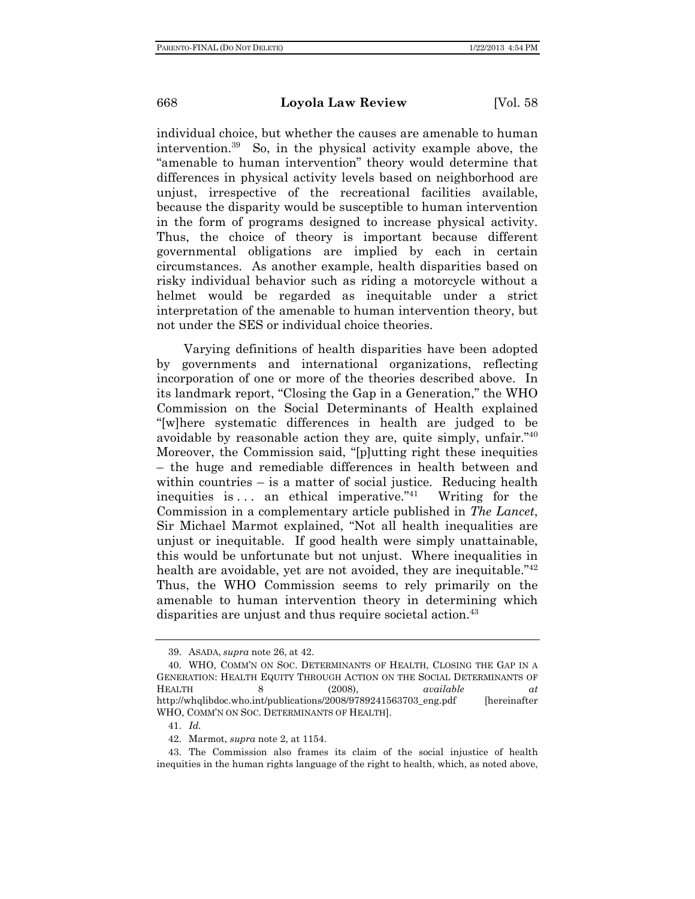individual choice, but whether the causes are amenable to human intervention.[39] So, in the physical activity example above, the "amenable to human intervention" theory would determine that differences in physical activity levels based on neighborhood are unjust, irrespective of the recreational facilities available, because the disparity would be susceptible to human intervention in the form of programs designed to increase physical activity. Thus, the choice of theory is important because different governmental obligations are implied by each in certain circumstances. As another example, health disparities based on risky individual behavior such as riding a motorcycle without a helmet would be regarded as inequitable under a strict interpretation of the amenable to human intervention theory, but not under the SES or individual choice theories.

Varying definitions of health disparities have been adopted by governments and international organizations, reflecting incorporation of one or more of the theories described above. In its landmark report, "Closing the Gap in a Generation," the WHO Commission on the Social Determinants of Health explained "[w]here systematic differences in health are judged to be avoidable by reasonable action they are, quite simply, unfair."[40] Moreover, the Commission said, "[p]utting right these inequities – the huge and remediable differences in health between and within countries – is a matter of social justice. Reducing health inequities is . . . an ethical imperative."[41] Writing for the Commission in a complementary article published in *The Lancet*, Sir Michael Marmot explained, "Not all health inequalities are unjust or inequitable. If good health were simply unattainable, this would be unfortunate but not unjust. Where inequalities in health are avoidable, yet are not avoided, they are inequitable."[42] Thus, the WHO Commission seems to rely primarily on the amenable to human intervention theory in determining which disparities are unjust and thus require societal action.[43]

---

39. ASADA, *supra* note 26, at 42.

40. WHO, COMM'N ON SOC. DETERMINANTS OF HEALTH, CLOSING THE GAP IN A GENERATION: HEALTH EQUITY THROUGH ACTION ON THE SOCIAL DETERMINANTS OF HEALTH 8 (2008), *available at* http://whqlibdoc.who.int/publications/2008/9789241563703_eng.pdf [hereinafter WHO, COMM'N ON SOC. DETERMINANTS OF HEALTH].

41. *Id.*

42. Marmot, *supra* note 2, at 1154.

43. The Commission also frames its claim of the social injustice of health inequities in the human rights language of the right to health, which, as noted above,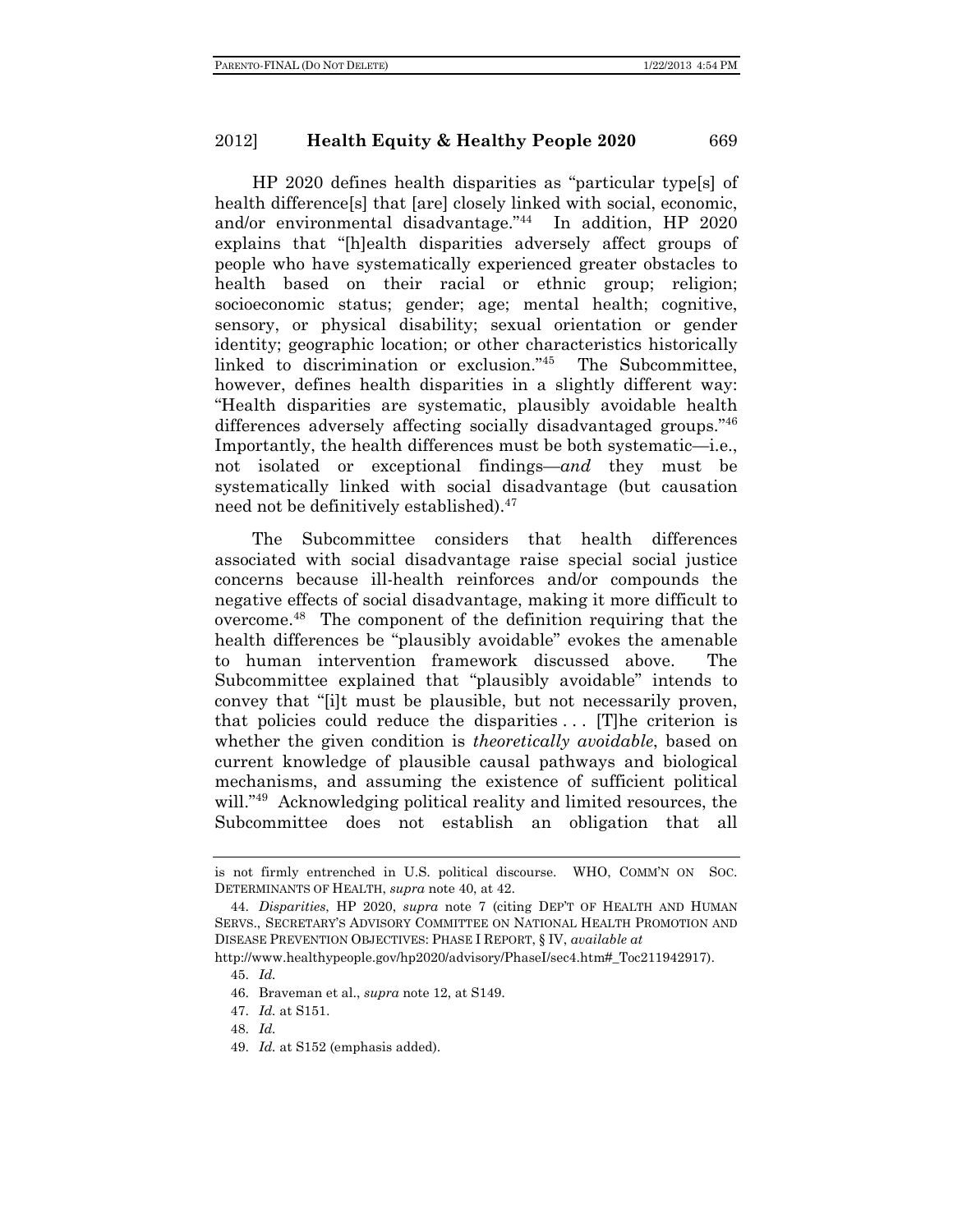HP 2020 defines health disparities as "particular type[s] of health difference[s] that [are] closely linked with social, economic, and/or environmental disadvantage."[44] In addition, HP 2020 explains that "[h]ealth disparities adversely affect groups of people who have systematically experienced greater obstacles to health based on their racial or ethnic group; religion; socioeconomic status; gender; age; mental health; cognitive, sensory, or physical disability; sexual orientation or gender identity; geographic location; or other characteristics historically linked to discrimination or exclusion."[45] The Subcommittee, however, defines health disparities in a slightly different way: "Health disparities are systematic, plausibly avoidable health differences adversely affecting socially disadvantaged groups."[46] Importantly, the health differences must be both systematic—i.e., not isolated or exceptional findings—*and* they must be systematically linked with social disadvantage (but causation need not be definitively established).[47]

The Subcommittee considers that health differences associated with social disadvantage raise special social justice concerns because ill-health reinforces and/or compounds the negative effects of social disadvantage, making it more difficult to overcome.[48] The component of the definition requiring that the health differences be "plausibly avoidable" evokes the amenable to human intervention framework discussed above. The Subcommittee explained that "plausibly avoidable" intends to convey that "[i]t must be plausible, but not necessarily proven, that policies could reduce the disparities . . . [T]he criterion is whether the given condition is *theoretically avoidable*, based on current knowledge of plausible causal pathways and biological mechanisms, and assuming the existence of sufficient political will."[49] Acknowledging political reality and limited resources, the Subcommittee does not establish an obligation that all

---

is not firmly entrenched in U.S. political discourse. WHO, COMM'N ON SOC. DETERMINANTS OF HEALTH, *supra* note 40, at 42.

44. *Disparities*, HP 2020, *supra* note 7 (citing DEP'T OF HEALTH AND HUMAN SERVS., SECRETARY'S ADVISORY COMMITTEE ON NATIONAL HEALTH PROMOTION AND DISEASE PREVENTION OBJECTIVES: PHASE I REPORT, § IV, *available at* http://www.healthypeople.gov/hp2020/advisory/PhaseI/sec4.htm#_Toc211942917).

45. *Id.*

46. Braveman et al., *supra* note 12, at S149.

47. *Id.* at S151.

48. *Id.*

49. *Id.* at S152 (emphasis added).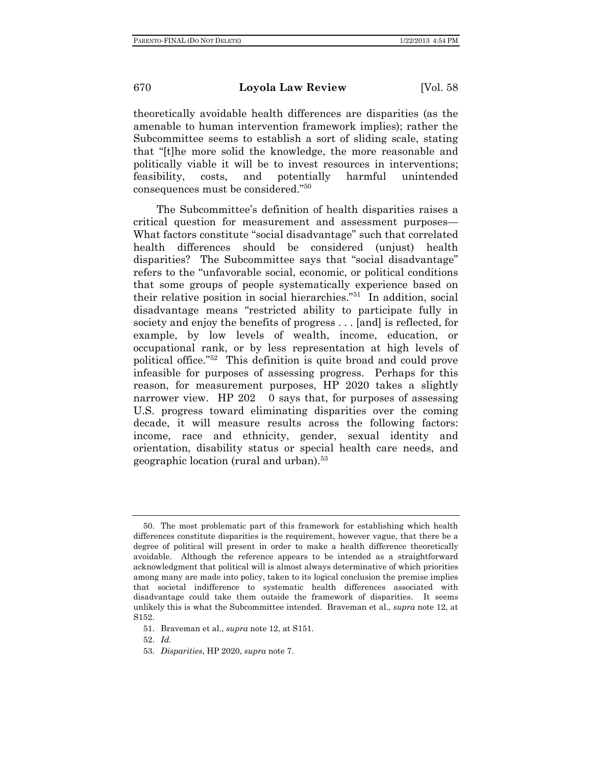theoretically avoidable health differences are disparities (as the amenable to human intervention framework implies); rather the Subcommittee seems to establish a sort of sliding scale, stating that "[t]he more solid the knowledge, the more reasonable and politically viable it will be to invest resources in interventions; feasibility, costs, and potentially harmful unintended consequences must be considered."[50]

The Subcommittee's definition of health disparities raises a critical question for measurement and assessment purposes—What factors constitute "social disadvantage" such that correlated health differences should be considered (unjust) health disparities? The Subcommittee says that "social disadvantage" refers to the "unfavorable social, economic, or political conditions that some groups of people systematically experience based on their relative position in social hierarchies."[51] In addition, social disadvantage means "restricted ability to participate fully in society and enjoy the benefits of progress . . . [and] is reflected, for example, by low levels of wealth, income, education, or occupational rank, or by less representation at high levels of political office."[52] This definition is quite broad and could prove infeasible for purposes of assessing progress. Perhaps for this reason, for measurement purposes, HP 2020 takes a slightly narrower view. HP 2020 says that, for purposes of assessing U.S. progress toward eliminating disparities over the coming decade, it will measure results across the following factors: income, race and ethnicity, gender, sexual identity and orientation, disability status or special health care needs, and geographic location (rural and urban).[53]

---

50. The most problematic part of this framework for establishing which health differences constitute disparities is the requirement, however vague, that there be a degree of political will present in order to make a health difference theoretically avoidable. Although the reference appears to be intended as a straightforward acknowledgment that political will is almost always determinative of which priorities among many are made into policy, taken to its logical conclusion the premise implies that societal indifference to systematic health differences associated with disadvantage could take them outside the framework of disparities. It seems unlikely this is what the Subcommittee intended. Braveman et al., *supra* note 12, at S152.

51. Braveman et al., *supra* note 12, at S151.

52. *Id.*

53. *Disparities*, HP 2020, *supra* note 7.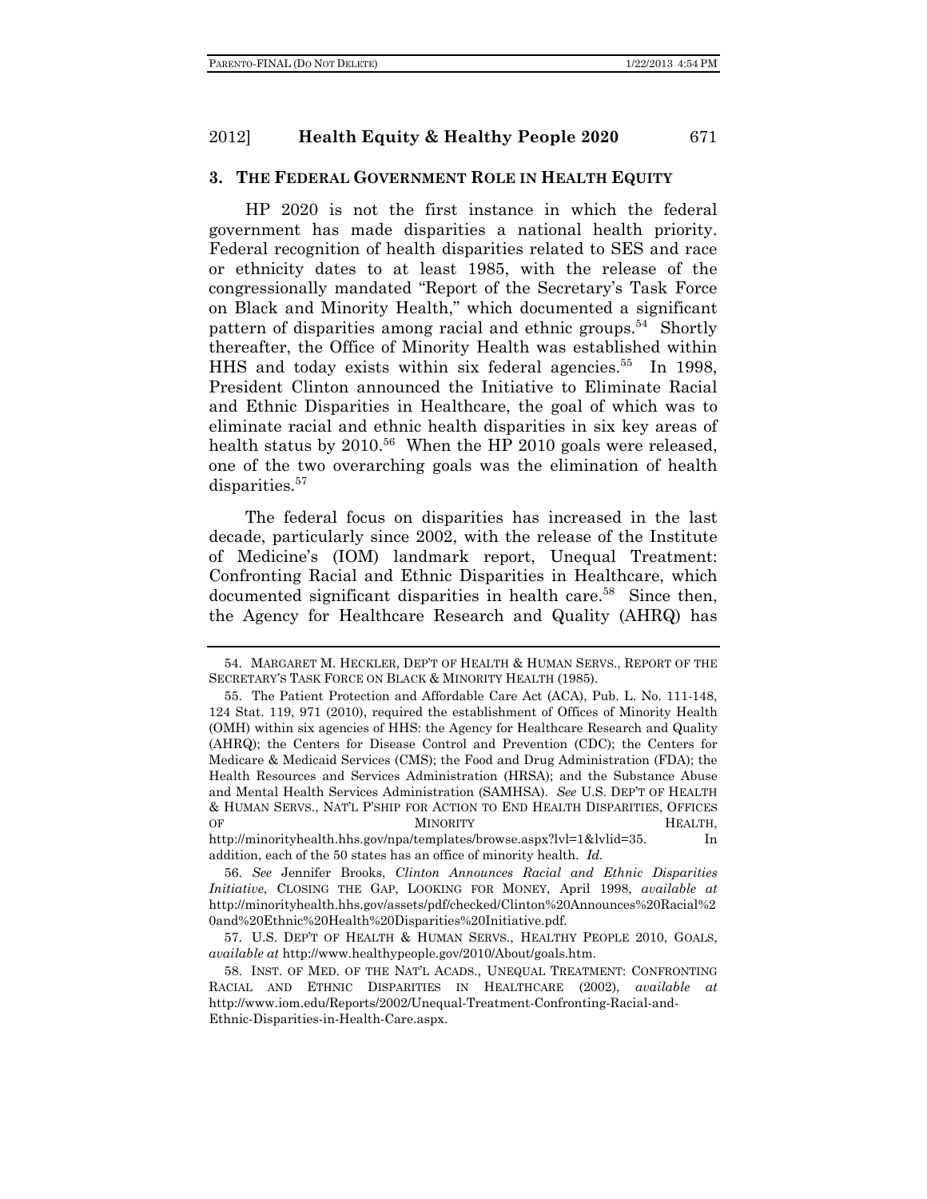### 3. THE FEDERAL GOVERNMENT ROLE IN HEALTH EQUITY

HP 2020 is not the first instance in which the federal government has made disparities a national health priority. Federal recognition of health disparities related to SES and race or ethnicity dates to at least 1985, with the release of the congressionally mandated "Report of the Secretary's Task Force on Black and Minority Health," which documented a significant pattern of disparities among racial and ethnic groups.[54] Shortly thereafter, the Office of Minority Health was established within HHS and today exists within six federal agencies.[55] In 1998, President Clinton announced the Initiative to Eliminate Racial and Ethnic Disparities in Healthcare, the goal of which was to eliminate racial and ethnic health disparities in six key areas of health status by 2010.[56] When the HP 2010 goals were released, one of the two overarching goals was the elimination of health disparities.[57]

The federal focus on disparities has increased in the last decade, particularly since 2002, with the release of the Institute of Medicine's (IOM) landmark report, Unequal Treatment: Confronting Racial and Ethnic Disparities in Healthcare, which documented significant disparities in health care.[58] Since then, the Agency for Healthcare Research and Quality (AHRQ) has

---

54. MARGARET M. HECKLER, DEP'T OF HEALTH & HUMAN SERVS., REPORT OF THE SECRETARY'S TASK FORCE ON BLACK & MINORITY HEALTH (1985).

55. The Patient Protection and Affordable Care Act (ACA), Pub. L. No. 111-148, 124 Stat. 119, 971 (2010), required the establishment of Offices of Minority Health (OMH) within six agencies of HHS: the Agency for Healthcare Research and Quality (AHRQ); the Centers for Disease Control and Prevention (CDC); the Centers for Medicare & Medicaid Services (CMS); the Food and Drug Administration (FDA); the Health Resources and Services Administration (HRSA); and the Substance Abuse and Mental Health Services Administration (SAMHSA). *See* U.S. DEP'T OF HEALTH & HUMAN SERVS., NAT'L P'SHIP FOR ACTION TO END HEALTH DISPARITIES, OFFICES OF MINORITY HEALTH, http://minorityhealth.hhs.gov/npa/templates/browse.aspx?lvl=1&lvlid=35. In addition, each of the 50 states has an office of minority health. *Id.*

56. *See* Jennifer Brooks, *Clinton Announces Racial and Ethnic Disparities Initiative*, CLOSING THE GAP, LOOKING FOR MONEY, April 1998, *available at* http://minorityhealth.hhs.gov/assets/pdf/checked/Clinton%20Announces%20Racial%20and%20Ethnic%20Health%20Disparities%20Initiative.pdf.

57. U.S. DEP'T OF HEALTH & HUMAN SERVS., HEALTHY PEOPLE 2010, GOALS, *available at* http://www.healthypeople.gov/2010/About/goals.htm.

58. INST. OF MED. OF THE NAT'L ACADS., UNEQUAL TREATMENT: CONFRONTING RACIAL AND ETHNIC DISPARITIES IN HEALTHCARE (2002), *available at* http://www.iom.edu/Reports/2002/Unequal-Treatment-Confronting-Racial-and-Ethnic-Disparities-in-Health-Care.aspx.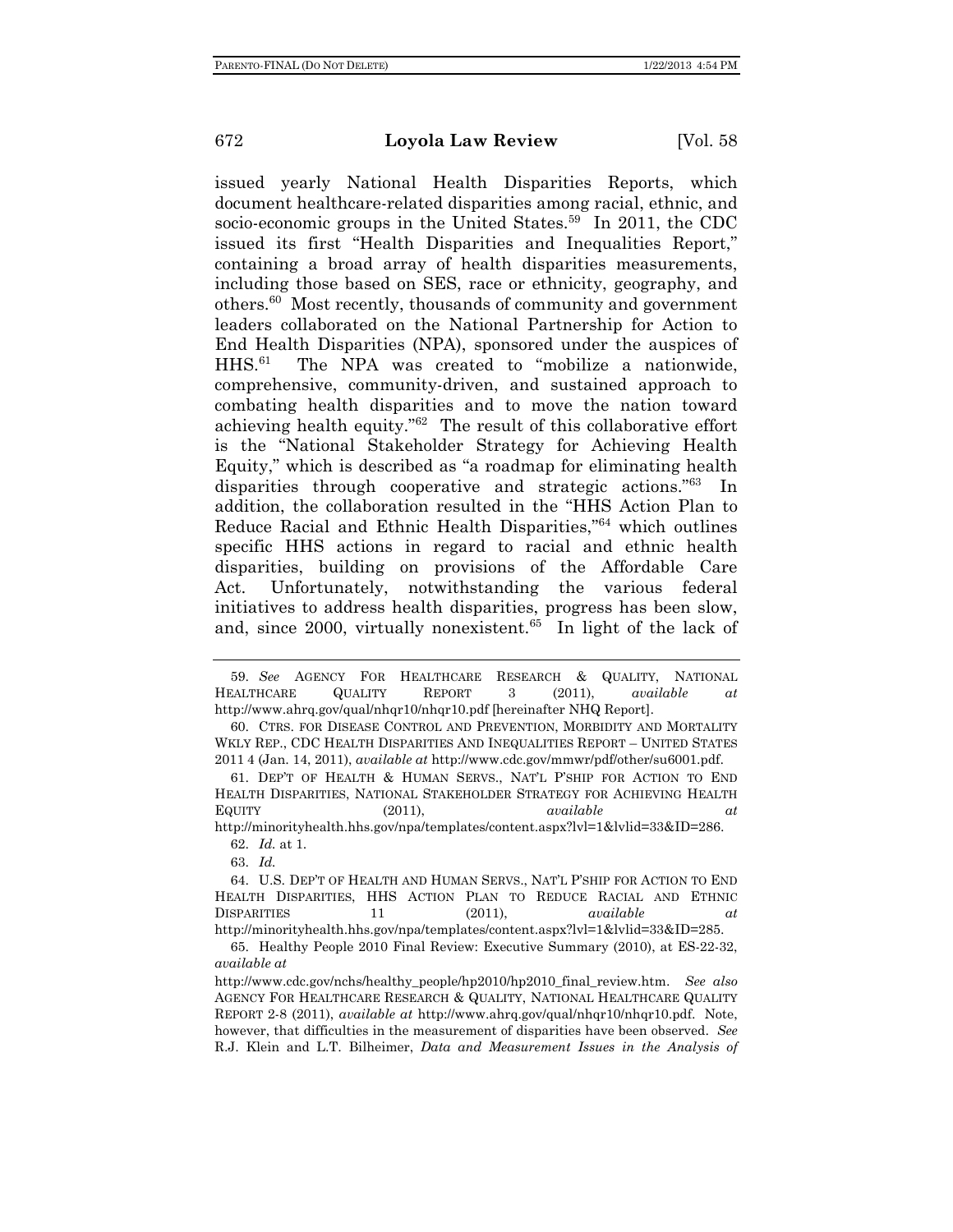issued yearly National Health Disparities Reports, which document healthcare-related disparities among racial, ethnic, and socio-economic groups in the United States.[59] In 2011, the CDC issued its first "Health Disparities and Inequalities Report," containing a broad array of health disparities measurements, including those based on SES, race or ethnicity, geography, and others.[60] Most recently, thousands of community and government leaders collaborated on the National Partnership for Action to End Health Disparities (NPA), sponsored under the auspices of HHS.[61] The NPA was created to "mobilize a nationwide, comprehensive, community-driven, and sustained approach to combating health disparities and to move the nation toward achieving health equity."[62] The result of this collaborative effort is the "National Stakeholder Strategy for Achieving Health Equity," which is described as "a roadmap for eliminating health disparities through cooperative and strategic actions."[63] In addition, the collaboration resulted in the "HHS Action Plan to Reduce Racial and Ethnic Health Disparities,"[64] which outlines specific HHS actions in regard to racial and ethnic health disparities, building on provisions of the Affordable Care Act. Unfortunately, notwithstanding the various federal initiatives to address health disparities, progress has been slow, and, since 2000, virtually nonexistent.[65] In light of the lack of

---

59. *See* AGENCY FOR HEALTHCARE RESEARCH & QUALITY, NATIONAL HEALTHCARE QUALITY REPORT 3 (2011), *available at* http://www.ahrq.gov/qual/nhqr10/nhqr10.pdf [hereinafter NHQ Report].

60. CTRS. FOR DISEASE CONTROL AND PREVENTION, MORBIDITY AND MORTALITY WKLY REP., CDC HEALTH DISPARITIES AND INEQUALITIES REPORT – UNITED STATES 2011 4 (Jan. 14, 2011), *available at* http://www.cdc.gov/mmwr/pdf/other/su6001.pdf.

61. DEP'T OF HEALTH & HUMAN SERVS., NAT'L P'SHIP FOR ACTION TO END HEALTH DISPARITIES, NATIONAL STAKEHOLDER STRATEGY FOR ACHIEVING HEALTH EQUITY (2011), *available at* http://minorityhealth.hhs.gov/npa/templates/content.aspx?lvl=1&lvlid=33&ID=286.

62. *Id.* at 1.

63. *Id.*

64. U.S. DEP'T OF HEALTH AND HUMAN SERVS., NAT'L P'SHIP FOR ACTION TO END HEALTH DISPARITIES, HHS ACTION PLAN TO REDUCE RACIAL AND ETHNIC DISPARITIES 11 (2011), *available at* http://minorityhealth.hhs.gov/npa/templates/content.aspx?lvl=1&lvlid=33&ID=285.

65. Healthy People 2010 Final Review: Executive Summary (2010), at ES-22-32, *available at* http://www.cdc.gov/nchs/healthy_people/hp2010/hp2010_final_review.htm. *See also* AGENCY FOR HEALTHCARE RESEARCH & QUALITY, NATIONAL HEALTHCARE QUALITY REPORT 2-8 (2011), *available at* http://www.ahrq.gov/qual/nhqr10/nhqr10.pdf. Note, however, that difficulties in the measurement of disparities have been observed. *See* R.J. Klein and L.T. Bilheimer, *Data and Measurement Issues in the Analysis of*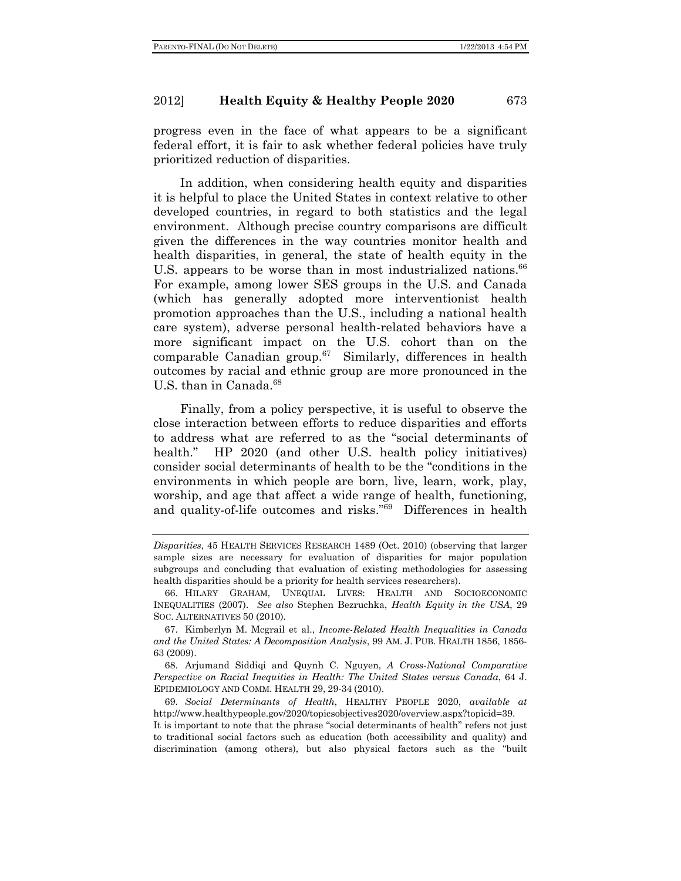progress even in the face of what appears to be a significant federal effort, it is fair to ask whether federal policies have truly prioritized reduction of disparities.

In addition, when considering health equity and disparities it is helpful to place the United States in context relative to other developed countries, in regard to both statistics and the legal environment. Although precise country comparisons are difficult given the differences in the way countries monitor health and health disparities, in general, the state of health equity in the U.S. appears to be worse than in most industrialized nations.[66] For example, among lower SES groups in the U.S. and Canada (which has generally adopted more interventionist health promotion approaches than the U.S., including a national health care system), adverse personal health-related behaviors have a more significant impact on the U.S. cohort than on the comparable Canadian group.[67] Similarly, differences in health outcomes by racial and ethnic group are more pronounced in the U.S. than in Canada.[68]

Finally, from a policy perspective, it is useful to observe the close interaction between efforts to reduce disparities and efforts to address what are referred to as the "social determinants of health." HP 2020 (and other U.S. health policy initiatives) consider social determinants of health to be the "conditions in the environments in which people are born, live, learn, work, play, worship, and age that affect a wide range of health, functioning, and quality-of-life outcomes and risks."[69] Differences in health

---

*Disparities*, 45 HEALTH SERVICES RESEARCH 1489 (Oct. 2010) (observing that larger sample sizes are necessary for evaluation of disparities for major population subgroups and concluding that evaluation of existing methodologies for assessing health disparities should be a priority for health services researchers).

66. HILARY GRAHAM, UNEQUAL LIVES: HEALTH AND SOCIOECONOMIC INEQUALITIES (2007). *See also* Stephen Bezruchka, *Health Equity in the USA*, 29 SOC. ALTERNATIVES 50 (2010).

67. Kimberlyn M. Mcgrail et al., *Income-Related Health Inequalities in Canada and the United States: A Decomposition Analysis*, 99 AM. J. PUB. HEALTH 1856, 1856-63 (2009).

68. Arjumand Siddiqi and Quynh C. Nguyen, *A Cross-National Comparative Perspective on Racial Inequities in Health: The United States versus Canada*, 64 J. EPIDEMIOLOGY AND COMM. HEALTH 29, 29-34 (2010).

69. *Social Determinants of Health*, HEALTHY PEOPLE 2020, *available at* http://www.healthypeople.gov/2020/topicsobjectives2020/overview.aspx?topicid=39. It is important to note that the phrase "social determinants of health" refers not just to traditional social factors such as education (both accessibility and quality) and discrimination (among others), but also physical factors such as the "built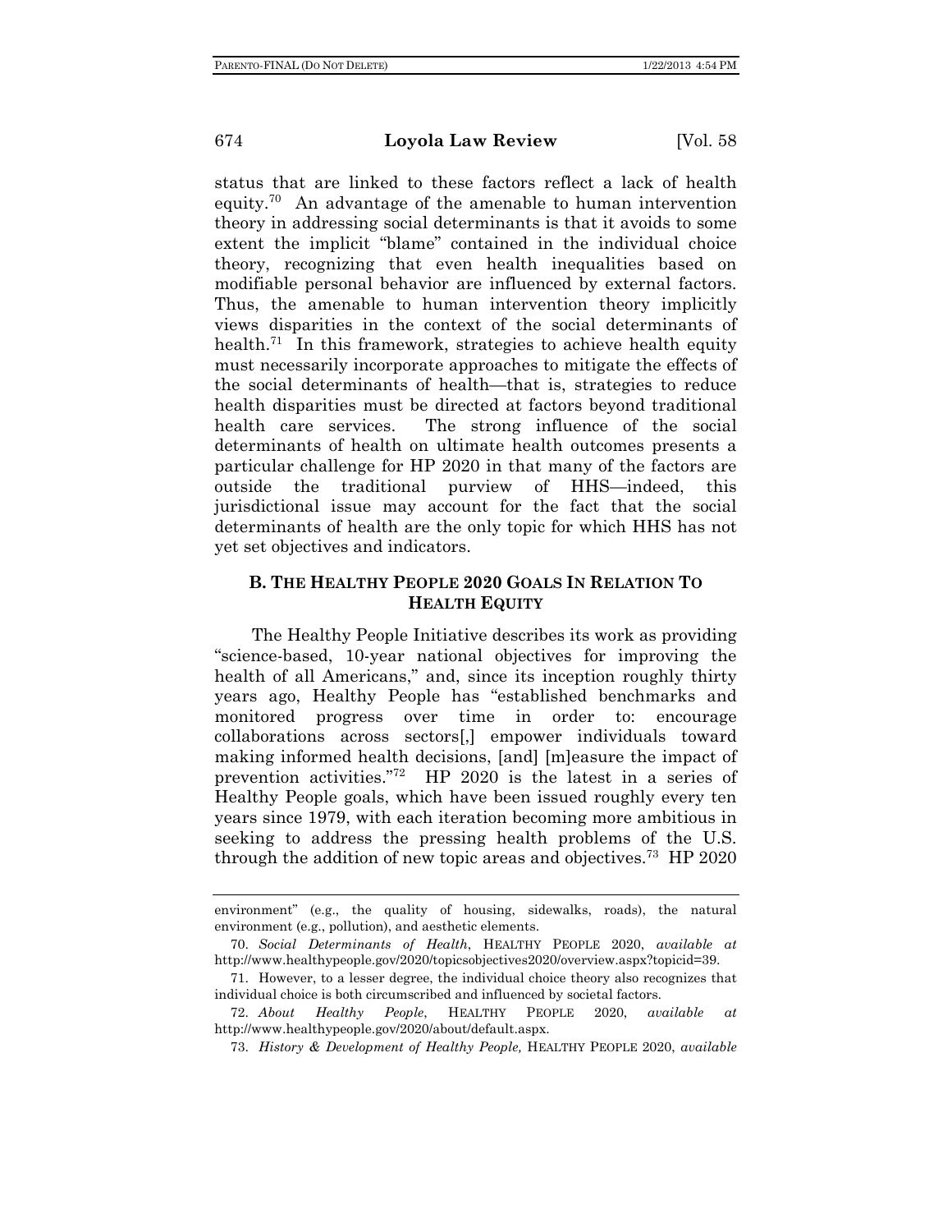status that are linked to these factors reflect a lack of health equity.[70] An advantage of the amenable to human intervention theory in addressing social determinants is that it avoids to some extent the implicit "blame" contained in the individual choice theory, recognizing that even health inequalities based on modifiable personal behavior are influenced by external factors. Thus, the amenable to human intervention theory implicitly views disparities in the context of the social determinants of health.[71] In this framework, strategies to achieve health equity must necessarily incorporate approaches to mitigate the effects of the social determinants of health—that is, strategies to reduce health disparities must be directed at factors beyond traditional health care services. The strong influence of the social determinants of health on ultimate health outcomes presents a particular challenge for HP 2020 in that many of the factors are outside the traditional purview of HHS—indeed, this jurisdictional issue may account for the fact that the social determinants of health are the only topic for which HHS has not yet set objectives and indicators.

### B. The Healthy People 2020 Goals In Relation To Health Equity

The Healthy People Initiative describes its work as providing "science-based, 10-year national objectives for improving the health of all Americans," and, since its inception roughly thirty years ago, Healthy People has "established benchmarks and monitored progress over time in order to: encourage collaborations across sectors[,] empower individuals toward making informed health decisions, [and] [m]easure the impact of prevention activities."[72] HP 2020 is the latest in a series of Healthy People goals, which have been issued roughly every ten years since 1979, with each iteration becoming more ambitious in seeking to address the pressing health problems of the U.S. through the addition of new topic areas and objectives.[73] HP 2020

---

environment" (e.g., the quality of housing, sidewalks, roads), the natural environment (e.g., pollution), and aesthetic elements.

70. *Social Determinants of Health*, HEALTHY PEOPLE 2020, *available at* http://www.healthypeople.gov/2020/topicsobjectives2020/overview.aspx?topicid=39.

71. However, to a lesser degree, the individual choice theory also recognizes that individual choice is both circumscribed and influenced by societal factors.

72. *About Healthy People*, HEALTHY PEOPLE 2020, *available at* http://www.healthypeople.gov/2020/about/default.aspx.

73. *History & Development of Healthy People,* HEALTHY PEOPLE 2020, *available*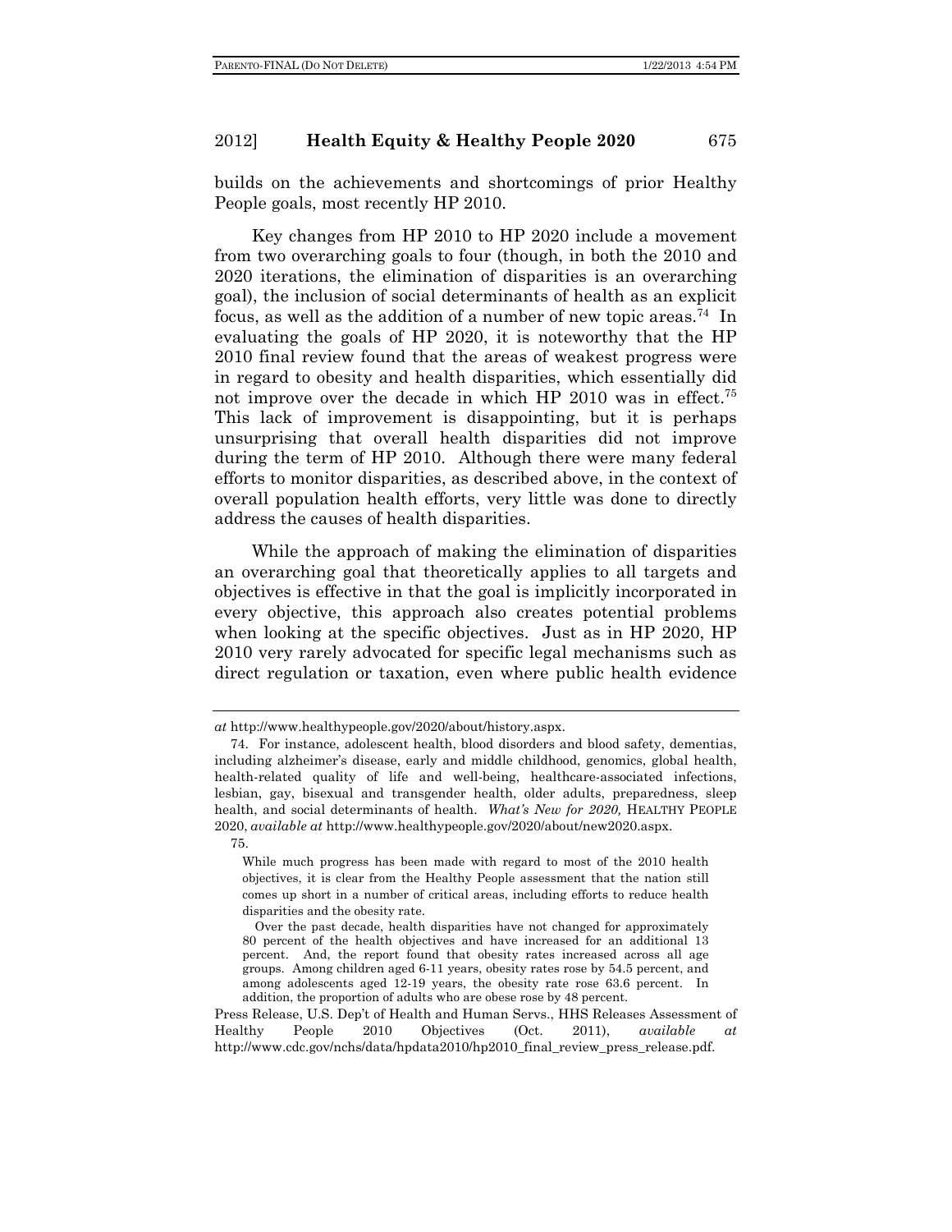builds on the achievements and shortcomings of prior Healthy People goals, most recently HP 2010.

Key changes from HP 2010 to HP 2020 include a movement from two overarching goals to four (though, in both the 2010 and 2020 iterations, the elimination of disparities is an overarching goal), the inclusion of social determinants of health as an explicit focus, as well as the addition of a number of new topic areas.[74] In evaluating the goals of HP 2020, it is noteworthy that the HP 2010 final review found that the areas of weakest progress were in regard to obesity and health disparities, which essentially did not improve over the decade in which HP 2010 was in effect.[75] This lack of improvement is disappointing, but it is perhaps unsurprising that overall health disparities did not improve during the term of HP 2010. Although there were many federal efforts to monitor disparities, as described above, in the context of overall population health efforts, very little was done to directly address the causes of health disparities.

While the approach of making the elimination of disparities an overarching goal that theoretically applies to all targets and objectives is effective in that the goal is implicitly incorporated in every objective, this approach also creates potential problems when looking at the specific objectives. Just as in HP 2020, HP 2010 very rarely advocated for specific legal mechanisms such as direct regulation or taxation, even where public health evidence

---

*at* http://www.healthypeople.gov/2020/about/history.aspx.

74. For instance, adolescent health, blood disorders and blood safety, dementias, including alzheimer's disease, early and middle childhood, genomics, global health, health-related quality of life and well-being, healthcare-associated infections, lesbian, gay, bisexual and transgender health, older adults, preparedness, sleep health, and social determinants of health. *What's New for 2020,* HEALTHY PEOPLE 2020, *available at* http://www.healthypeople.gov/2020/about/new2020.aspx.

75.

> While much progress has been made with regard to most of the 2010 health objectives, it is clear from the Healthy People assessment that the nation still comes up short in a number of critical areas, including efforts to reduce health disparities and the obesity rate.
>
> Over the past decade, health disparities have not changed for approximately 80 percent of the health objectives and have increased for an additional 13 percent. And, the report found that obesity rates increased across all age groups. Among children aged 6-11 years, obesity rates rose by 54.5 percent, and among adolescents aged 12-19 years, the obesity rate rose 63.6 percent. In addition, the proportion of adults who are obese rose by 48 percent.

Press Release, U.S. Dep't of Health and Human Servs., HHS Releases Assessment of Healthy People 2010 Objectives (Oct. 2011), *available at* http://www.cdc.gov/nchs/data/hpdata2010/hp2010_final_review_press_release.pdf.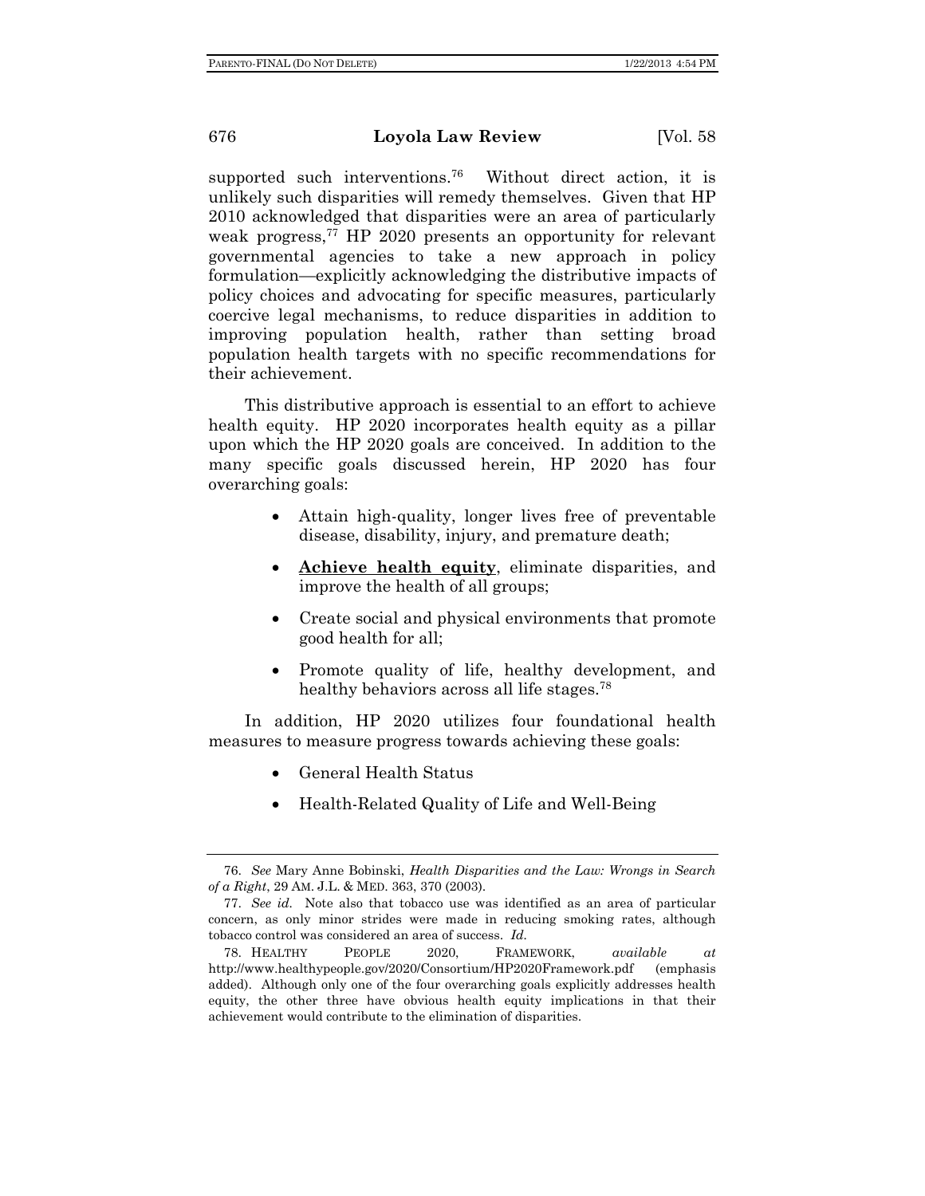supported such interventions.[76] Without direct action, it is unlikely such disparities will remedy themselves. Given that HP 2010 acknowledged that disparities were an area of particularly weak progress,[77] HP 2020 presents an opportunity for relevant governmental agencies to take a new approach in policy formulation—explicitly acknowledging the distributive impacts of policy choices and advocating for specific measures, particularly coercive legal mechanisms, to reduce disparities in addition to improving population health, rather than setting broad population health targets with no specific recommendations for their achievement.

This distributive approach is essential to an effort to achieve health equity. HP 2020 incorporates health equity as a pillar upon which the HP 2020 goals are conceived. In addition to the many specific goals discussed herein, HP 2020 has four overarching goals:

- Attain high-quality, longer lives free of preventable disease, disability, injury, and premature death;
- **Achieve health equity**, eliminate disparities, and improve the health of all groups;
- Create social and physical environments that promote good health for all;
- Promote quality of life, healthy development, and healthy behaviors across all life stages.[78]

In addition, HP 2020 utilizes four foundational health measures to measure progress towards achieving these goals:

- General Health Status
- Health-Related Quality of Life and Well-Being

---

76. *See* Mary Anne Bobinski, *Health Disparities and the Law: Wrongs in Search of a Right*, 29 AM. J.L. & MED. 363, 370 (2003).

77. *See id.* Note also that tobacco use was identified as an area of particular concern, as only minor strides were made in reducing smoking rates, although tobacco control was considered an area of success. *Id.*

78. HEALTHY PEOPLE 2020, FRAMEWORK, *available at* http://www.healthypeople.gov/2020/Consortium/HP2020Framework.pdf (emphasis added). Although only one of the four overarching goals explicitly addresses health equity, the other three have obvious health equity implications in that their achievement would contribute to the elimination of disparities.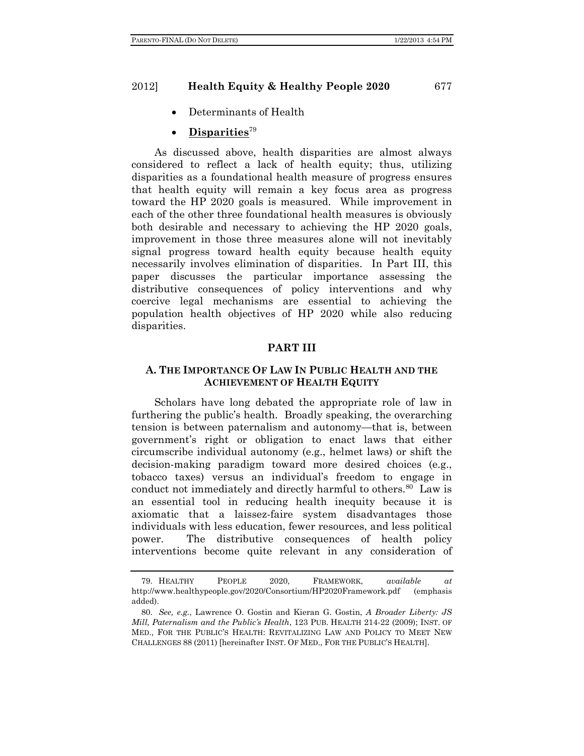- Determinants of Health
- **<u>Disparities</u>**[79]

As discussed above, health disparities are almost always considered to reflect a lack of health equity; thus, utilizing disparities as a foundational health measure of progress ensures that health equity will remain a key focus area as progress toward the HP 2020 goals is measured. While improvement in each of the other three foundational health measures is obviously both desirable and necessary to achieving the HP 2020 goals, improvement in those three measures alone will not inevitably signal progress toward health equity because health equity necessarily involves elimination of disparities. In Part III, this paper discusses the particular importance assessing the distributive consequences of policy interventions and why coercive legal mechanisms are essential to achieving the population health objectives of HP 2020 while also reducing disparities.

## PART III

### A. THE IMPORTANCE OF LAW IN PUBLIC HEALTH AND THE ACHIEVEMENT OF HEALTH EQUITY

Scholars have long debated the appropriate role of law in furthering the public's health. Broadly speaking, the overarching tension is between paternalism and autonomy—that is, between government's right or obligation to enact laws that either circumscribe individual autonomy (e.g., helmet laws) or shift the decision-making paradigm toward more desired choices (e.g., tobacco taxes) versus an individual's freedom to engage in conduct not immediately and directly harmful to others.[80] Law is an essential tool in reducing health inequity because it is axiomatic that a laissez-faire system disadvantages those individuals with less education, fewer resources, and less political power. The distributive consequences of health policy interventions become quite relevant in any consideration of

79. HEALTHY PEOPLE 2020, FRAMEWORK, *available at* http://www.healthypeople.gov/2020/Consortium/HP2020Framework.pdf (emphasis added).

80. *See, e.g.*, Lawrence O. Gostin and Kieran G. Gostin, *A Broader Liberty: JS Mill, Paternalism and the Public's Health*, 123 PUB. HEALTH 214-22 (2009); INST. OF MED., FOR THE PUBLIC'S HEALTH: REVITALIZING LAW AND POLICY TO MEET NEW CHALLENGES 88 (2011) [hereinafter INST. OF MED., FOR THE PUBLIC'S HEALTH].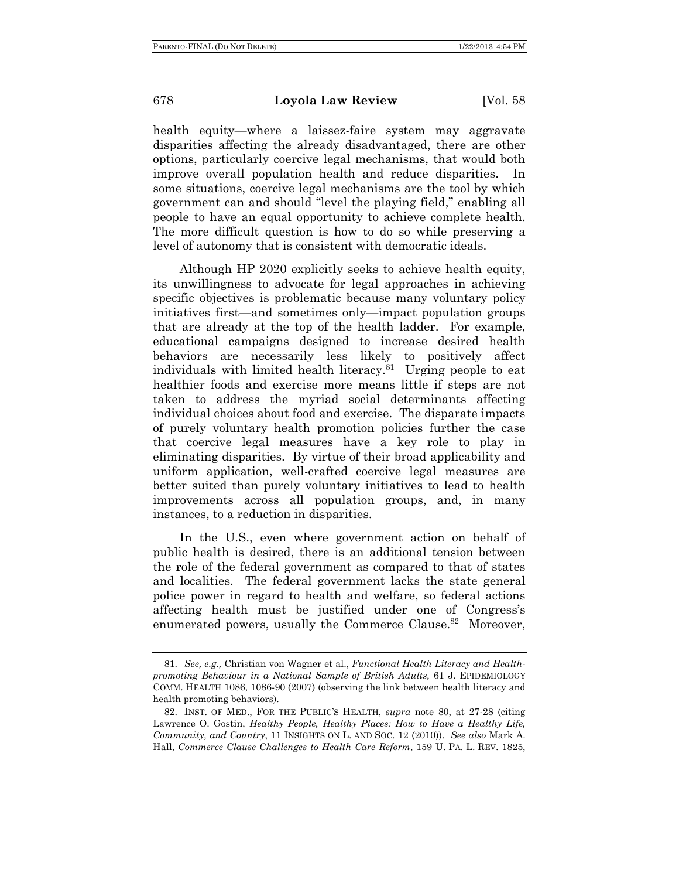health equity—where a laissez-faire system may aggravate disparities affecting the already disadvantaged, there are other options, particularly coercive legal mechanisms, that would both improve overall population health and reduce disparities. In some situations, coercive legal mechanisms are the tool by which government can and should "level the playing field," enabling all people to have an equal opportunity to achieve complete health. The more difficult question is how to do so while preserving a level of autonomy that is consistent with democratic ideals.

Although HP 2020 explicitly seeks to achieve health equity, its unwillingness to advocate for legal approaches in achieving specific objectives is problematic because many voluntary policy initiatives first—and sometimes only—impact population groups that are already at the top of the health ladder. For example, educational campaigns designed to increase desired health behaviors are necessarily less likely to positively affect individuals with limited health literacy.[81] Urging people to eat healthier foods and exercise more means little if steps are not taken to address the myriad social determinants affecting individual choices about food and exercise. The disparate impacts of purely voluntary health promotion policies further the case that coercive legal measures have a key role to play in eliminating disparities. By virtue of their broad applicability and uniform application, well-crafted coercive legal measures are better suited than purely voluntary initiatives to lead to health improvements across all population groups, and, in many instances, to a reduction in disparities.

In the U.S., even where government action on behalf of public health is desired, there is an additional tension between the role of the federal government as compared to that of states and localities. The federal government lacks the state general police power in regard to health and welfare, so federal actions affecting health must be justified under one of Congress's enumerated powers, usually the Commerce Clause.[82] Moreover,

---

81. *See, e.g.,* Christian von Wagner et al., *Functional Health Literacy and Health-promoting Behaviour in a National Sample of British Adults,* 61 J. EPIDEMIOLOGY COMM. HEALTH 1086, 1086-90 (2007) (observing the link between health literacy and health promoting behaviors).

82. INST. OF MED., FOR THE PUBLIC'S HEALTH, *supra* note 80, at 27-28 (citing Lawrence O. Gostin, *Healthy People, Healthy Places: How to Have a Healthy Life, Community, and Country*, 11 INSIGHTS ON L. AND SOC. 12 (2010)). *See also* Mark A. Hall, *Commerce Clause Challenges to Health Care Reform*, 159 U. PA. L. REV. 1825,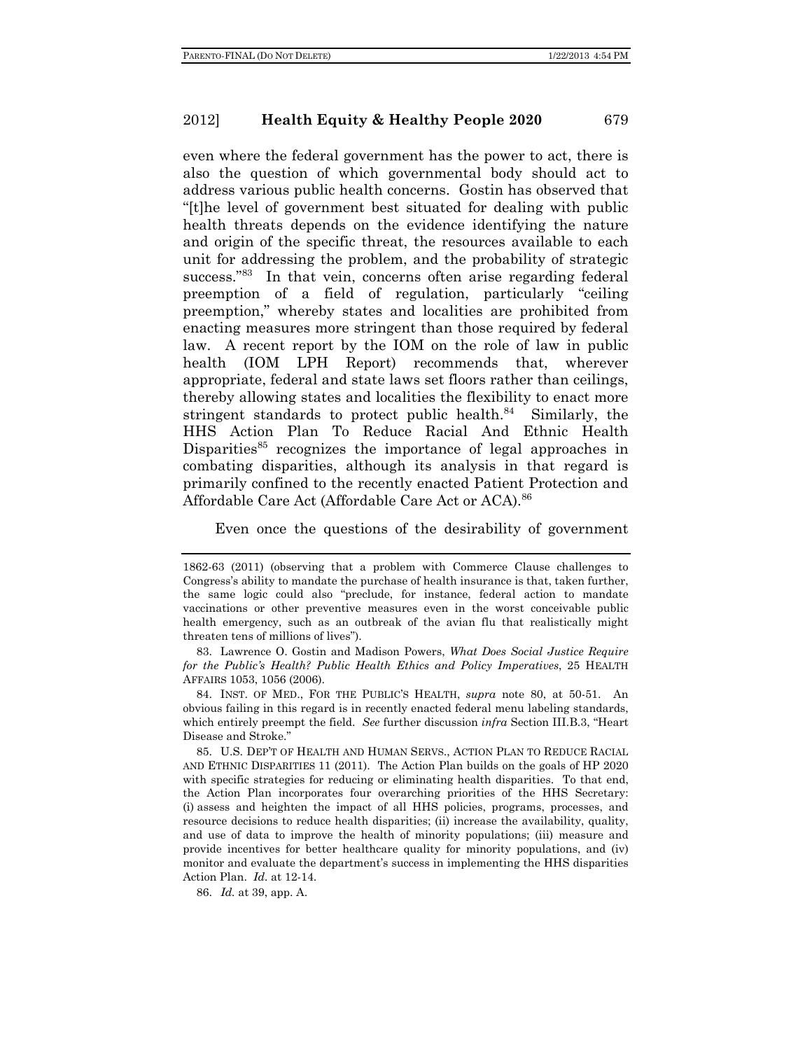even where the federal government has the power to act, there is also the question of which governmental body should act to address various public health concerns. Gostin has observed that "[t]he level of government best situated for dealing with public health threats depends on the evidence identifying the nature and origin of the specific threat, the resources available to each unit for addressing the problem, and the probability of strategic success."[83] In that vein, concerns often arise regarding federal preemption of a field of regulation, particularly "ceiling preemption," whereby states and localities are prohibited from enacting measures more stringent than those required by federal law. A recent report by the IOM on the role of law in public health (IOM LPH Report) recommends that, wherever appropriate, federal and state laws set floors rather than ceilings, thereby allowing states and localities the flexibility to enact more stringent standards to protect public health.[84] Similarly, the HHS Action Plan To Reduce Racial And Ethnic Health Disparities[85] recognizes the importance of legal approaches in combating disparities, although its analysis in that regard is primarily confined to the recently enacted Patient Protection and Affordable Care Act (Affordable Care Act or ACA).[86]

Even once the questions of the desirability of government

---

1862-63 (2011) (observing that a problem with Commerce Clause challenges to Congress's ability to mandate the purchase of health insurance is that, taken further, the same logic could also "preclude, for instance, federal action to mandate vaccinations or other preventive measures even in the worst conceivable public health emergency, such as an outbreak of the avian flu that realistically might threaten tens of millions of lives").

83. Lawrence O. Gostin and Madison Powers, *What Does Social Justice Require for the Public's Health? Public Health Ethics and Policy Imperatives*, 25 HEALTH AFFAIRS 1053, 1056 (2006).

84. INST. OF MED., FOR THE PUBLIC'S HEALTH, *supra* note 80, at 50-51. An obvious failing in this regard is in recently enacted federal menu labeling standards, which entirely preempt the field. *See* further discussion *infra* Section III.B.3, "Heart Disease and Stroke."

85. U.S. DEP'T OF HEALTH AND HUMAN SERVS., ACTION PLAN TO REDUCE RACIAL AND ETHNIC DISPARITIES 11 (2011). The Action Plan builds on the goals of HP 2020 with specific strategies for reducing or eliminating health disparities. To that end, the Action Plan incorporates four overarching priorities of the HHS Secretary: (i) assess and heighten the impact of all HHS policies, programs, processes, and resource decisions to reduce health disparities; (ii) increase the availability, quality, and use of data to improve the health of minority populations; (iii) measure and provide incentives for better healthcare quality for minority populations, and (iv) monitor and evaluate the department's success in implementing the HHS disparities Action Plan. *Id.* at 12-14.

86. *Id.* at 39, app. A.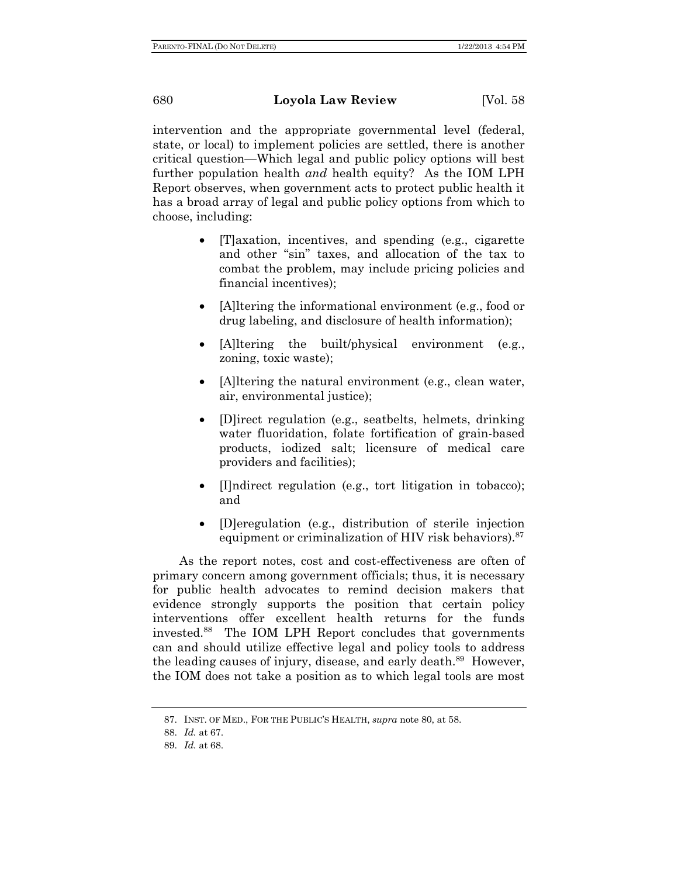intervention and the appropriate governmental level (federal, state, or local) to implement policies are settled, there is another critical question—Which legal and public policy options will best further population health *and* health equity? As the IOM LPH Report observes, when government acts to protect public health it has a broad array of legal and public policy options from which to choose, including:

- [T]axation, incentives, and spending (e.g., cigarette and other "sin" taxes, and allocation of the tax to combat the problem, may include pricing policies and financial incentives);
- [A]ltering the informational environment (e.g., food or drug labeling, and disclosure of health information);
- [A]ltering the built/physical environment (e.g., zoning, toxic waste);
- [A]ltering the natural environment (e.g., clean water, air, environmental justice);
- [D]irect regulation (e.g., seatbelts, helmets, drinking water fluoridation, folate fortification of grain-based products, iodized salt; licensure of medical care providers and facilities);
- [I]ndirect regulation (e.g., tort litigation in tobacco); and
- [D]eregulation (e.g., distribution of sterile injection equipment or criminalization of HIV risk behaviors).[87]

As the report notes, cost and cost-effectiveness are often of primary concern among government officials; thus, it is necessary for public health advocates to remind decision makers that evidence strongly supports the position that certain policy interventions offer excellent health returns for the funds invested.[88] The IOM LPH Report concludes that governments can and should utilize effective legal and policy tools to address the leading causes of injury, disease, and early death.[89] However, the IOM does not take a position as to which legal tools are most

---

87. INST. OF MED., FOR THE PUBLIC'S HEALTH, *supra* note 80, at 58.

88. *Id.* at 67.

89. *Id.* at 68.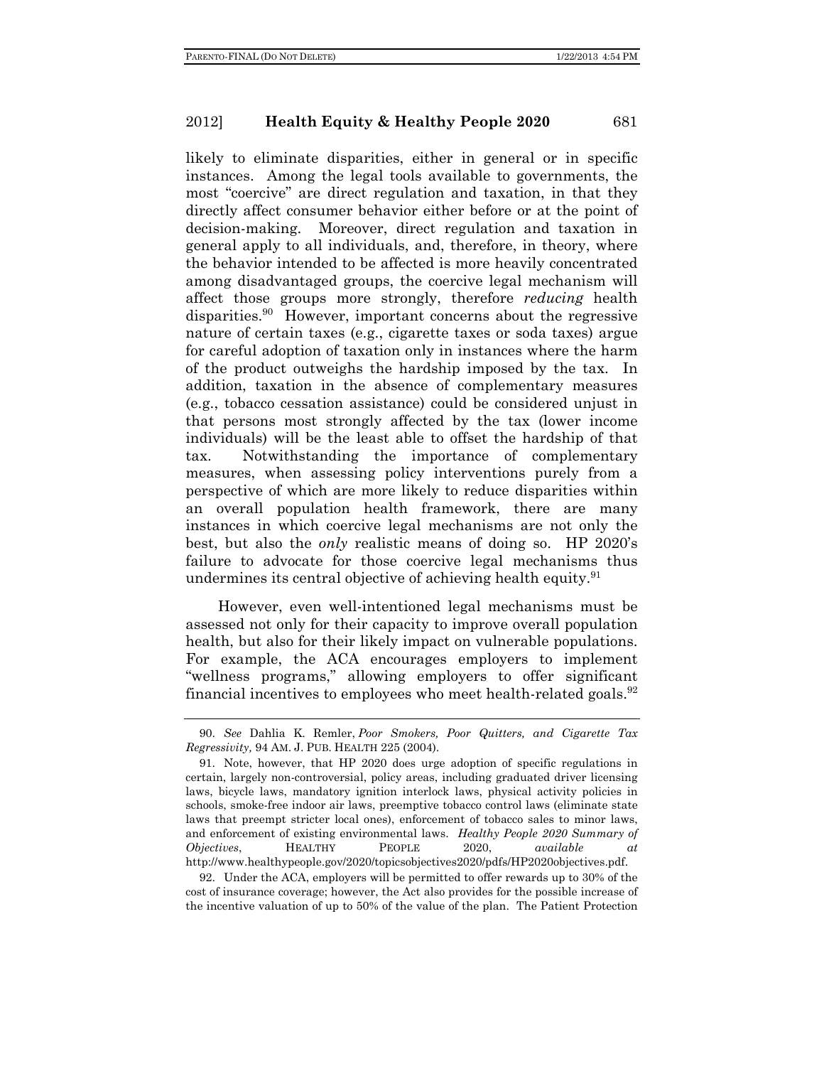likely to eliminate disparities, either in general or in specific instances. Among the legal tools available to governments, the most "coercive" are direct regulation and taxation, in that they directly affect consumer behavior either before or at the point of decision-making. Moreover, direct regulation and taxation in general apply to all individuals, and, therefore, in theory, where the behavior intended to be affected is more heavily concentrated among disadvantaged groups, the coercive legal mechanism will affect those groups more strongly, therefore *reducing* health disparities.[90] However, important concerns about the regressive nature of certain taxes (e.g., cigarette taxes or soda taxes) argue for careful adoption of taxation only in instances where the harm of the product outweighs the hardship imposed by the tax. In addition, taxation in the absence of complementary measures (e.g., tobacco cessation assistance) could be considered unjust in that persons most strongly affected by the tax (lower income individuals) will be the least able to offset the hardship of that tax. Notwithstanding the importance of complementary measures, when assessing policy interventions purely from a perspective of which are more likely to reduce disparities within an overall population health framework, there are many instances in which coercive legal mechanisms are not only the best, but also the *only* realistic means of doing so. HP 2020's failure to advocate for those coercive legal mechanisms thus undermines its central objective of achieving health equity.[91]

However, even well-intentioned legal mechanisms must be assessed not only for their capacity to improve overall population health, but also for their likely impact on vulnerable populations. For example, the ACA encourages employers to implement "wellness programs," allowing employers to offer significant financial incentives to employees who meet health-related goals.[92]

---

90. *See* Dahlia K. Remler, *Poor Smokers, Poor Quitters, and Cigarette Tax Regressivity,* 94 AM. J. PUB. HEALTH 225 (2004).

91. Note, however, that HP 2020 does urge adoption of specific regulations in certain, largely non-controversial, policy areas, including graduated driver licensing laws, bicycle laws, mandatory ignition interlock laws, physical activity policies in schools, smoke-free indoor air laws, preemptive tobacco control laws (eliminate state laws that preempt stricter local ones), enforcement of tobacco sales to minor laws, and enforcement of existing environmental laws. *Healthy People 2020 Summary of Objectives*, HEALTHY PEOPLE 2020, *available at* http://www.healthypeople.gov/2020/topicsobjectives2020/pdfs/HP2020objectives.pdf.

92. Under the ACA, employers will be permitted to offer rewards up to 30% of the cost of insurance coverage; however, the Act also provides for the possible increase of the incentive valuation of up to 50% of the value of the plan. The Patient Protection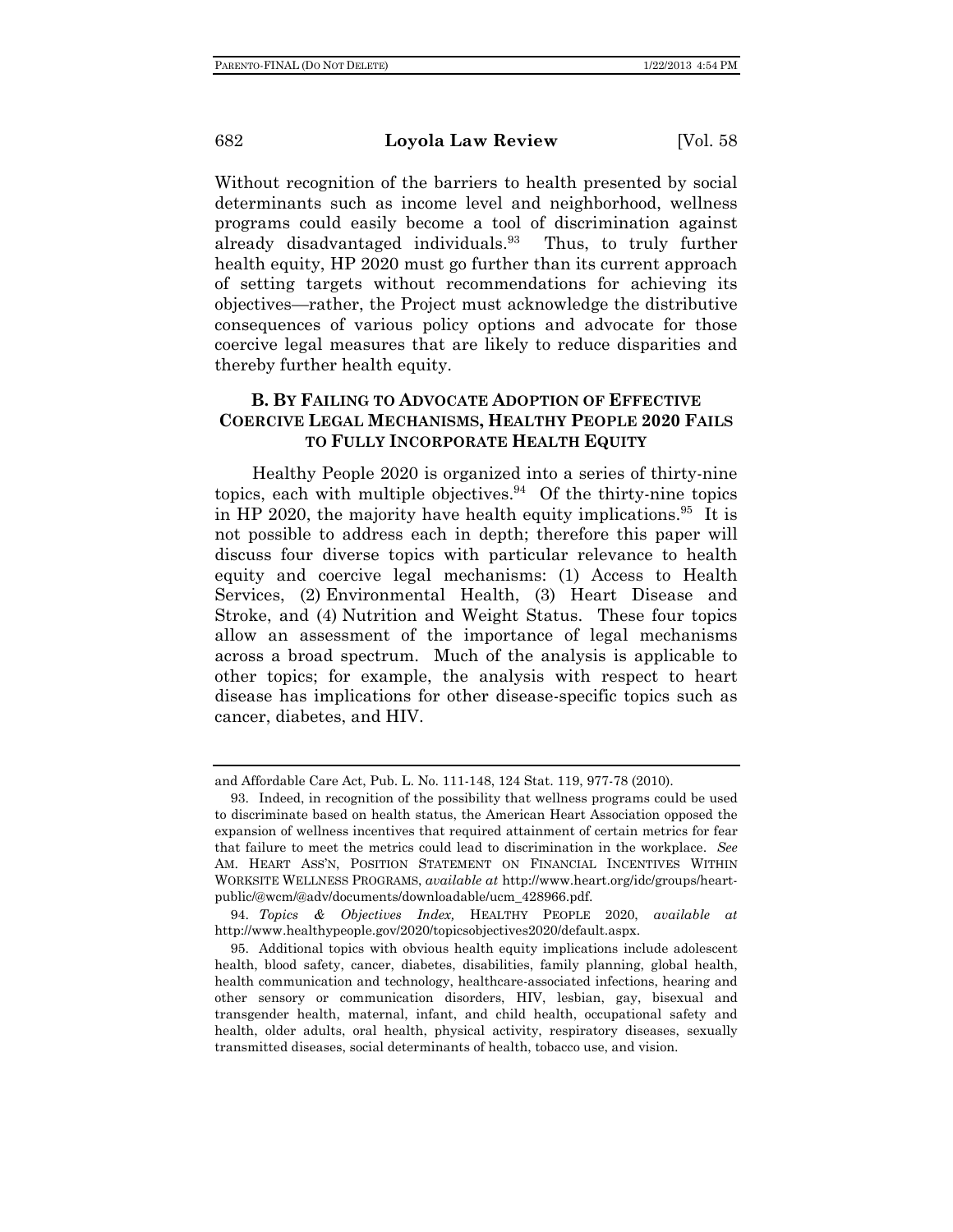Without recognition of the barriers to health presented by social determinants such as income level and neighborhood, wellness programs could easily become a tool of discrimination against already disadvantaged individuals.[93] Thus, to truly further health equity, HP 2020 must go further than its current approach of setting targets without recommendations for achieving its objectives—rather, the Project must acknowledge the distributive consequences of various policy options and advocate for those coercive legal measures that are likely to reduce disparities and thereby further health equity.

### B. BY FAILING TO ADVOCATE ADOPTION OF EFFECTIVE COERCIVE LEGAL MECHANISMS, HEALTHY PEOPLE 2020 FAILS TO FULLY INCORPORATE HEALTH EQUITY

Healthy People 2020 is organized into a series of thirty-nine topics, each with multiple objectives.[94] Of the thirty-nine topics in HP 2020, the majority have health equity implications.[95] It is not possible to address each in depth; therefore this paper will discuss four diverse topics with particular relevance to health equity and coercive legal mechanisms: (1) Access to Health Services, (2) Environmental Health, (3) Heart Disease and Stroke, and (4) Nutrition and Weight Status. These four topics allow an assessment of the importance of legal mechanisms across a broad spectrum. Much of the analysis is applicable to other topics; for example, the analysis with respect to heart disease has implications for other disease-specific topics such as cancer, diabetes, and HIV.

---

and Affordable Care Act, Pub. L. No. 111-148, 124 Stat. 119, 977-78 (2010).

93. Indeed, in recognition of the possibility that wellness programs could be used to discriminate based on health status, the American Heart Association opposed the expansion of wellness incentives that required attainment of certain metrics for fear that failure to meet the metrics could lead to discrimination in the workplace. *See* AM. HEART ASS'N, POSITION STATEMENT ON FINANCIAL INCENTIVES WITHIN WORKSITE WELLNESS PROGRAMS, *available at* http://www.heart.org/idc/groups/heart-public/@wcm/@adv/documents/downloadable/ucm_428966.pdf.

94. *Topics & Objectives Index,* HEALTHY PEOPLE 2020, *available at* http://www.healthypeople.gov/2020/topicsobjectives2020/default.aspx.

95. Additional topics with obvious health equity implications include adolescent health, blood safety, cancer, diabetes, disabilities, family planning, global health, health communication and technology, healthcare-associated infections, hearing and other sensory or communication disorders, HIV, lesbian, gay, bisexual and transgender health, maternal, infant, and child health, occupational safety and health, older adults, oral health, physical activity, respiratory diseases, sexually transmitted diseases, social determinants of health, tobacco use, and vision.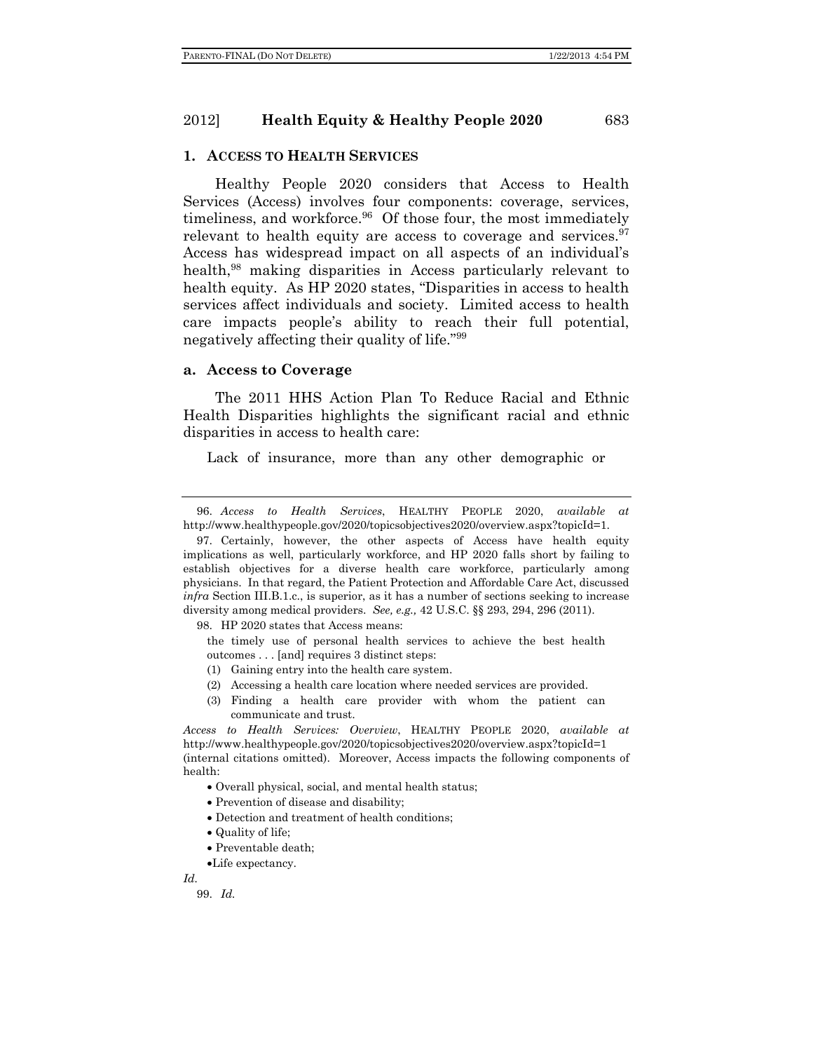### 1. ACCESS TO HEALTH SERVICES

Healthy People 2020 considers that Access to Health Services (Access) involves four components: coverage, services, timeliness, and workforce.[96] Of those four, the most immediately relevant to health equity are access to coverage and services.[97] Access has widespread impact on all aspects of an individual's health,[98] making disparities in Access particularly relevant to health equity. As HP 2020 states, "Disparities in access to health services affect individuals and society. Limited access to health care impacts people's ability to reach their full potential, negatively affecting their quality of life."[99]

#### a. Access to Coverage

The 2011 HHS Action Plan To Reduce Racial and Ethnic Health Disparities highlights the significant racial and ethnic disparities in access to health care:

> Lack of insurance, more than any other demographic or

---

96. *Access to Health Services*, HEALTHY PEOPLE 2020, *available at* http://www.healthypeople.gov/2020/topicsobjectives2020/overview.aspx?topicId=1.

97. Certainly, however, the other aspects of Access have health equity implications as well, particularly workforce, and HP 2020 falls short by failing to establish objectives for a diverse health care workforce, particularly among physicians. In that regard, the Patient Protection and Affordable Care Act, discussed *infra* Section III.B.1.c., is superior, as it has a number of sections seeking to increase diversity among medical providers. *See, e.g.,* 42 U.S.C. §§ 293, 294, 296 (2011).

98. HP 2020 states that Access means:

> the timely use of personal health services to achieve the best health outcomes . . . [and] requires 3 distinct steps:
>
> (1) Gaining entry into the health care system.
>
> (2) Accessing a health care location where needed services are provided.
>
> (3) Finding a health care provider with whom the patient can communicate and trust.

*Access to Health Services: Overview*, HEALTHY PEOPLE 2020, *available at* http://www.healthypeople.gov/2020/topicsobjectives2020/overview.aspx?topicId=1 (internal citations omitted). Moreover, Access impacts the following components of health:

- Overall physical, social, and mental health status;
- Prevention of disease and disability;
- Detection and treatment of health conditions;
- Quality of life;
- Preventable death;
- Life expectancy.

*Id.*

99. *Id.*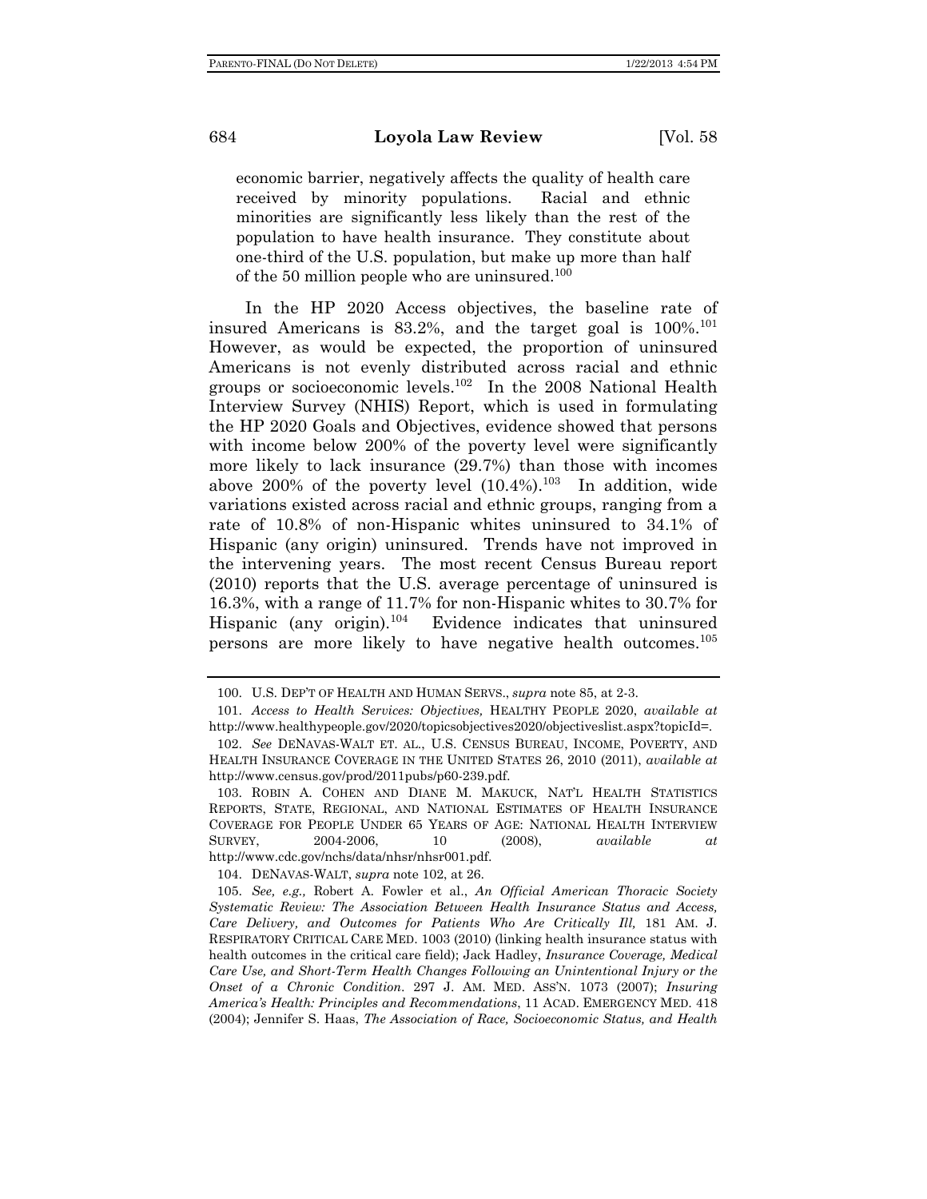> economic barrier, negatively affects the quality of health care received by minority populations. Racial and ethnic minorities are significantly less likely than the rest of the population to have health insurance. They constitute about one-third of the U.S. population, but make up more than half of the 50 million people who are uninsured.[100]

In the HP 2020 Access objectives, the baseline rate of insured Americans is 83.2%, and the target goal is 100%.[101] However, as would be expected, the proportion of uninsured Americans is not evenly distributed across racial and ethnic groups or socioeconomic levels.[102] In the 2008 National Health Interview Survey (NHIS) Report, which is used in formulating the HP 2020 Goals and Objectives, evidence showed that persons with income below 200% of the poverty level were significantly more likely to lack insurance (29.7%) than those with incomes above 200% of the poverty level (10.4%).[103] In addition, wide variations existed across racial and ethnic groups, ranging from a rate of 10.8% of non-Hispanic whites uninsured to 34.1% of Hispanic (any origin) uninsured. Trends have not improved in the intervening years. The most recent Census Bureau report (2010) reports that the U.S. average percentage of uninsured is 16.3%, with a range of 11.7% for non-Hispanic whites to 30.7% for Hispanic (any origin).[104] Evidence indicates that uninsured persons are more likely to have negative health outcomes.[105]

---

100. U.S. DEP'T OF HEALTH AND HUMAN SERVS., *supra* note 85, at 2-3.

101. *Access to Health Services: Objectives,* HEALTHY PEOPLE 2020, *available at* http://www.healthypeople.gov/2020/topicsobjectives2020/objectiveslist.aspx?topicId=.

102. *See* DENAVAS-WALT ET. AL., U.S. CENSUS BUREAU, INCOME, POVERTY, AND HEALTH INSURANCE COVERAGE IN THE UNITED STATES 26, 2010 (2011), *available at* http://www.census.gov/prod/2011pubs/p60-239.pdf.

103. ROBIN A. COHEN AND DIANE M. MAKUCK, NAT'L HEALTH STATISTICS REPORTS, STATE, REGIONAL, AND NATIONAL ESTIMATES OF HEALTH INSURANCE COVERAGE FOR PEOPLE UNDER 65 YEARS OF AGE: NATIONAL HEALTH INTERVIEW SURVEY, 2004-2006, 10 (2008), *available at* http://www.cdc.gov/nchs/data/nhsr/nhsr001.pdf.

104. DENAVAS-WALT, *supra* note 102, at 26.

105. *See, e.g.,* Robert A. Fowler et al., *An Official American Thoracic Society Systematic Review: The Association Between Health Insurance Status and Access, Care Delivery, and Outcomes for Patients Who Are Critically Ill,* 181 AM. J. RESPIRATORY CRITICAL CARE MED. 1003 (2010) (linking health insurance status with health outcomes in the critical care field); Jack Hadley, *Insurance Coverage, Medical Care Use, and Short-Term Health Changes Following an Unintentional Injury or the Onset of a Chronic Condition.* 297 J. AM. MED. ASS'N. 1073 (2007); *Insuring America's Health: Principles and Recommendations*, 11 ACAD. EMERGENCY MED. 418 (2004); Jennifer S. Haas, *The Association of Race, Socioeconomic Status, and Health*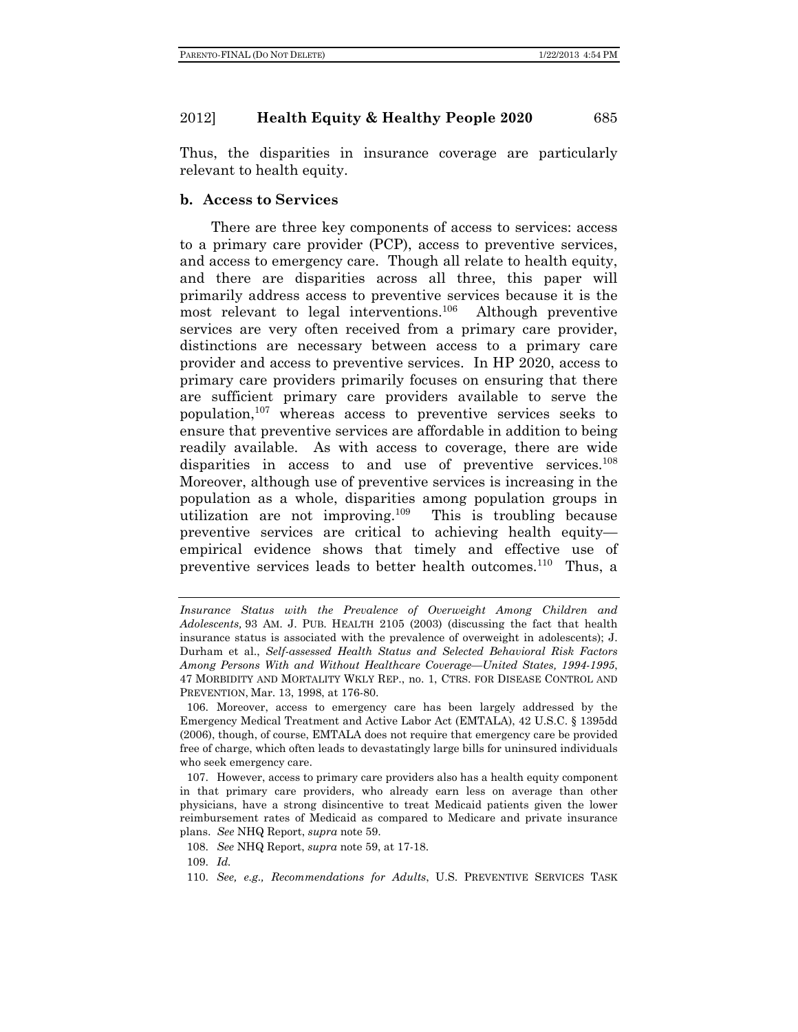Thus, the disparities in insurance coverage are particularly relevant to health equity.

### b. Access to Services

There are three key components of access to services: access to a primary care provider (PCP), access to preventive services, and access to emergency care. Though all relate to health equity, and there are disparities across all three, this paper will primarily address access to preventive services because it is the most relevant to legal interventions.[106] Although preventive services are very often received from a primary care provider, distinctions are necessary between access to a primary care provider and access to preventive services. In HP 2020, access to primary care providers primarily focuses on ensuring that there are sufficient primary care providers available to serve the population,[107] whereas access to preventive services seeks to ensure that preventive services are affordable in addition to being readily available. As with access to coverage, there are wide disparities in access to and use of preventive services.[108] Moreover, although use of preventive services is increasing in the population as a whole, disparities among population groups in utilization are not improving.[109] This is troubling because preventive services are critical to achieving health equity—empirical evidence shows that timely and effective use of preventive services leads to better health outcomes.[110] Thus, a

---

*Insurance Status with the Prevalence of Overweight Among Children and Adolescents,* 93 AM. J. PUB. HEALTH 2105 (2003) (discussing the fact that health insurance status is associated with the prevalence of overweight in adolescents); J. Durham et al., *Self-assessed Health Status and Selected Behavioral Risk Factors Among Persons With and Without Healthcare Coverage—United States, 1994-1995*, 47 MORBIDITY AND MORTALITY WKLY REP., no. 1, CTRS. FOR DISEASE CONTROL AND PREVENTION, Mar. 13, 1998, at 176-80.

106. Moreover, access to emergency care has been largely addressed by the Emergency Medical Treatment and Active Labor Act (EMTALA), 42 U.S.C. § 1395dd (2006), though, of course, EMTALA does not require that emergency care be provided free of charge, which often leads to devastatingly large bills for uninsured individuals who seek emergency care.

107. However, access to primary care providers also has a health equity component in that primary care providers, who already earn less on average than other physicians, have a strong disincentive to treat Medicaid patients given the lower reimbursement rates of Medicaid as compared to Medicare and private insurance plans. *See* NHQ Report, *supra* note 59.

108. *See* NHQ Report, *supra* note 59, at 17-18.

109. *Id.*

110. *See, e.g., Recommendations for Adults*, U.S. PREVENTIVE SERVICES TASK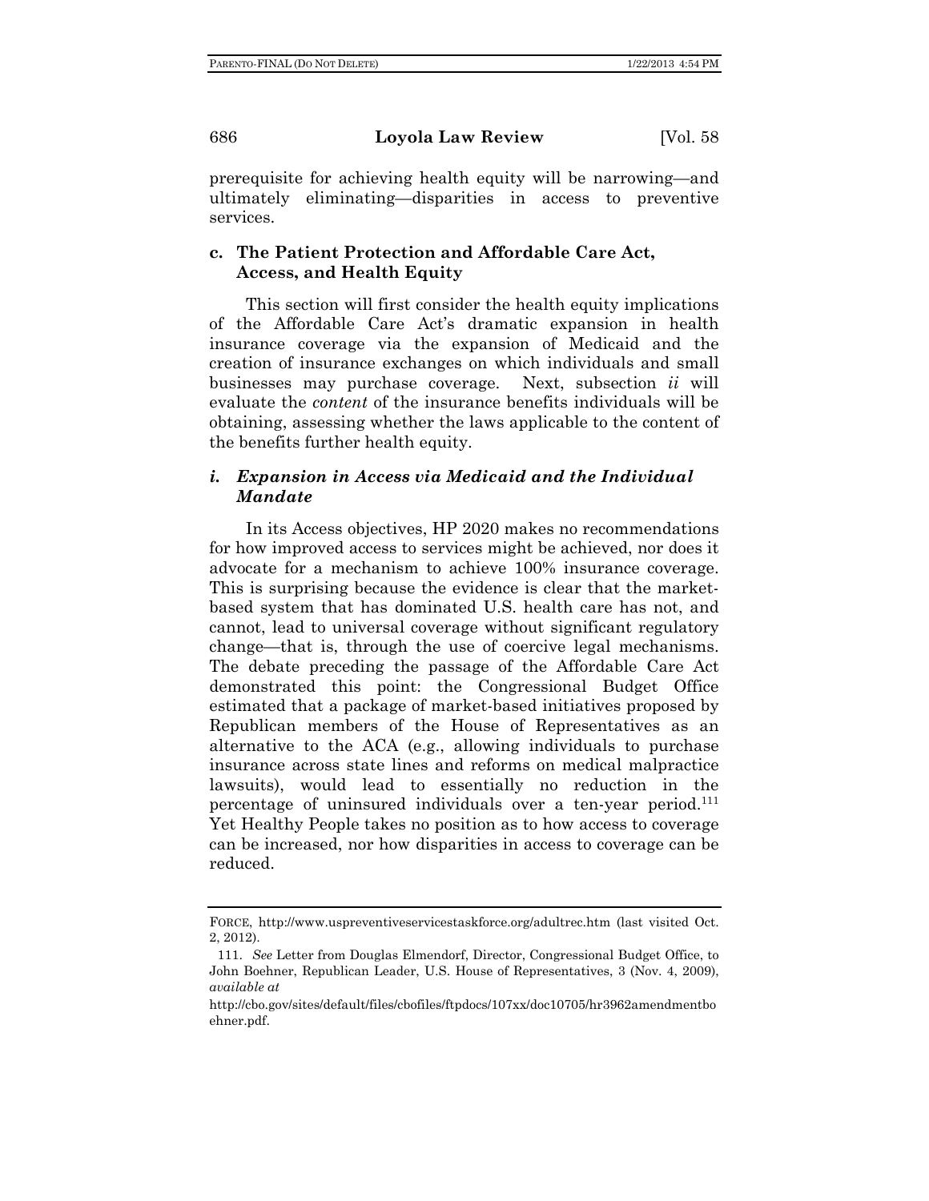prerequisite for achieving health equity will be narrowing—and ultimately eliminating—disparities in access to preventive services.

### c. The Patient Protection and Affordable Care Act, Access, and Health Equity

This section will first consider the health equity implications of the Affordable Care Act's dramatic expansion in health insurance coverage via the expansion of Medicaid and the creation of insurance exchanges on which individuals and small businesses may purchase coverage. Next, subsection *ii* will evaluate the *content* of the insurance benefits individuals will be obtaining, assessing whether the laws applicable to the content of the benefits further health equity.

#### *i. Expansion in Access via Medicaid and the Individual Mandate*

In its Access objectives, HP 2020 makes no recommendations for how improved access to services might be achieved, nor does it advocate for a mechanism to achieve 100% insurance coverage. This is surprising because the evidence is clear that the market-based system that has dominated U.S. health care has not, and cannot, lead to universal coverage without significant regulatory change—that is, through the use of coercive legal mechanisms. The debate preceding the passage of the Affordable Care Act demonstrated this point: the Congressional Budget Office estimated that a package of market-based initiatives proposed by Republican members of the House of Representatives as an alternative to the ACA (e.g., allowing individuals to purchase insurance across state lines and reforms on medical malpractice lawsuits), would lead to essentially no reduction in the percentage of uninsured individuals over a ten-year period.[111] Yet Healthy People takes no position as to how access to coverage can be increased, nor how disparities in access to coverage can be reduced.

---

FORCE, http://www.uspreventiveservicestaskforce.org/adultrec.htm (last visited Oct. 2, 2012).

111. *See* Letter from Douglas Elmendorf, Director, Congressional Budget Office, to John Boehner, Republican Leader, U.S. House of Representatives, 3 (Nov. 4, 2009), *available at* http://cbo.gov/sites/default/files/cbofiles/ftpdocs/107xx/doc10705/hr3962amendmentboehner.pdf.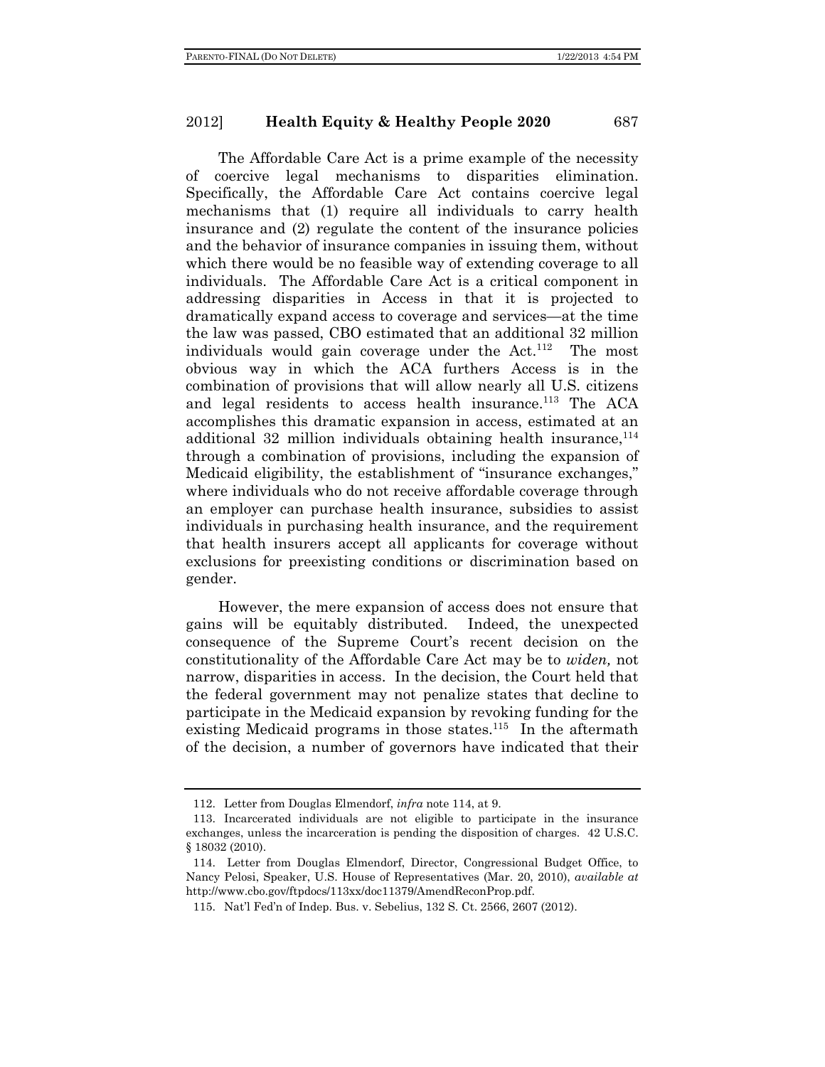The Affordable Care Act is a prime example of the necessity of coercive legal mechanisms to disparities elimination. Specifically, the Affordable Care Act contains coercive legal mechanisms that (1) require all individuals to carry health insurance and (2) regulate the content of the insurance policies and the behavior of insurance companies in issuing them, without which there would be no feasible way of extending coverage to all individuals. The Affordable Care Act is a critical component in addressing disparities in Access in that it is projected to dramatically expand access to coverage and services—at the time the law was passed, CBO estimated that an additional 32 million individuals would gain coverage under the Act.[112] The most obvious way in which the ACA furthers Access is in the combination of provisions that will allow nearly all U.S. citizens and legal residents to access health insurance.[113] The ACA accomplishes this dramatic expansion in access, estimated at an additional 32 million individuals obtaining health insurance,[114] through a combination of provisions, including the expansion of Medicaid eligibility, the establishment of "insurance exchanges," where individuals who do not receive affordable coverage through an employer can purchase health insurance, subsidies to assist individuals in purchasing health insurance, and the requirement that health insurers accept all applicants for coverage without exclusions for preexisting conditions or discrimination based on gender.

However, the mere expansion of access does not ensure that gains will be equitably distributed. Indeed, the unexpected consequence of the Supreme Court's recent decision on the constitutionality of the Affordable Care Act may be to *widen,* not narrow, disparities in access. In the decision, the Court held that the federal government may not penalize states that decline to participate in the Medicaid expansion by revoking funding for the existing Medicaid programs in those states.[115] In the aftermath of the decision, a number of governors have indicated that their

---

112. Letter from Douglas Elmendorf, *infra* note 114, at 9.

113. Incarcerated individuals are not eligible to participate in the insurance exchanges, unless the incarceration is pending the disposition of charges. 42 U.S.C. § 18032 (2010).

114. Letter from Douglas Elmendorf, Director, Congressional Budget Office, to Nancy Pelosi, Speaker, U.S. House of Representatives (Mar. 20, 2010), *available at* http://www.cbo.gov/ftpdocs/113xx/doc11379/AmendReconProp.pdf.

115. Nat'l Fed'n of Indep. Bus. v. Sebelius, 132 S. Ct. 2566, 2607 (2012).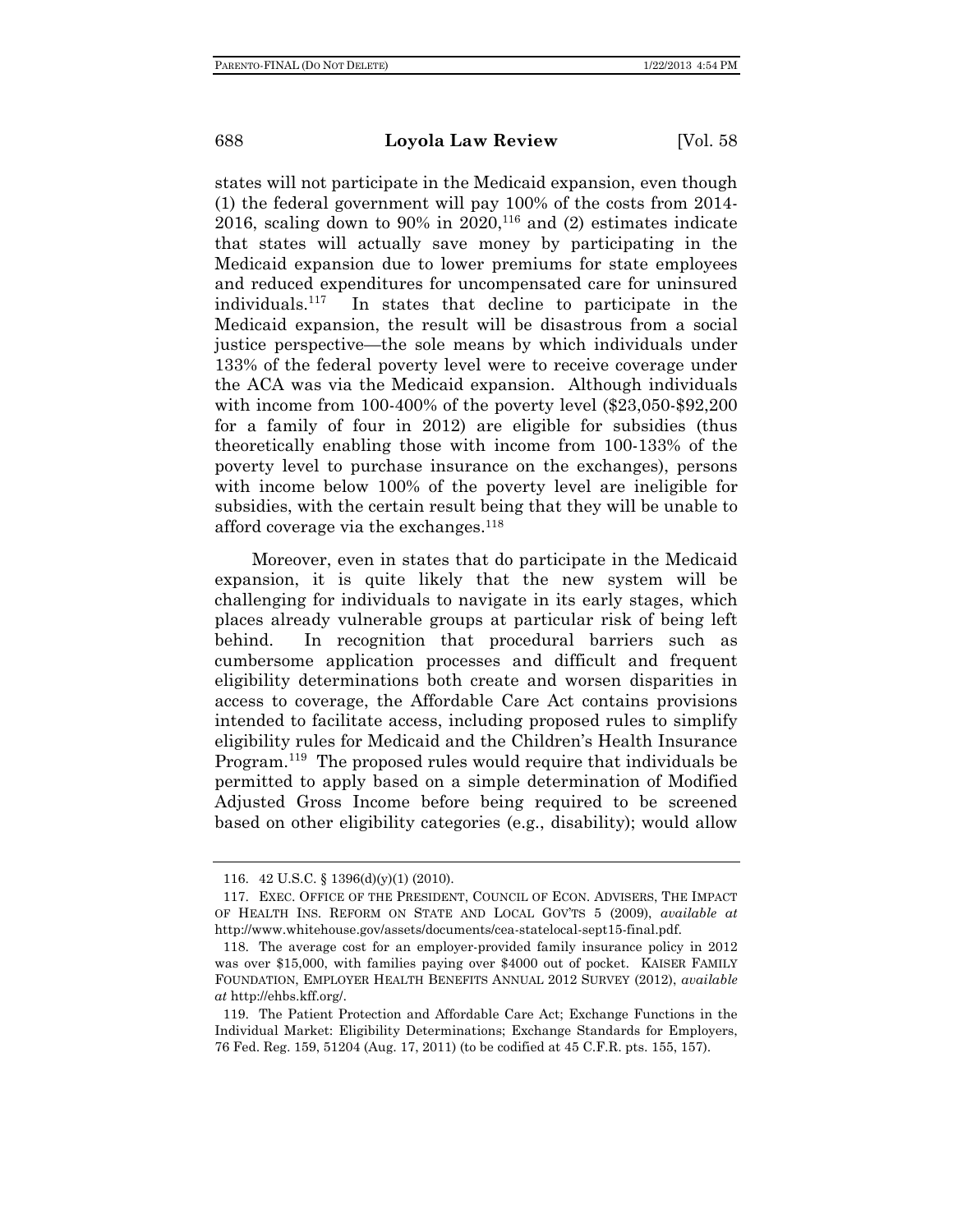states will not participate in the Medicaid expansion, even though (1) the federal government will pay 100% of the costs from 2014-2016, scaling down to 90% in 2020,[116] and (2) estimates indicate that states will actually save money by participating in the Medicaid expansion due to lower premiums for state employees and reduced expenditures for uncompensated care for uninsured individuals.[117] In states that decline to participate in the Medicaid expansion, the result will be disastrous from a social justice perspective—the sole means by which individuals under 133% of the federal poverty level were to receive coverage under the ACA was via the Medicaid expansion. Although individuals with income from 100-400% of the poverty level ($23,050-$92,200 for a family of four in 2012) are eligible for subsidies (thus theoretically enabling those with income from 100-133% of the poverty level to purchase insurance on the exchanges), persons with income below 100% of the poverty level are ineligible for subsidies, with the certain result being that they will be unable to afford coverage via the exchanges.[118]

Moreover, even in states that do participate in the Medicaid expansion, it is quite likely that the new system will be challenging for individuals to navigate in its early stages, which places already vulnerable groups at particular risk of being left behind. In recognition that procedural barriers such as cumbersome application processes and difficult and frequent eligibility determinations both create and worsen disparities in access to coverage, the Affordable Care Act contains provisions intended to facilitate access, including proposed rules to simplify eligibility rules for Medicaid and the Children's Health Insurance Program.[119] The proposed rules would require that individuals be permitted to apply based on a simple determination of Modified Adjusted Gross Income before being required to be screened based on other eligibility categories (e.g., disability); would allow

116. 42 U.S.C. § 1396(d)(y)(1) (2010).

117. EXEC. OFFICE OF THE PRESIDENT, COUNCIL OF ECON. ADVISERS, THE IMPACT OF HEALTH INS. REFORM ON STATE AND LOCAL GOV'TS 5 (2009), *available at* http://www.whitehouse.gov/assets/documents/cea-statelocal-sept15-final.pdf.

118. The average cost for an employer-provided family insurance policy in 2012 was over $15,000, with families paying over $4000 out of pocket. KAISER FAMILY FOUNDATION, EMPLOYER HEALTH BENEFITS ANNUAL 2012 SURVEY (2012), *available at* http://ehbs.kff.org/.

119. The Patient Protection and Affordable Care Act; Exchange Functions in the Individual Market: Eligibility Determinations; Exchange Standards for Employers, 76 Fed. Reg. 159, 51204 (Aug. 17, 2011) (to be codified at 45 C.F.R. pts. 155, 157).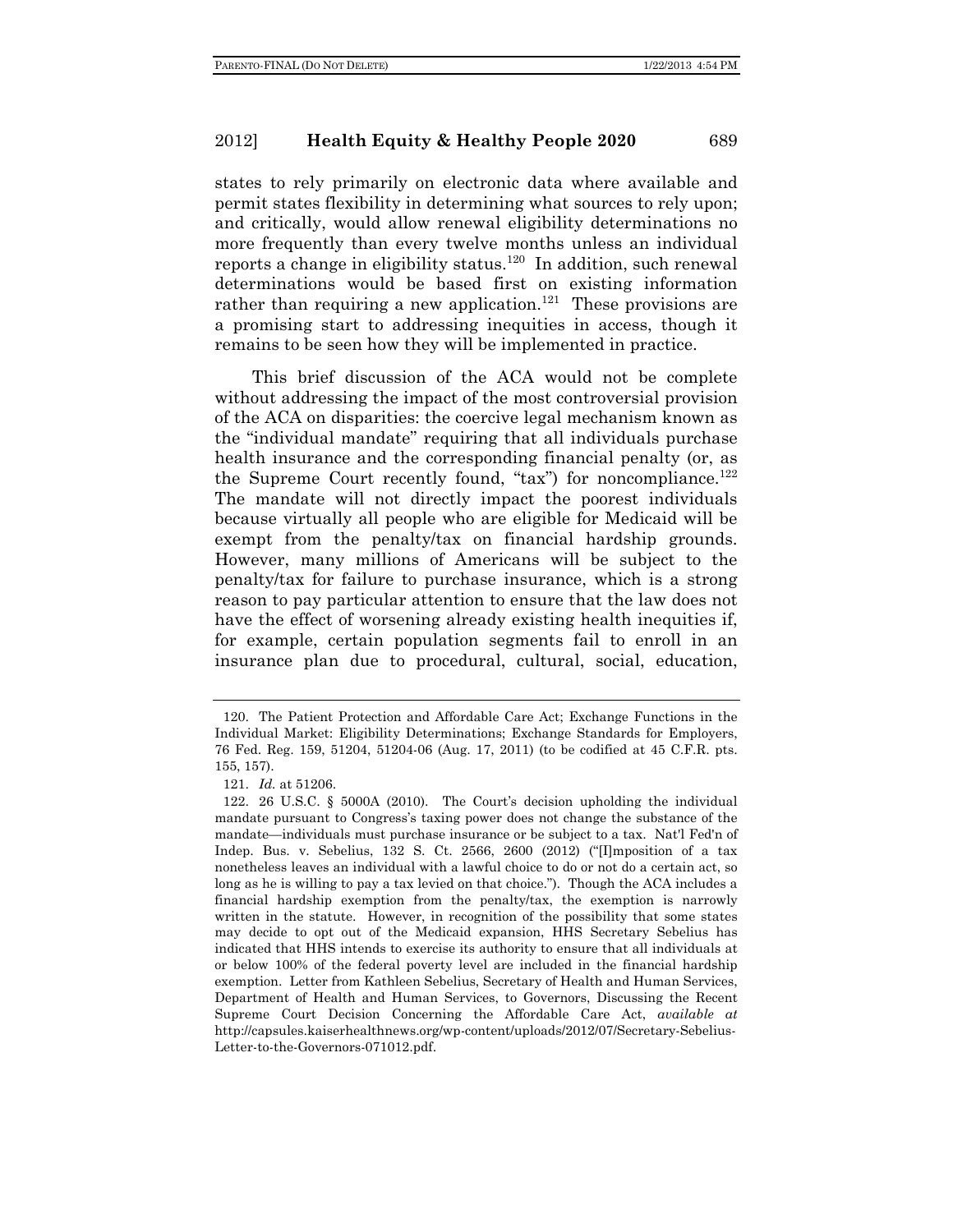states to rely primarily on electronic data where available and permit states flexibility in determining what sources to rely upon; and critically, would allow renewal eligibility determinations no more frequently than every twelve months unless an individual reports a change in eligibility status.[120] In addition, such renewal determinations would be based first on existing information rather than requiring a new application.[121] These provisions are a promising start to addressing inequities in access, though it remains to be seen how they will be implemented in practice.

This brief discussion of the ACA would not be complete without addressing the impact of the most controversial provision of the ACA on disparities: the coercive legal mechanism known as the "individual mandate" requiring that all individuals purchase health insurance and the corresponding financial penalty (or, as the Supreme Court recently found, "tax") for noncompliance.[122] The mandate will not directly impact the poorest individuals because virtually all people who are eligible for Medicaid will be exempt from the penalty/tax on financial hardship grounds. However, many millions of Americans will be subject to the penalty/tax for failure to purchase insurance, which is a strong reason to pay particular attention to ensure that the law does not have the effect of worsening already existing health inequities if, for example, certain population segments fail to enroll in an insurance plan due to procedural, cultural, social, education,

---

120. The Patient Protection and Affordable Care Act; Exchange Functions in the Individual Market: Eligibility Determinations; Exchange Standards for Employers, 76 Fed. Reg. 159, 51204, 51204-06 (Aug. 17, 2011) (to be codified at 45 C.F.R. pts. 155, 157).

121. *Id.* at 51206.

122. 26 U.S.C. § 5000A (2010). The Court's decision upholding the individual mandate pursuant to Congress's taxing power does not change the substance of the mandate—individuals must purchase insurance or be subject to a tax. Nat'l Fed'n of Indep. Bus. v. Sebelius, 132 S. Ct. 2566, 2600 (2012) ("[I]mposition of a tax nonetheless leaves an individual with a lawful choice to do or not do a certain act, so long as he is willing to pay a tax levied on that choice."). Though the ACA includes a financial hardship exemption from the penalty/tax, the exemption is narrowly written in the statute. However, in recognition of the possibility that some states may decide to opt out of the Medicaid expansion, HHS Secretary Sebelius has indicated that HHS intends to exercise its authority to ensure that all individuals at or below 100% of the federal poverty level are included in the financial hardship exemption. Letter from Kathleen Sebelius, Secretary of Health and Human Services, Department of Health and Human Services, to Governors, Discussing the Recent Supreme Court Decision Concerning the Affordable Care Act, *available at* http://capsules.kaiserhealthnews.org/wp-content/uploads/2012/07/Secretary-Sebelius-Letter-to-the-Governors-071012.pdf.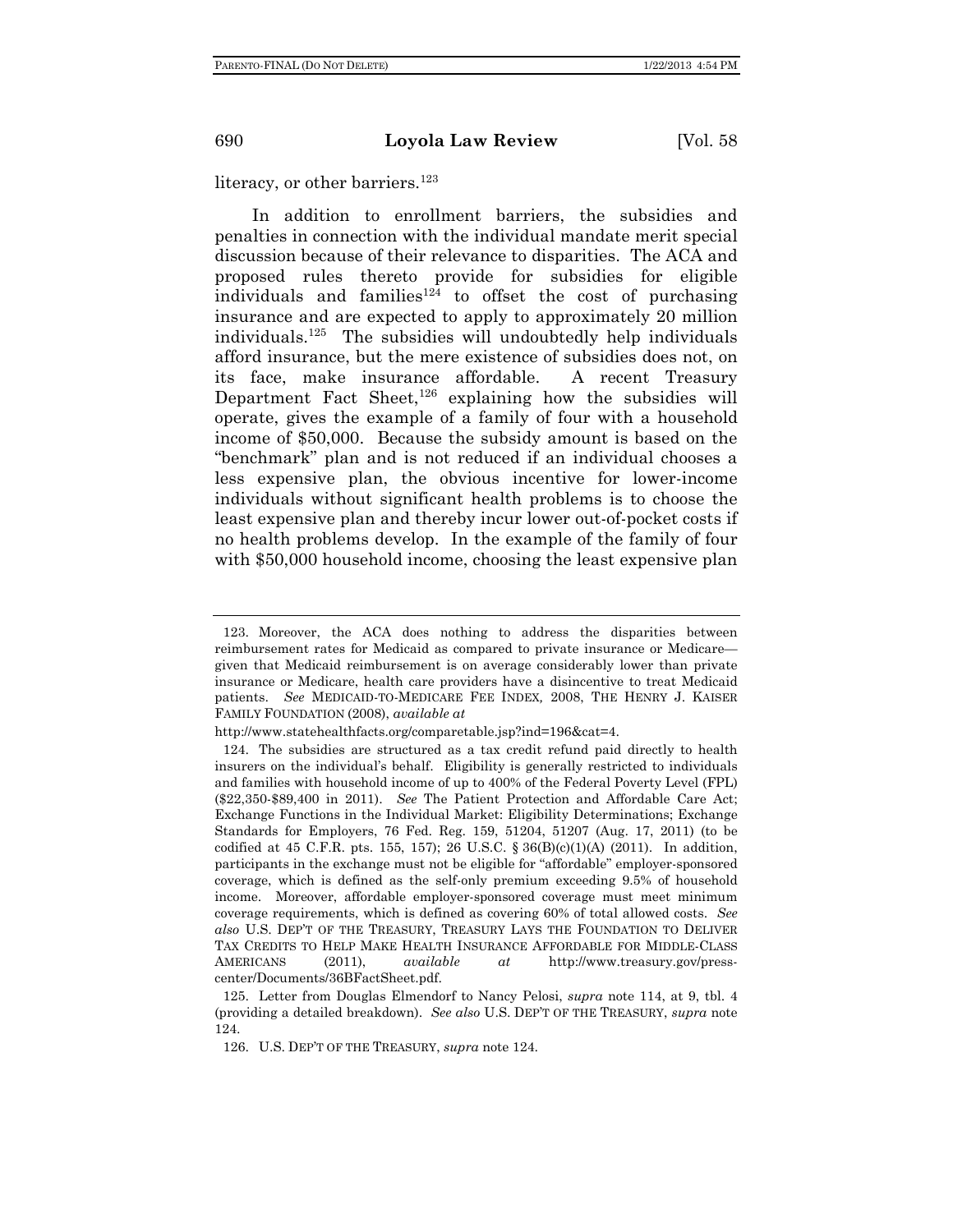literacy, or other barriers.[123]

In addition to enrollment barriers, the subsidies and penalties in connection with the individual mandate merit special discussion because of their relevance to disparities. The ACA and proposed rules thereto provide for subsidies for eligible individuals and families[124] to offset the cost of purchasing insurance and are expected to apply to approximately 20 million individuals.[125] The subsidies will undoubtedly help individuals afford insurance, but the mere existence of subsidies does not, on its face, make insurance affordable. A recent Treasury Department Fact Sheet,[126] explaining how the subsidies will operate, gives the example of a family of four with a household income of $50,000. Because the subsidy amount is based on the "benchmark" plan and is not reduced if an individual chooses a less expensive plan, the obvious incentive for lower-income individuals without significant health problems is to choose the least expensive plan and thereby incur lower out-of-pocket costs if no health problems develop. In the example of the family of four with $50,000 household income, choosing the least expensive plan

---

123. Moreover, the ACA does nothing to address the disparities between reimbursement rates for Medicaid as compared to private insurance or Medicare—given that Medicaid reimbursement is on average considerably lower than private insurance or Medicare, health care providers have a disincentive to treat Medicaid patients. *See* MEDICAID-TO-MEDICARE FEE INDEX, 2008, THE HENRY J. KAISER FAMILY FOUNDATION (2008), *available at* http://www.statehealthfacts.org/comparetable.jsp?ind=196&cat=4.

124. The subsidies are structured as a tax credit refund paid directly to health insurers on the individual's behalf. Eligibility is generally restricted to individuals and families with household income of up to 400% of the Federal Poverty Level (FPL) ($22,350-$89,400 in 2011). *See* The Patient Protection and Affordable Care Act; Exchange Functions in the Individual Market: Eligibility Determinations; Exchange Standards for Employers, 76 Fed. Reg. 159, 51204, 51207 (Aug. 17, 2011) (to be codified at 45 C.F.R. pts. 155, 157); 26 U.S.C. § 36(B)(c)(1)(A) (2011). In addition, participants in the exchange must not be eligible for "affordable" employer-sponsored coverage, which is defined as the self-only premium exceeding 9.5% of household income. Moreover, affordable employer-sponsored coverage must meet minimum coverage requirements, which is defined as covering 60% of total allowed costs. *See also* U.S. DEP'T OF THE TREASURY, TREASURY LAYS THE FOUNDATION TO DELIVER TAX CREDITS TO HELP MAKE HEALTH INSURANCE AFFORDABLE FOR MIDDLE-CLASS AMERICANS (2011), *available at* http://www.treasury.gov/press-center/Documents/36BFactSheet.pdf.

125. Letter from Douglas Elmendorf to Nancy Pelosi, *supra* note 114, at 9, tbl. 4 (providing a detailed breakdown). *See also* U.S. DEP'T OF THE TREASURY, *supra* note 124.

126. U.S. DEP'T OF THE TREASURY, *supra* note 124.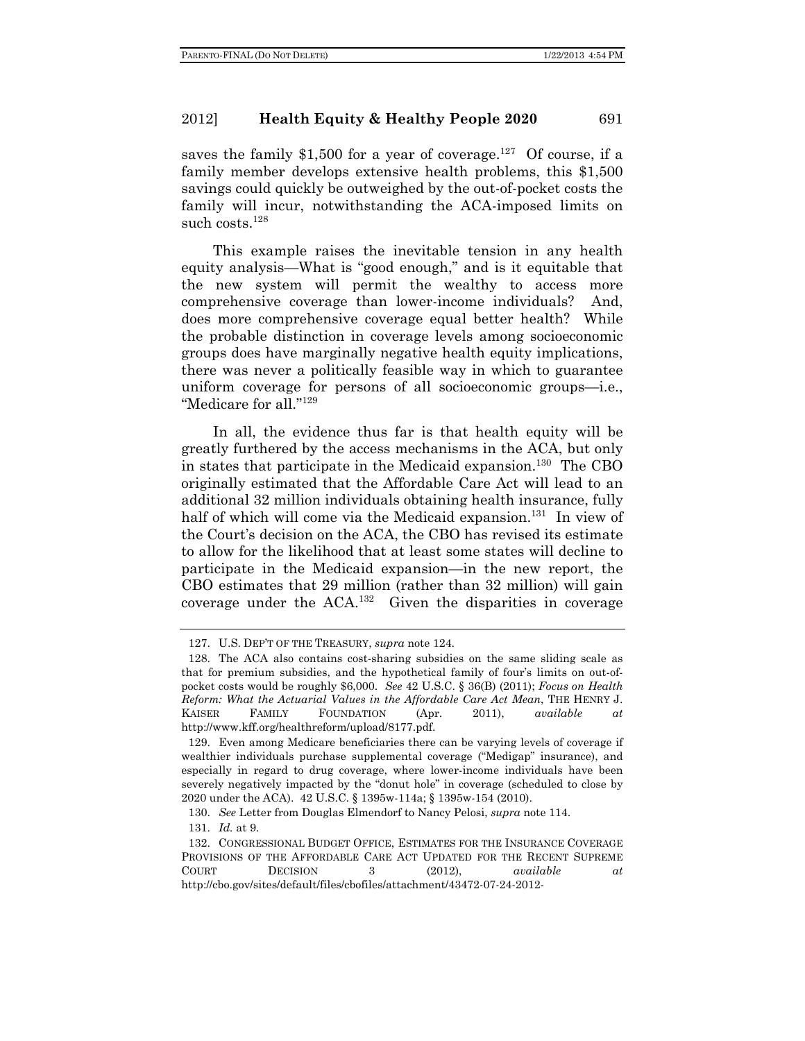saves the family $1,500 for a year of coverage.[127] Of course, if a family member develops extensive health problems, this $1,500 savings could quickly be outweighed by the out-of-pocket costs the family will incur, notwithstanding the ACA-imposed limits on such costs.[128]

This example raises the inevitable tension in any health equity analysis—What is "good enough," and is it equitable that the new system will permit the wealthy to access more comprehensive coverage than lower-income individuals? And, does more comprehensive coverage equal better health? While the probable distinction in coverage levels among socioeconomic groups does have marginally negative health equity implications, there was never a politically feasible way in which to guarantee uniform coverage for persons of all socioeconomic groups—i.e., "Medicare for all."[129]

In all, the evidence thus far is that health equity will be greatly furthered by the access mechanisms in the ACA, but only in states that participate in the Medicaid expansion.[130] The CBO originally estimated that the Affordable Care Act will lead to an additional 32 million individuals obtaining health insurance, fully half of which will come via the Medicaid expansion.[131] In view of the Court's decision on the ACA, the CBO has revised its estimate to allow for the likelihood that at least some states will decline to participate in the Medicaid expansion—in the new report, the CBO estimates that 29 million (rather than 32 million) will gain coverage under the ACA.[132] Given the disparities in coverage

---

127. U.S. DEP'T OF THE TREASURY, *supra* note 124.

128. The ACA also contains cost-sharing subsidies on the same sliding scale as that for premium subsidies, and the hypothetical family of four's limits on out-of-pocket costs would be roughly $6,000. *See* 42 U.S.C. § 36(B) (2011); *Focus on Health Reform: What the Actuarial Values in the Affordable Care Act Mean*, THE HENRY J. KAISER FAMILY FOUNDATION (Apr. 2011), *available at* http://www.kff.org/healthreform/upload/8177.pdf.

129. Even among Medicare beneficiaries there can be varying levels of coverage if wealthier individuals purchase supplemental coverage ("Medigap" insurance), and especially in regard to drug coverage, where lower-income individuals have been severely negatively impacted by the "donut hole" in coverage (scheduled to close by 2020 under the ACA). 42 U.S.C. § 1395w-114a; § 1395w-154 (2010).

130. *See* Letter from Douglas Elmendorf to Nancy Pelosi, *supra* note 114.

131. *Id.* at 9.

132. CONGRESSIONAL BUDGET OFFICE, ESTIMATES FOR THE INSURANCE COVERAGE PROVISIONS OF THE AFFORDABLE CARE ACT UPDATED FOR THE RECENT SUPREME COURT DECISION 3 (2012), *available at* http://cbo.gov/sites/default/files/cbofiles/attachment/43472-07-24-2012-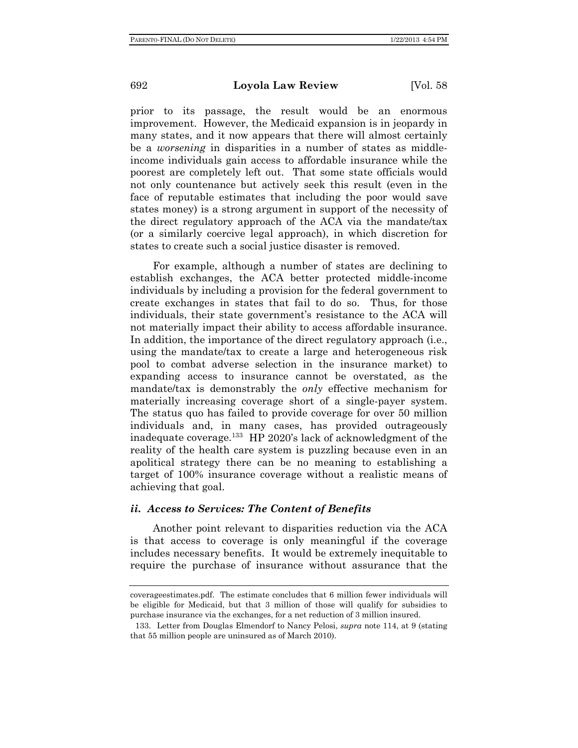prior to its passage, the result would be an enormous improvement. However, the Medicaid expansion is in jeopardy in many states, and it now appears that there will almost certainly be a *worsening* in disparities in a number of states as middle-income individuals gain access to affordable insurance while the poorest are completely left out. That some state officials would not only countenance but actively seek this result (even in the face of reputable estimates that including the poor would save states money) is a strong argument in support of the necessity of the direct regulatory approach of the ACA via the mandate/tax (or a similarly coercive legal approach), in which discretion for states to create such a social justice disaster is removed.

For example, although a number of states are declining to establish exchanges, the ACA better protected middle-income individuals by including a provision for the federal government to create exchanges in states that fail to do so. Thus, for those individuals, their state government's resistance to the ACA will not materially impact their ability to access affordable insurance. In addition, the importance of the direct regulatory approach (i.e., using the mandate/tax to create a large and heterogeneous risk pool to combat adverse selection in the insurance market) to expanding access to insurance cannot be overstated, as the mandate/tax is demonstrably the *only* effective mechanism for materially increasing coverage short of a single-payer system. The status quo has failed to provide coverage for over 50 million individuals and, in many cases, has provided outrageously inadequate coverage.[133] HP 2020's lack of acknowledgment of the reality of the health care system is puzzling because even in an apolitical strategy there can be no meaning to establishing a target of 100% insurance coverage without a realistic means of achieving that goal.

### *ii. Access to Services: The Content of Benefits*

Another point relevant to disparities reduction via the ACA is that access to coverage is only meaningful if the coverage includes necessary benefits. It would be extremely inequitable to require the purchase of insurance without assurance that the

---

coverageestimates.pdf. The estimate concludes that 6 million fewer individuals will be eligible for Medicaid, but that 3 million of those will qualify for subsidies to purchase insurance via the exchanges, for a net reduction of 3 million insured.

133. Letter from Douglas Elmendorf to Nancy Pelosi, *supra* note 114, at 9 (stating that 55 million people are uninsured as of March 2010).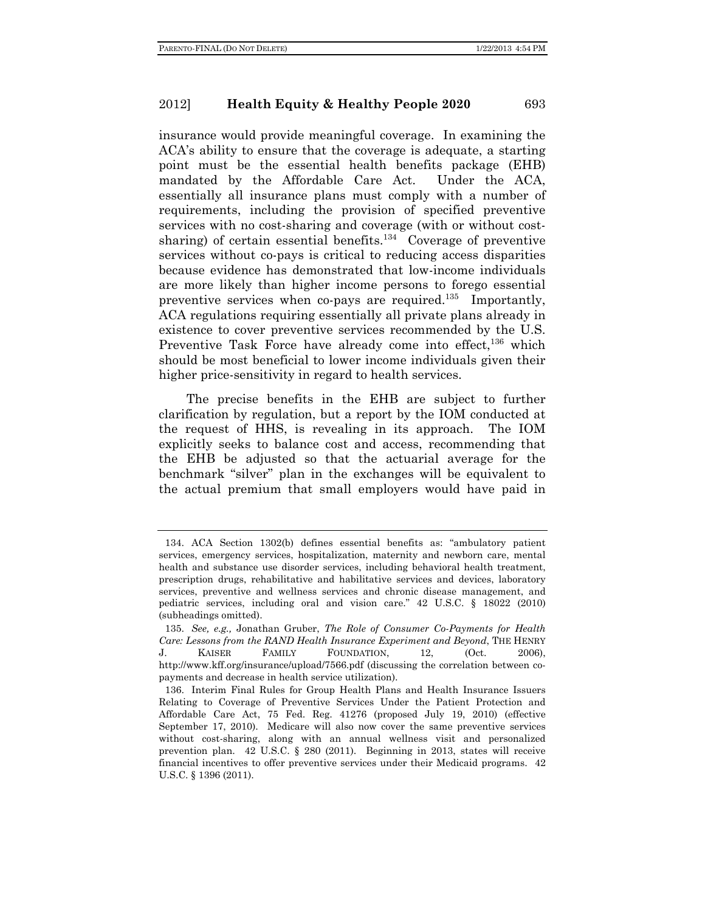insurance would provide meaningful coverage. In examining the ACA's ability to ensure that the coverage is adequate, a starting point must be the essential health benefits package (EHB) mandated by the Affordable Care Act. Under the ACA, essentially all insurance plans must comply with a number of requirements, including the provision of specified preventive services with no cost-sharing and coverage (with or without cost-sharing) of certain essential benefits.[134] Coverage of preventive services without co-pays is critical to reducing access disparities because evidence has demonstrated that low-income individuals are more likely than higher income persons to forego essential preventive services when co-pays are required.[135] Importantly, ACA regulations requiring essentially all private plans already in existence to cover preventive services recommended by the U.S. Preventive Task Force have already come into effect,[136] which should be most beneficial to lower income individuals given their higher price-sensitivity in regard to health services.

The precise benefits in the EHB are subject to further clarification by regulation, but a report by the IOM conducted at the request of HHS, is revealing in its approach. The IOM explicitly seeks to balance cost and access, recommending that the EHB be adjusted so that the actuarial average for the benchmark "silver" plan in the exchanges will be equivalent to the actual premium that small employers would have paid in

---

134. ACA Section 1302(b) defines essential benefits as: "ambulatory patient services, emergency services, hospitalization, maternity and newborn care, mental health and substance use disorder services, including behavioral health treatment, prescription drugs, rehabilitative and habilitative services and devices, laboratory services, preventive and wellness services and chronic disease management, and pediatric services, including oral and vision care." 42 U.S.C. § 18022 (2010) (subheadings omitted).

135. *See, e.g.,* Jonathan Gruber, *The Role of Consumer Co-Payments for Health Care: Lessons from the RAND Health Insurance Experiment and Beyond*, THE HENRY J. KAISER FAMILY FOUNDATION, 12, (Oct. 2006), http://www.kff.org/insurance/upload/7566.pdf (discussing the correlation between co-payments and decrease in health service utilization).

136. Interim Final Rules for Group Health Plans and Health Insurance Issuers Relating to Coverage of Preventive Services Under the Patient Protection and Affordable Care Act, 75 Fed. Reg. 41276 (proposed July 19, 2010) (effective September 17, 2010). Medicare will also now cover the same preventive services without cost-sharing, along with an annual wellness visit and personalized prevention plan. 42 U.S.C. § 280 (2011). Beginning in 2013, states will receive financial incentives to offer preventive services under their Medicaid programs. 42 U.S.C. § 1396 (2011).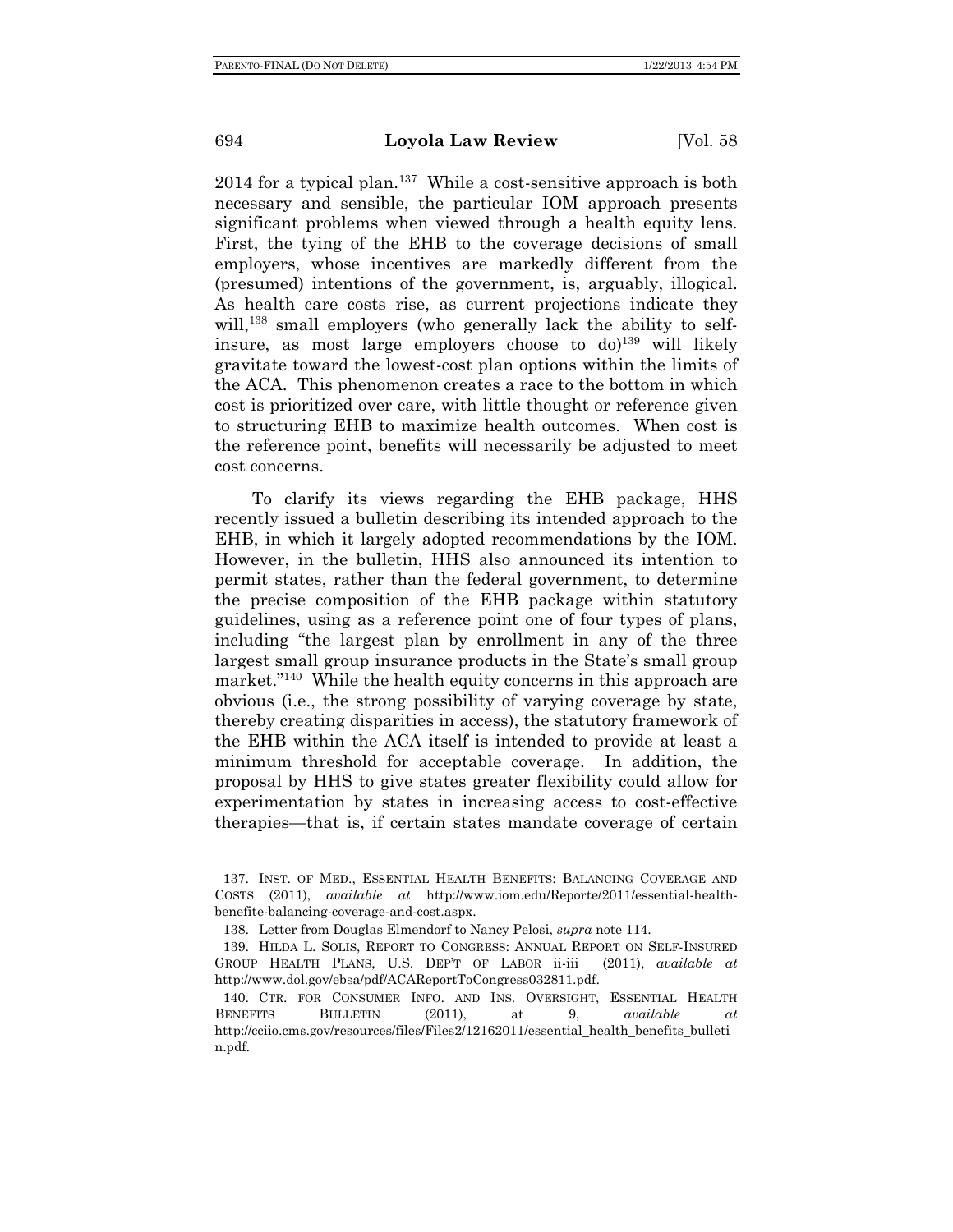2014 for a typical plan.[137] While a cost-sensitive approach is both necessary and sensible, the particular IOM approach presents significant problems when viewed through a health equity lens. First, the tying of the EHB to the coverage decisions of small employers, whose incentives are markedly different from the (presumed) intentions of the government, is, arguably, illogical. As health care costs rise, as current projections indicate they will,[138] small employers (who generally lack the ability to self-insure, as most large employers choose to do)[139] will likely gravitate toward the lowest-cost plan options within the limits of the ACA. This phenomenon creates a race to the bottom in which cost is prioritized over care, with little thought or reference given to structuring EHB to maximize health outcomes. When cost is the reference point, benefits will necessarily be adjusted to meet cost concerns.

To clarify its views regarding the EHB package, HHS recently issued a bulletin describing its intended approach to the EHB, in which it largely adopted recommendations by the IOM. However, in the bulletin, HHS also announced its intention to permit states, rather than the federal government, to determine the precise composition of the EHB package within statutory guidelines, using as a reference point one of four types of plans, including "the largest plan by enrollment in any of the three largest small group insurance products in the State's small group market."[140] While the health equity concerns in this approach are obvious (i.e., the strong possibility of varying coverage by state, thereby creating disparities in access), the statutory framework of the EHB within the ACA itself is intended to provide at least a minimum threshold for acceptable coverage. In addition, the proposal by HHS to give states greater flexibility could allow for experimentation by states in increasing access to cost-effective therapies—that is, if certain states mandate coverage of certain

---

137. INST. OF MED., ESSENTIAL HEALTH BENEFITS: BALANCING COVERAGE AND COSTS (2011), *available at* http://www.iom.edu/Reporte/2011/essential-health-benefite-balancing-coverage-and-cost.aspx.

138. Letter from Douglas Elmendorf to Nancy Pelosi, *supra* note 114.

139. HILDA L. SOLIS, REPORT TO CONGRESS: ANNUAL REPORT ON SELF-INSURED GROUP HEALTH PLANS, U.S. DEP'T OF LABOR ii-iii (2011), *available at* http://www.dol.gov/ebsa/pdf/ACAReportToCongress032811.pdf.

140. CTR. FOR CONSUMER INFO. AND INS. OVERSIGHT, ESSENTIAL HEALTH BENEFITS BULLETIN (2011), at 9, *available at* http://cciio.cms.gov/resources/files/Files2/12162011/essential_health_benefits_bulletin.pdf.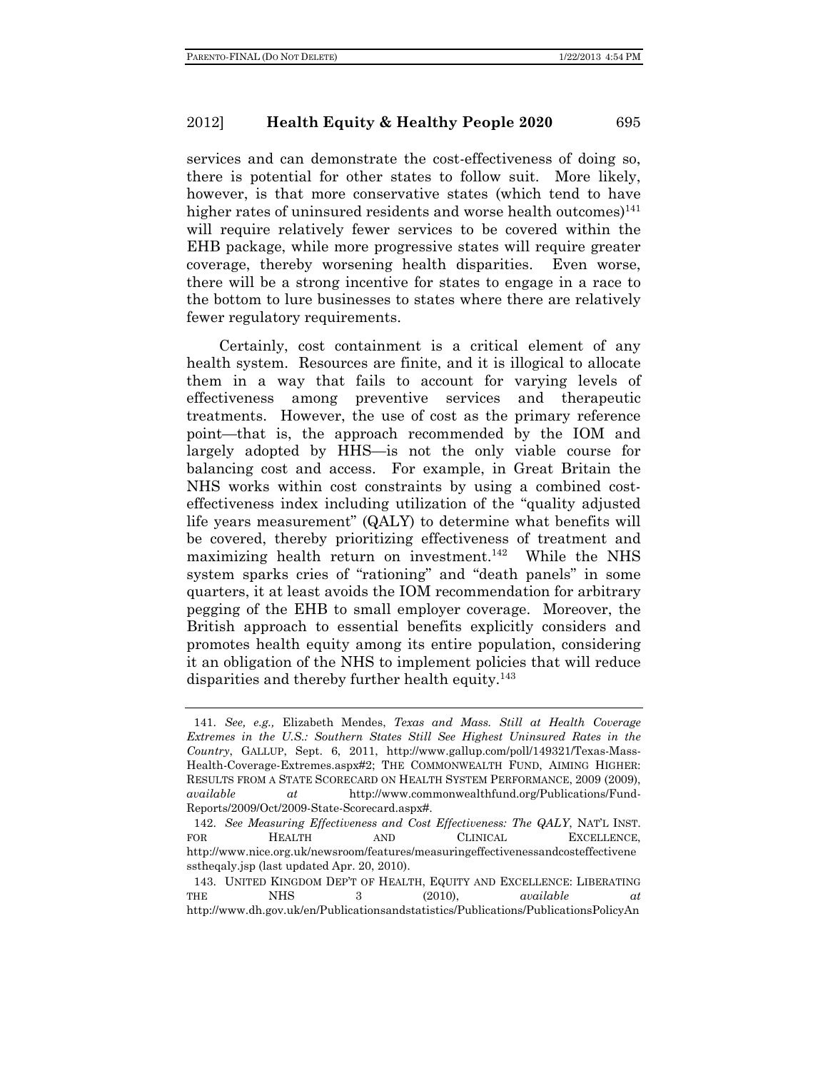services and can demonstrate the cost-effectiveness of doing so, there is potential for other states to follow suit. More likely, however, is that more conservative states (which tend to have higher rates of uninsured residents and worse health outcomes)[141] will require relatively fewer services to be covered within the EHB package, while more progressive states will require greater coverage, thereby worsening health disparities. Even worse, there will be a strong incentive for states to engage in a race to the bottom to lure businesses to states where there are relatively fewer regulatory requirements.

Certainly, cost containment is a critical element of any health system. Resources are finite, and it is illogical to allocate them in a way that fails to account for varying levels of effectiveness among preventive services and therapeutic treatments. However, the use of cost as the primary reference point—that is, the approach recommended by the IOM and largely adopted by HHS—is not the only viable course for balancing cost and access. For example, in Great Britain the NHS works within cost constraints by using a combined cost-effectiveness index including utilization of the "quality adjusted life years measurement" (QALY) to determine what benefits will be covered, thereby prioritizing effectiveness of treatment and maximizing health return on investment.[142] While the NHS system sparks cries of "rationing" and "death panels" in some quarters, it at least avoids the IOM recommendation for arbitrary pegging of the EHB to small employer coverage. Moreover, the British approach to essential benefits explicitly considers and promotes health equity among its entire population, considering it an obligation of the NHS to implement policies that will reduce disparities and thereby further health equity.[143]

---

141. *See, e.g.,* Elizabeth Mendes, *Texas and Mass. Still at Health Coverage Extremes in the U.S.: Southern States Still See Highest Uninsured Rates in the Country*, GALLUP, Sept. 6, 2011, http://www.gallup.com/poll/149321/Texas-Mass-Health-Coverage-Extremes.aspx#2; THE COMMONWEALTH FUND, AIMING HIGHER: RESULTS FROM A STATE SCORECARD ON HEALTH SYSTEM PERFORMANCE, 2009 (2009), *available at* http://www.commonwealthfund.org/Publications/Fund-Reports/2009/Oct/2009-State-Scorecard.aspx#.

142. *See Measuring Effectiveness and Cost Effectiveness: The QALY*, NAT'L INST. FOR HEALTH AND CLINICAL EXCELLENCE, http://www.nice.org.uk/newsroom/features/measuringeffectivenessandcosteffectivenesstheqaly.jsp (last updated Apr. 20, 2010).

143. UNITED KINGDOM DEP'T OF HEALTH, EQUITY AND EXCELLENCE: LIBERATING THE NHS 3 (2010), *available at* http://www.dh.gov.uk/en/Publicationsandstatistics/Publications/PublicationsPolicyAn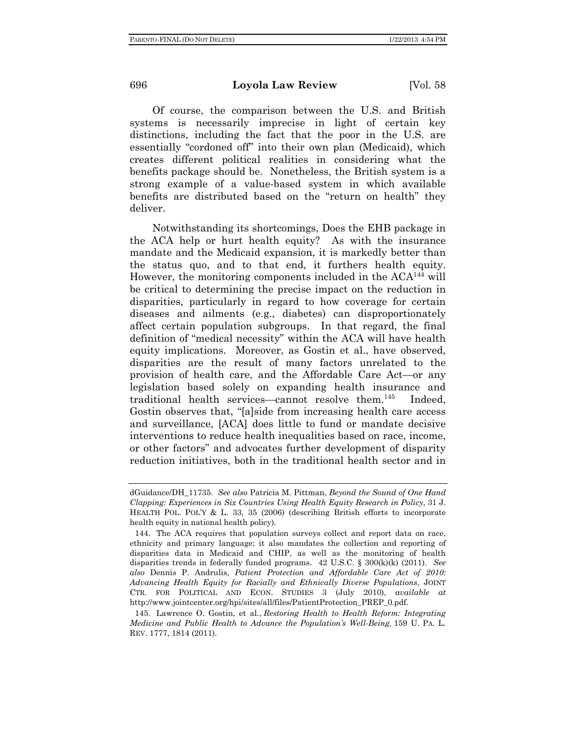Of course, the comparison between the U.S. and British systems is necessarily imprecise in light of certain key distinctions, including the fact that the poor in the U.S. are essentially "cordoned off" into their own plan (Medicaid), which creates different political realities in considering what the benefits package should be. Nonetheless, the British system is a strong example of a value-based system in which available benefits are distributed based on the "return on health" they deliver.

Notwithstanding its shortcomings, Does the EHB package in the ACA help or hurt health equity? As with the insurance mandate and the Medicaid expansion, it is markedly better than the status quo, and to that end, it furthers health equity. However, the monitoring components included in the ACA[144] will be critical to determining the precise impact on the reduction in disparities, particularly in regard to how coverage for certain diseases and ailments (e.g., diabetes) can disproportionately affect certain population subgroups. In that regard, the final definition of "medical necessity" within the ACA will have health equity implications. Moreover, as Gostin et al., have observed, disparities are the result of many factors unrelated to the provision of health care, and the Affordable Care Act—or any legislation based solely on expanding health insurance and traditional health services—cannot resolve them.[145] Indeed, Gostin observes that, "[a]side from increasing health care access and surveillance, [ACA] does little to fund or mandate decisive interventions to reduce health inequalities based on race, income, or other factors" and advocates further development of disparity reduction initiatives, both in the traditional health sector and in

---

dGuidance/DH_11735. *See also* Patricia M. Pittman, *Beyond the Sound of One Hand Clapping: Experiences in Six Countries Using Health Equity Research in Policy*, 31 J. HEALTH POL. POL'Y & L. 33, 35 (2006) (describing British efforts to incorporate health equity in national health policy).

144. The ACA requires that population surveys collect and report data on race, ethnicity and primary language; it also mandates the collection and reporting of disparities data in Medicaid and CHIP, as well as the monitoring of health disparities trends in federally funded programs. 42 U.S.C. § 300(k)(k) (2011). *See also* Dennis P. Andrulis, *Patient Protection and Affordable Care Act of 2010: Advancing Health Equity for Racially and Ethnically Diverse Populations*, JOINT CTR. FOR POLITICAL AND ECON. STUDIES 3 (July 2010), *available at* http://www.jointcenter.org/hpi/sites/all/files/PatientProtection_PREP_0.pdf.

145. Lawrence O. Gostin, et al., *Restoring Health to Health Reform: Integrating Medicine and Public Health to Advance the Population's Well-Being,* 159 U. PA. L. REV. 1777, 1814 (2011).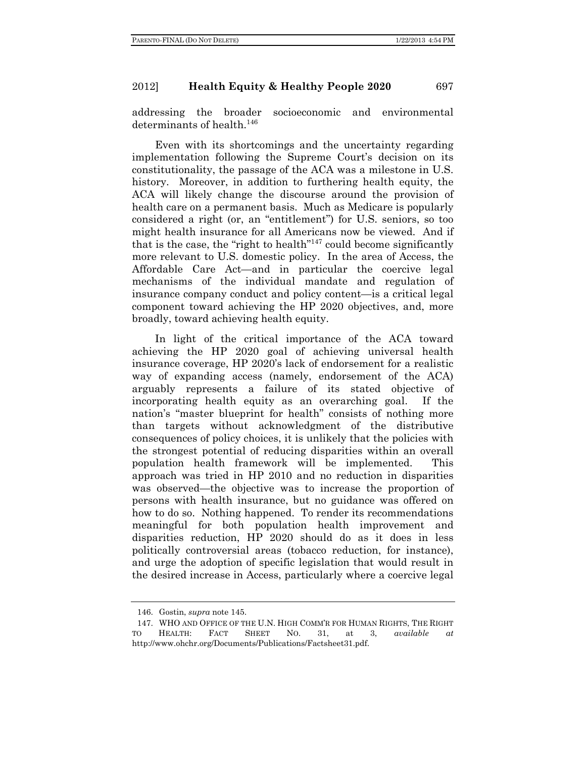addressing the broader socioeconomic and environmental determinants of health.[146]

Even with its shortcomings and the uncertainty regarding implementation following the Supreme Court's decision on its constitutionality, the passage of the ACA was a milestone in U.S. history. Moreover, in addition to furthering health equity, the ACA will likely change the discourse around the provision of health care on a permanent basis. Much as Medicare is popularly considered a right (or, an "entitlement") for U.S. seniors, so too might health insurance for all Americans now be viewed. And if that is the case, the "right to health"[147] could become significantly more relevant to U.S. domestic policy. In the area of Access, the Affordable Care Act—and in particular the coercive legal mechanisms of the individual mandate and regulation of insurance company conduct and policy content—is a critical legal component toward achieving the HP 2020 objectives, and, more broadly, toward achieving health equity.

In light of the critical importance of the ACA toward achieving the HP 2020 goal of achieving universal health insurance coverage, HP 2020's lack of endorsement for a realistic way of expanding access (namely, endorsement of the ACA) arguably represents a failure of its stated objective of incorporating health equity as an overarching goal. If the nation's "master blueprint for health" consists of nothing more than targets without acknowledgment of the distributive consequences of policy choices, it is unlikely that the policies with the strongest potential of reducing disparities within an overall population health framework will be implemented. This approach was tried in HP 2010 and no reduction in disparities was observed—the objective was to increase the proportion of persons with health insurance, but no guidance was offered on how to do so. Nothing happened. To render its recommendations meaningful for both population health improvement and disparities reduction, HP 2020 should do as it does in less politically controversial areas (tobacco reduction, for instance), and urge the adoption of specific legislation that would result in the desired increase in Access, particularly where a coercive legal

---

146. Gostin, *supra* note 145.

147. WHO AND OFFICE OF THE U.N. HIGH COMM'R FOR HUMAN RIGHTS, THE RIGHT TO HEALTH: FACT SHEET NO. 31, at 3, *available at* http://www.ohchr.org/Documents/Publications/Factsheet31.pdf.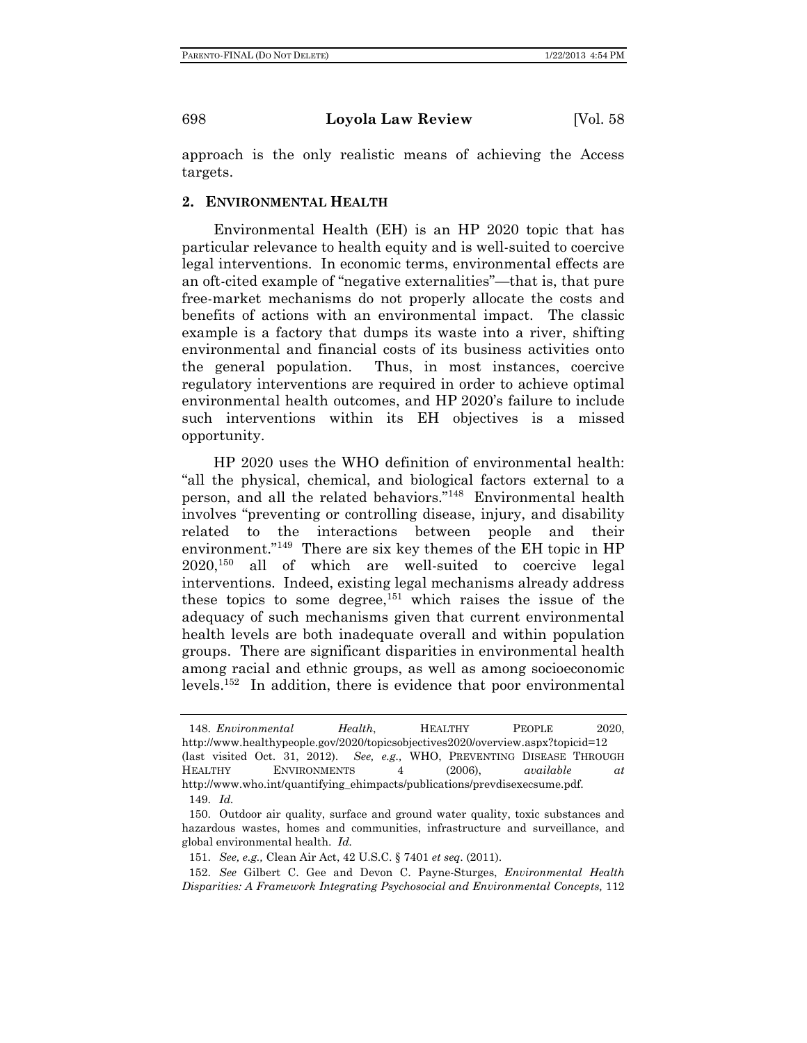approach is the only realistic means of achieving the Access targets.

### 2. Environmental Health

Environmental Health (EH) is an HP 2020 topic that has particular relevance to health equity and is well-suited to coercive legal interventions. In economic terms, environmental effects are an oft-cited example of "negative externalities"—that is, that pure free-market mechanisms do not properly allocate the costs and benefits of actions with an environmental impact. The classic example is a factory that dumps its waste into a river, shifting environmental and financial costs of its business activities onto the general population. Thus, in most instances, coercive regulatory interventions are required in order to achieve optimal environmental health outcomes, and HP 2020's failure to include such interventions within its EH objectives is a missed opportunity.

HP 2020 uses the WHO definition of environmental health: "all the physical, chemical, and biological factors external to a person, and all the related behaviors."[148] Environmental health involves "preventing or controlling disease, injury, and disability related to the interactions between people and their environment."[149] There are six key themes of the EH topic in HP 2020,[150] all of which are well-suited to coercive legal interventions. Indeed, existing legal mechanisms already address these topics to some degree,[151] which raises the issue of the adequacy of such mechanisms given that current environmental health levels are both inadequate overall and within population groups. There are significant disparities in environmental health among racial and ethnic groups, as well as among socioeconomic levels.[152] In addition, there is evidence that poor environmental

---

148. *Environmental Health*, HEALTHY PEOPLE 2020, http://www.healthypeople.gov/2020/topicsobjectives2020/overview.aspx?topicid=12 (last visited Oct. 31, 2012). *See, e.g.*, WHO, PREVENTING DISEASE THROUGH HEALTHY ENVIRONMENTS 4 (2006), *available at* http://www.who.int/quantifying_ehimpacts/publications/prevdisexecsume.pdf.

149. *Id.*

150. Outdoor air quality, surface and ground water quality, toxic substances and hazardous wastes, homes and communities, infrastructure and surveillance, and global environmental health. *Id.*

151. *See, e.g.,* Clean Air Act, 42 U.S.C. § 7401 *et seq*. (2011).

152. *See* Gilbert C. Gee and Devon C. Payne-Sturges, *Environmental Health Disparities: A Framework Integrating Psychosocial and Environmental Concepts,* 112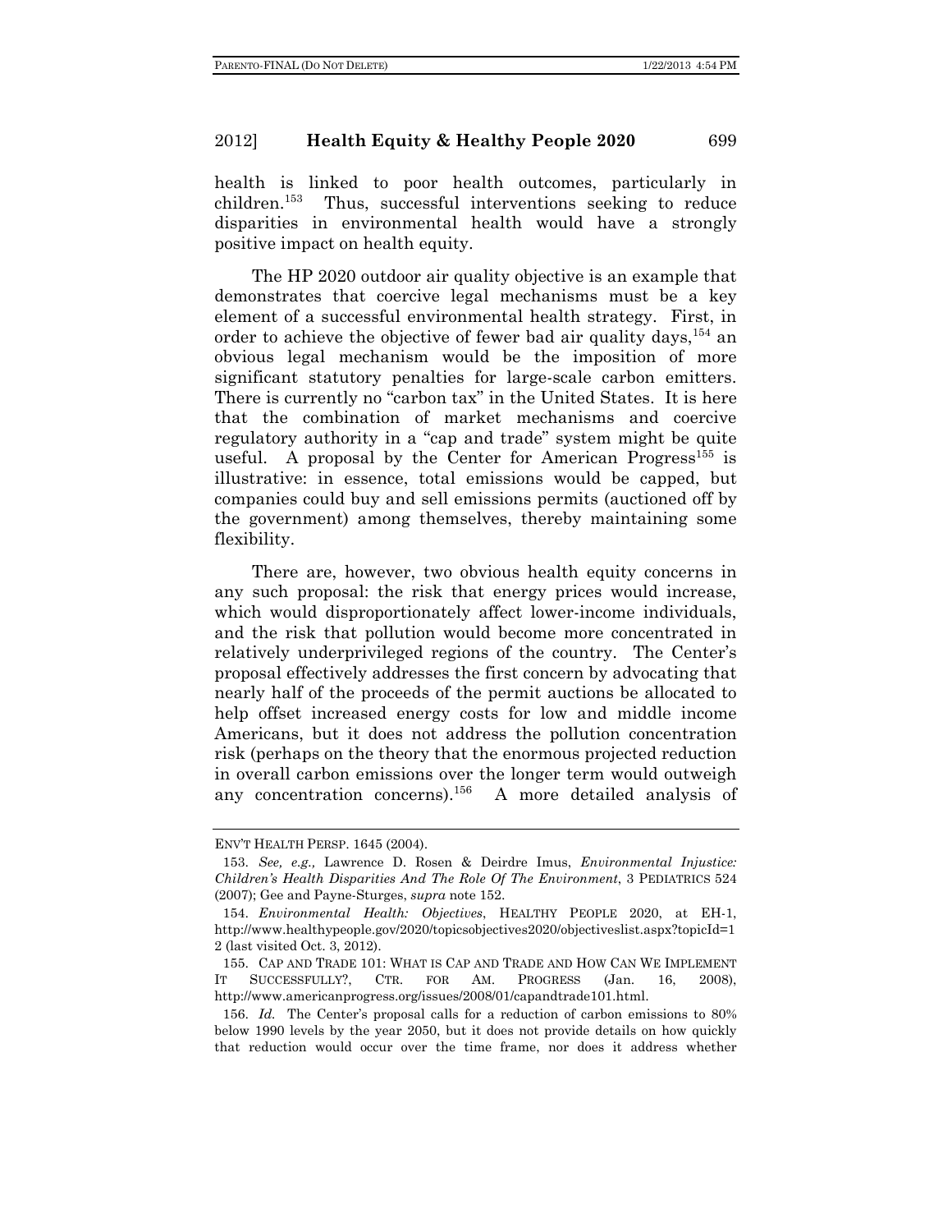health is linked to poor health outcomes, particularly in children.[153] Thus, successful interventions seeking to reduce disparities in environmental health would have a strongly positive impact on health equity.

The HP 2020 outdoor air quality objective is an example that demonstrates that coercive legal mechanisms must be a key element of a successful environmental health strategy. First, in order to achieve the objective of fewer bad air quality days,[154] an obvious legal mechanism would be the imposition of more significant statutory penalties for large-scale carbon emitters. There is currently no "carbon tax" in the United States. It is here that the combination of market mechanisms and coercive regulatory authority in a "cap and trade" system might be quite useful. A proposal by the Center for American Progress[155] is illustrative: in essence, total emissions would be capped, but companies could buy and sell emissions permits (auctioned off by the government) among themselves, thereby maintaining some flexibility.

There are, however, two obvious health equity concerns in any such proposal: the risk that energy prices would increase, which would disproportionately affect lower-income individuals, and the risk that pollution would become more concentrated in relatively underprivileged regions of the country. The Center's proposal effectively addresses the first concern by advocating that nearly half of the proceeds of the permit auctions be allocated to help offset increased energy costs for low and middle income Americans, but it does not address the pollution concentration risk (perhaps on the theory that the enormous projected reduction in overall carbon emissions over the longer term would outweigh any concentration concerns).[156] A more detailed analysis of

---

ENV'T HEALTH PERSP. 1645 (2004).

153. *See, e.g.,* Lawrence D. Rosen & Deirdre Imus, *Environmental Injustice: Children's Health Disparities And The Role Of The Environment*, 3 PEDIATRICS 524 (2007); Gee and Payne-Sturges, *supra* note 152.

154. *Environmental Health: Objectives*, HEALTHY PEOPLE 2020, at EH-1, http://www.healthypeople.gov/2020/topicsobjectives2020/objectiveslist.aspx?topicId=12 (last visited Oct. 3, 2012).

155. CAP AND TRADE 101: WHAT IS CAP AND TRADE AND HOW CAN WE IMPLEMENT IT SUCCESSFULLY?, CTR. FOR AM. PROGRESS (Jan. 16, 2008), http://www.americanprogress.org/issues/2008/01/capandtrade101.html.

156. *Id.* The Center's proposal calls for a reduction of carbon emissions to 80% below 1990 levels by the year 2050, but it does not provide details on how quickly that reduction would occur over the time frame, nor does it address whether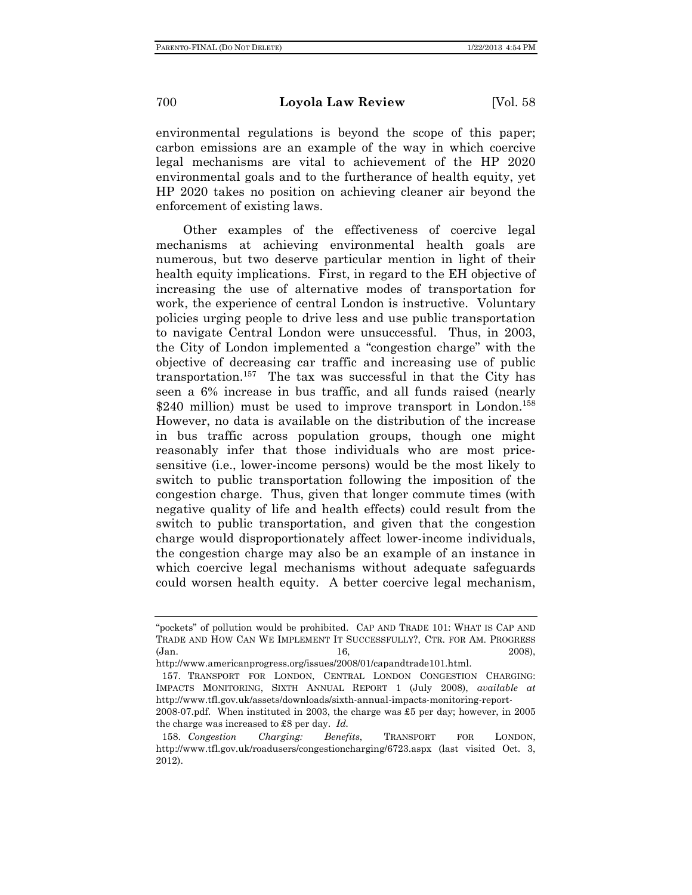environmental regulations is beyond the scope of this paper; carbon emissions are an example of the way in which coercive legal mechanisms are vital to achievement of the HP 2020 environmental goals and to the furtherance of health equity, yet HP 2020 takes no position on achieving cleaner air beyond the enforcement of existing laws.

Other examples of the effectiveness of coercive legal mechanisms at achieving environmental health goals are numerous, but two deserve particular mention in light of their health equity implications. First, in regard to the EH objective of increasing the use of alternative modes of transportation for work, the experience of central London is instructive. Voluntary policies urging people to drive less and use public transportation to navigate Central London were unsuccessful. Thus, in 2003, the City of London implemented a "congestion charge" with the objective of decreasing car traffic and increasing use of public transportation.[157] The tax was successful in that the City has seen a 6% increase in bus traffic, and all funds raised (nearly $240 million) must be used to improve transport in London.[158] However, no data is available on the distribution of the increase in bus traffic across population groups, though one might reasonably infer that those individuals who are most price-sensitive (i.e., lower-income persons) would be the most likely to switch to public transportation following the imposition of the congestion charge. Thus, given that longer commute times (with negative quality of life and health effects) could result from the switch to public transportation, and given that the congestion charge would disproportionately affect lower-income individuals, the congestion charge may also be an example of an instance in which coercive legal mechanisms without adequate safeguards could worsen health equity. A better coercive legal mechanism,

---

"pockets" of pollution would be prohibited. CAP AND TRADE 101: WHAT IS CAP AND TRADE AND HOW CAN WE IMPLEMENT IT SUCCESSFULLY?, CTR. FOR AM. PROGRESS (Jan. 16, 2008), http://www.americanprogress.org/issues/2008/01/capandtrade101.html.

157. TRANSPORT FOR LONDON, CENTRAL LONDON CONGESTION CHARGING: IMPACTS MONITORING, SIXTH ANNUAL REPORT 1 (July 2008), *available at* http://www.tfl.gov.uk/assets/downloads/sixth-annual-impacts-monitoring-report-2008-07.pdf. When instituted in 2003, the charge was £5 per day; however, in 2005 the charge was increased to £8 per day. *Id.*

158. *Congestion Charging: Benefits*, TRANSPORT FOR LONDON, http://www.tfl.gov.uk/roadusers/congestioncharging/6723.aspx (last visited Oct. 3, 2012).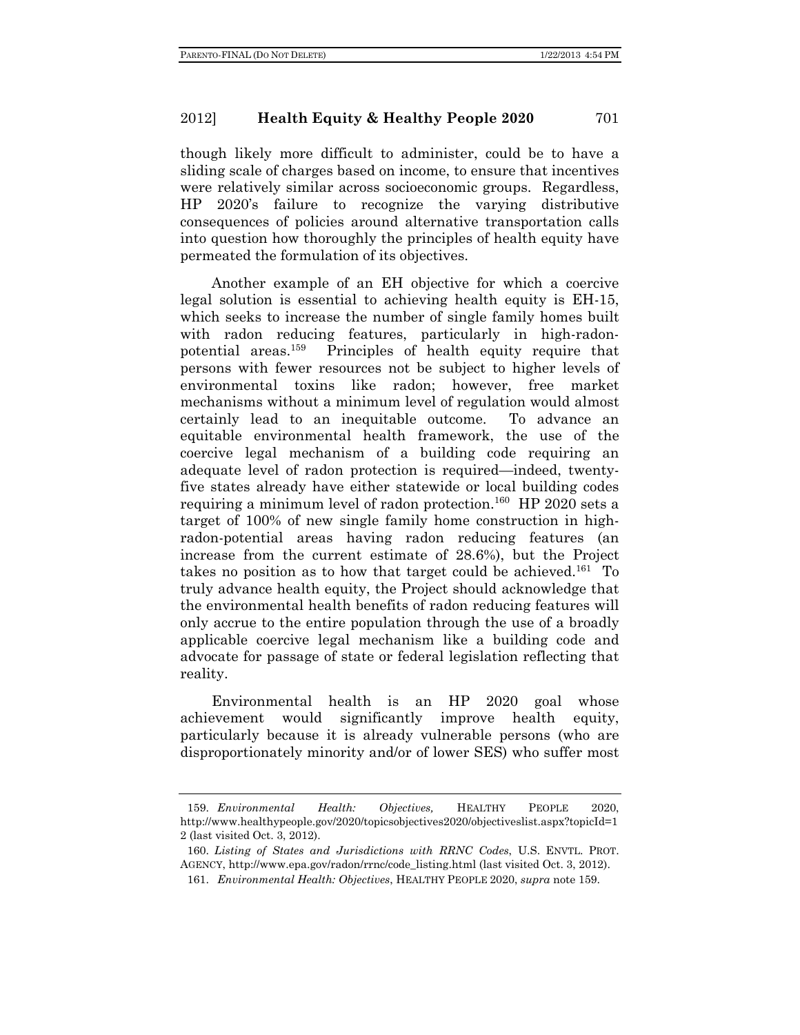though likely more difficult to administer, could be to have a sliding scale of charges based on income, to ensure that incentives were relatively similar across socioeconomic groups. Regardless, HP 2020's failure to recognize the varying distributive consequences of policies around alternative transportation calls into question how thoroughly the principles of health equity have permeated the formulation of its objectives.

Another example of an EH objective for which a coercive legal solution is essential to achieving health equity is EH-15, which seeks to increase the number of single family homes built with radon reducing features, particularly in high-radon-potential areas.[159] Principles of health equity require that persons with fewer resources not be subject to higher levels of environmental toxins like radon; however, free market mechanisms without a minimum level of regulation would almost certainly lead to an inequitable outcome. To advance an equitable environmental health framework, the use of the coercive legal mechanism of a building code requiring an adequate level of radon protection is required—indeed, twenty-five states already have either statewide or local building codes requiring a minimum level of radon protection.[160] HP 2020 sets a target of 100% of new single family home construction in high-radon-potential areas having radon reducing features (an increase from the current estimate of 28.6%), but the Project takes no position as to how that target could be achieved.[161] To truly advance health equity, the Project should acknowledge that the environmental health benefits of radon reducing features will only accrue to the entire population through the use of a broadly applicable coercive legal mechanism like a building code and advocate for passage of state or federal legislation reflecting that reality.

Environmental health is an HP 2020 goal whose achievement would significantly improve health equity, particularly because it is already vulnerable persons (who are disproportionately minority and/or of lower SES) who suffer most

---

159. *Environmental Health: Objectives,* HEALTHY PEOPLE 2020, http://www.healthypeople.gov/2020/topicsobjectives2020/objectiveslist.aspx?topicId=12 (last visited Oct. 3, 2012).

160. *Listing of States and Jurisdictions with RRNC Codes*, U.S. ENVTL. PROT. AGENCY, http://www.epa.gov/radon/rrnc/code_listing.html (last visited Oct. 3, 2012).

161. *Environmental Health: Objectives*, HEALTHY PEOPLE 2020, *supra* note 159.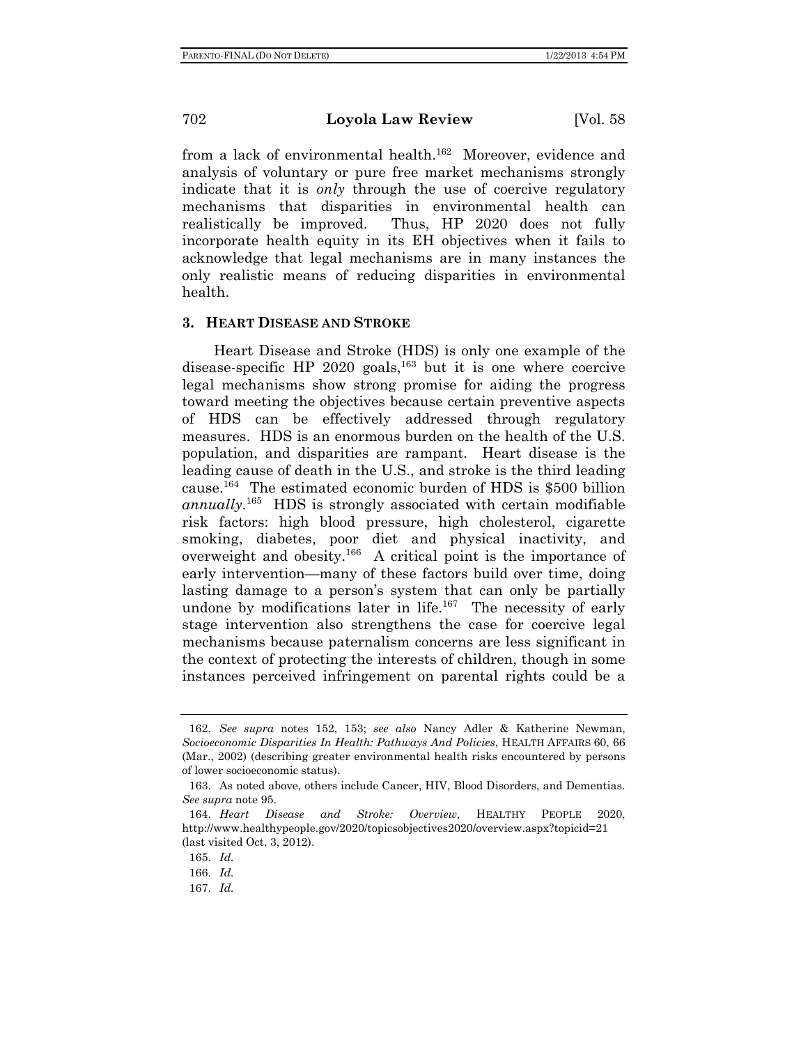from a lack of environmental health.[162] Moreover, evidence and analysis of voluntary or pure free market mechanisms strongly indicate that it is *only* through the use of coercive regulatory mechanisms that disparities in environmental health can realistically be improved. Thus, HP 2020 does not fully incorporate health equity in its EH objectives when it fails to acknowledge that legal mechanisms are in many instances the only realistic means of reducing disparities in environmental health.

### 3. HEART DISEASE AND STROKE

Heart Disease and Stroke (HDS) is only one example of the disease-specific HP 2020 goals,[163] but it is one where coercive legal mechanisms show strong promise for aiding the progress toward meeting the objectives because certain preventive aspects of HDS can be effectively addressed through regulatory measures. HDS is an enormous burden on the health of the U.S. population, and disparities are rampant. Heart disease is the leading cause of death in the U.S., and stroke is the third leading cause.[164] The estimated economic burden of HDS is $500 billion *annually*.[165] HDS is strongly associated with certain modifiable risk factors: high blood pressure, high cholesterol, cigarette smoking, diabetes, poor diet and physical inactivity, and overweight and obesity.[166] A critical point is the importance of early intervention—many of these factors build over time, doing lasting damage to a person's system that can only be partially undone by modifications later in life.[167] The necessity of early stage intervention also strengthens the case for coercive legal mechanisms because paternalism concerns are less significant in the context of protecting the interests of children, though in some instances perceived infringement on parental rights could be a

---

162. *See supra* notes 152, 153; *see also* Nancy Adler & Katherine Newman, *Socioeconomic Disparities In Health: Pathways And Policies*, HEALTH AFFAIRS 60, 66 (Mar., 2002) (describing greater environmental health risks encountered by persons of lower socioeconomic status).

163. As noted above, others include Cancer, HIV, Blood Disorders, and Dementias. *See supra* note 95.

164. *Heart Disease and Stroke: Overview,* HEALTHY PEOPLE 2020, http://www.healthypeople.gov/2020/topicsobjectives2020/overview.aspx?topicid=21 (last visited Oct. 3, 2012).

165. *Id.*

166. *Id.*

167. *Id.*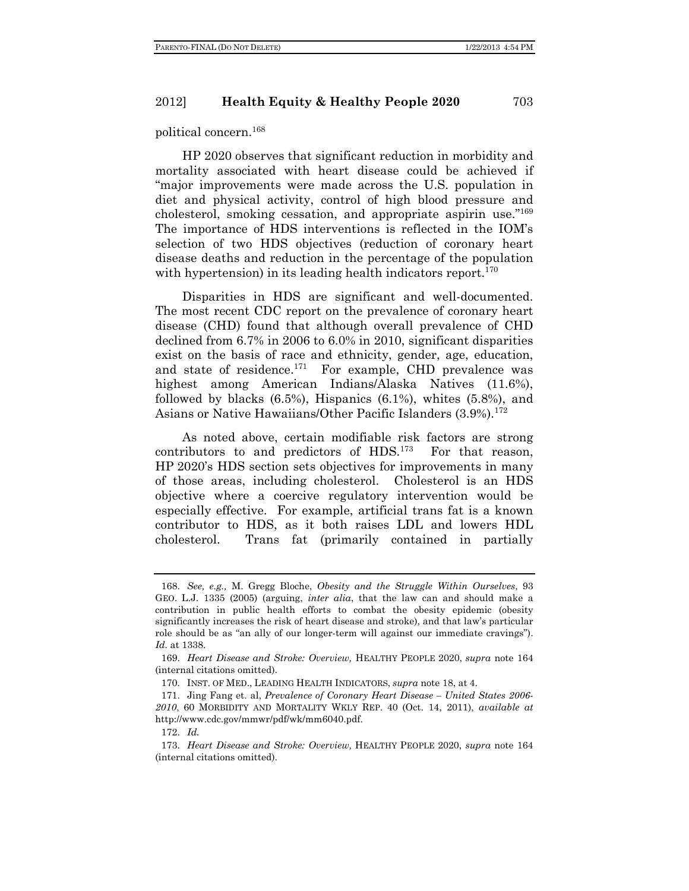political concern.[168]

HP 2020 observes that significant reduction in morbidity and mortality associated with heart disease could be achieved if "major improvements were made across the U.S. population in diet and physical activity, control of high blood pressure and cholesterol, smoking cessation, and appropriate aspirin use."[169] The importance of HDS interventions is reflected in the IOM's selection of two HDS objectives (reduction of coronary heart disease deaths and reduction in the percentage of the population with hypertension) in its leading health indicators report.[170]

Disparities in HDS are significant and well-documented. The most recent CDC report on the prevalence of coronary heart disease (CHD) found that although overall prevalence of CHD declined from 6.7% in 2006 to 6.0% in 2010, significant disparities exist on the basis of race and ethnicity, gender, age, education, and state of residence.[171] For example, CHD prevalence was highest among American Indians/Alaska Natives (11.6%), followed by blacks (6.5%), Hispanics (6.1%), whites (5.8%), and Asians or Native Hawaiians/Other Pacific Islanders (3.9%).[172]

As noted above, certain modifiable risk factors are strong contributors to and predictors of HDS.[173] For that reason, HP 2020's HDS section sets objectives for improvements in many of those areas, including cholesterol. Cholesterol is an HDS objective where a coercive regulatory intervention would be especially effective. For example, artificial trans fat is a known contributor to HDS, as it both raises LDL and lowers HDL cholesterol. Trans fat (primarily contained in partially

---

168. *See, e.g.,* M. Gregg Bloche, *Obesity and the Struggle Within Ourselves*, 93 GEO. L.J. 1335 (2005) (arguing, *inter alia*, that the law can and should make a contribution in public health efforts to combat the obesity epidemic (obesity significantly increases the risk of heart disease and stroke), and that law's particular role should be as "an ally of our longer-term will against our immediate cravings"). *Id.* at 1338.

169. *Heart Disease and Stroke: Overview,* HEALTHY PEOPLE 2020, *supra* note 164 (internal citations omitted).

170. INST. OF MED., LEADING HEALTH INDICATORS, *supra* note 18, at 4.

171. Jing Fang et. al, *Prevalence of Coronary Heart Disease – United States 2006-2010*, 60 MORBIDITY AND MORTALITY WKLY REP. 40 (Oct. 14, 2011), *available at* http://www.cdc.gov/mmwr/pdf/wk/mm6040.pdf.

172. *Id.*

173. *Heart Disease and Stroke: Overview,* HEALTHY PEOPLE 2020, *supra* note 164 (internal citations omitted).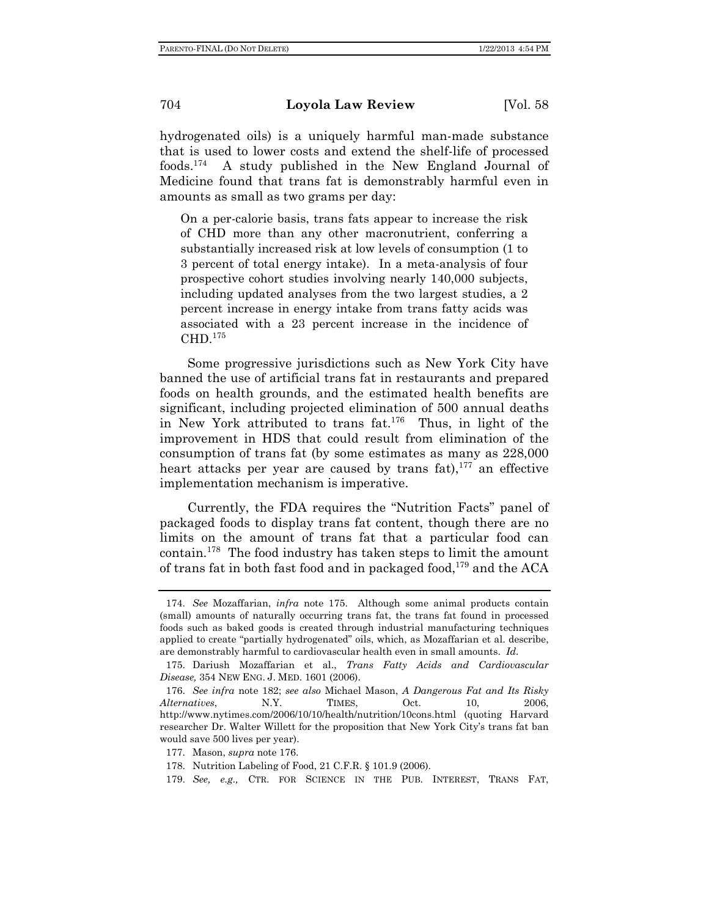hydrogenated oils) is a uniquely harmful man-made substance that is used to lower costs and extend the shelf-life of processed foods.[174] A study published in the New England Journal of Medicine found that trans fat is demonstrably harmful even in amounts as small as two grams per day:

> On a per-calorie basis, trans fats appear to increase the risk of CHD more than any other macronutrient, conferring a substantially increased risk at low levels of consumption (1 to 3 percent of total energy intake). In a meta-analysis of four prospective cohort studies involving nearly 140,000 subjects, including updated analyses from the two largest studies, a 2 percent increase in energy intake from trans fatty acids was associated with a 23 percent increase in the incidence of CHD.[175]

Some progressive jurisdictions such as New York City have banned the use of artificial trans fat in restaurants and prepared foods on health grounds, and the estimated health benefits are significant, including projected elimination of 500 annual deaths in New York attributed to trans fat.[176] Thus, in light of the improvement in HDS that could result from elimination of the consumption of trans fat (by some estimates as many as 228,000 heart attacks per year are caused by trans fat),[177] an effective implementation mechanism is imperative.

Currently, the FDA requires the "Nutrition Facts" panel of packaged foods to display trans fat content, though there are no limits on the amount of trans fat that a particular food can contain.[178] The food industry has taken steps to limit the amount of trans fat in both fast food and in packaged food,[179] and the ACA

---

174. *See* Mozaffarian, *infra* note 175. Although some animal products contain (small) amounts of naturally occurring trans fat, the trans fat found in processed foods such as baked goods is created through industrial manufacturing techniques applied to create "partially hydrogenated" oils, which, as Mozaffarian et al. describe, are demonstrably harmful to cardiovascular health even in small amounts. *Id.*

175. Dariush Mozaffarian et al., *Trans Fatty Acids and Cardiovascular Disease,* 354 NEW ENG. J. MED. 1601 (2006).

176. *See infra* note 182; *see also* Michael Mason, *A Dangerous Fat and Its Risky Alternatives*, N.Y. TIMES, Oct. 10, 2006, http://www.nytimes.com/2006/10/10/health/nutrition/10cons.html (quoting Harvard researcher Dr. Walter Willett for the proposition that New York City's trans fat ban would save 500 lives per year).

177. Mason, *supra* note 176.

178. Nutrition Labeling of Food, 21 C.F.R. § 101.9 (2006).

179. *See, e.g.,* CTR. FOR SCIENCE IN THE PUB. INTEREST, TRANS FAT,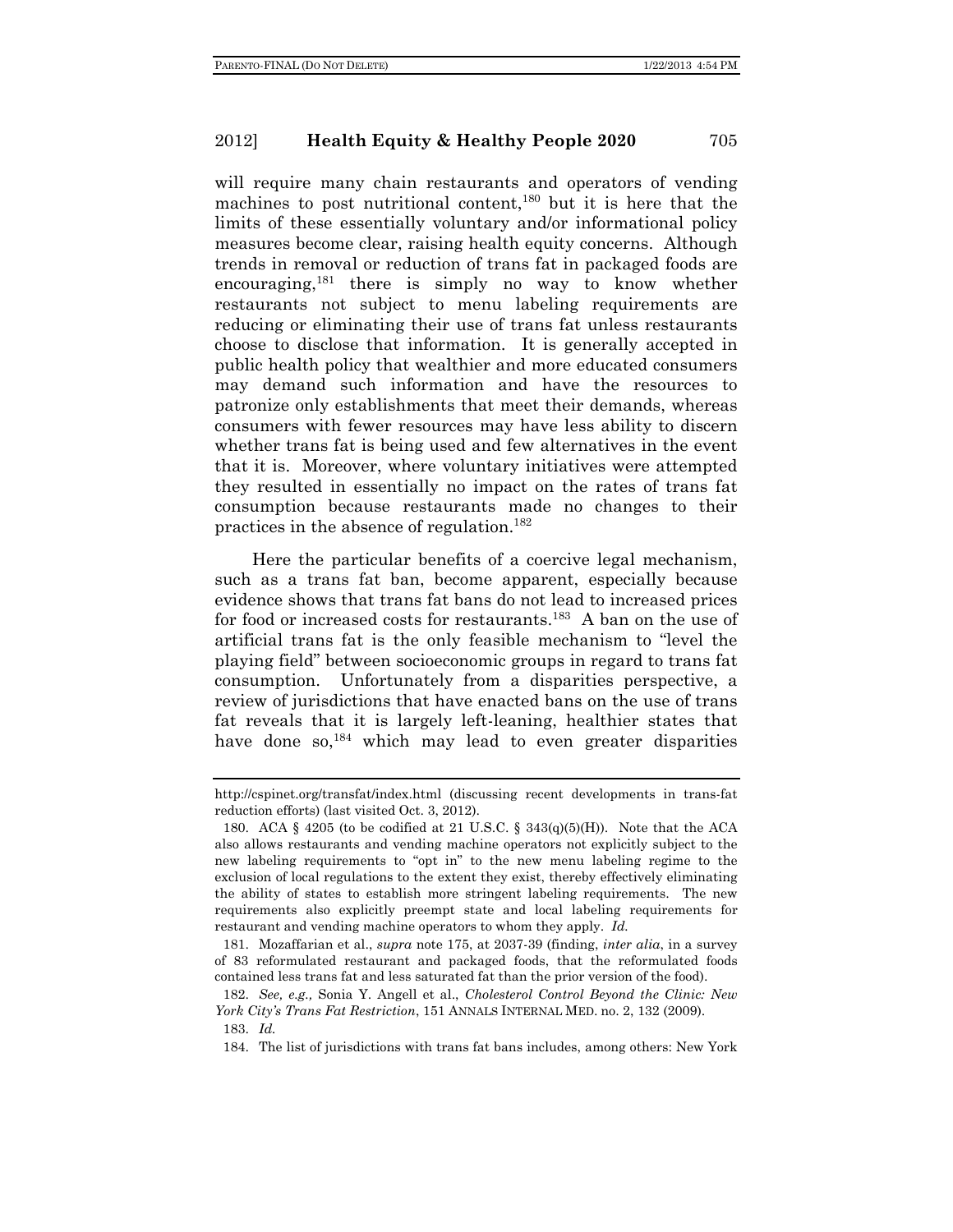will require many chain restaurants and operators of vending machines to post nutritional content,[180] but it is here that the limits of these essentially voluntary and/or informational policy measures become clear, raising health equity concerns. Although trends in removal or reduction of trans fat in packaged foods are encouraging,[181] there is simply no way to know whether restaurants not subject to menu labeling requirements are reducing or eliminating their use of trans fat unless restaurants choose to disclose that information. It is generally accepted in public health policy that wealthier and more educated consumers may demand such information and have the resources to patronize only establishments that meet their demands, whereas consumers with fewer resources may have less ability to discern whether trans fat is being used and few alternatives in the event that it is. Moreover, where voluntary initiatives were attempted they resulted in essentially no impact on the rates of trans fat consumption because restaurants made no changes to their practices in the absence of regulation.[182]

Here the particular benefits of a coercive legal mechanism, such as a trans fat ban, become apparent, especially because evidence shows that trans fat bans do not lead to increased prices for food or increased costs for restaurants.[183] A ban on the use of artificial trans fat is the only feasible mechanism to "level the playing field" between socioeconomic groups in regard to trans fat consumption. Unfortunately from a disparities perspective, a review of jurisdictions that have enacted bans on the use of trans fat reveals that it is largely left-leaning, healthier states that have done so,[184] which may lead to even greater disparities

---

http://cspinet.org/transfat/index.html (discussing recent developments in trans-fat reduction efforts) (last visited Oct. 3, 2012).

180. ACA § 4205 (to be codified at 21 U.S.C. § 343(q)(5)(H)). Note that the ACA also allows restaurants and vending machine operators not explicitly subject to the new labeling requirements to "opt in" to the new menu labeling regime to the exclusion of local regulations to the extent they exist, thereby effectively eliminating the ability of states to establish more stringent labeling requirements. The new requirements also explicitly preempt state and local labeling requirements for restaurant and vending machine operators to whom they apply. *Id.*

181. Mozaffarian et al., *supra* note 175, at 2037-39 (finding, *inter alia*, in a survey of 83 reformulated restaurant and packaged foods, that the reformulated foods contained less trans fat and less saturated fat than the prior version of the food).

182. *See, e.g.,* Sonia Y. Angell et al., *Cholesterol Control Beyond the Clinic: New York City's Trans Fat Restriction*, 151 ANNALS INTERNAL MED. no. 2, 132 (2009).

183. *Id.*

184. The list of jurisdictions with trans fat bans includes, among others: New York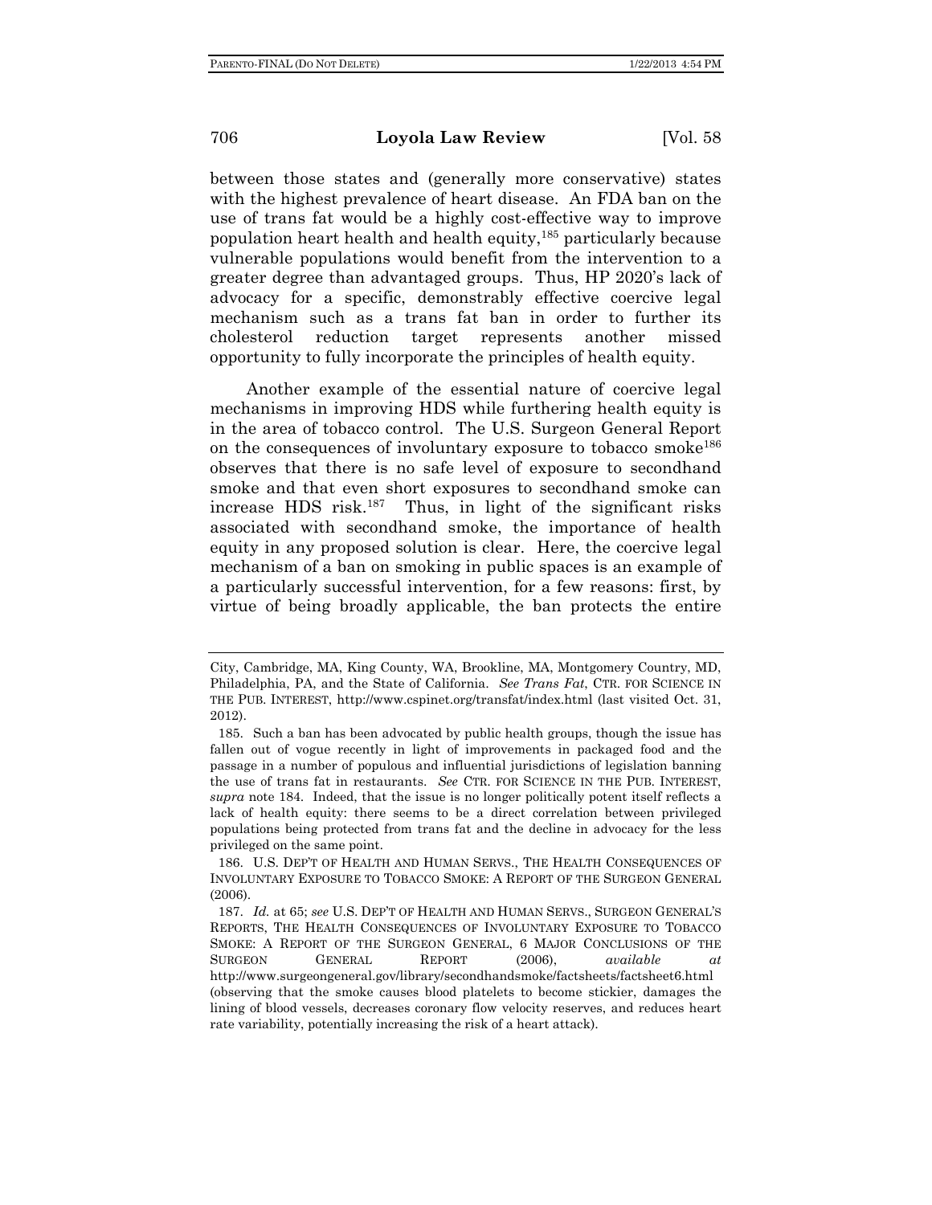between those states and (generally more conservative) states with the highest prevalence of heart disease. An FDA ban on the use of trans fat would be a highly cost-effective way to improve population heart health and health equity,[185] particularly because vulnerable populations would benefit from the intervention to a greater degree than advantaged groups. Thus, HP 2020's lack of advocacy for a specific, demonstrably effective coercive legal mechanism such as a trans fat ban in order to further its cholesterol reduction target represents another missed opportunity to fully incorporate the principles of health equity.

Another example of the essential nature of coercive legal mechanisms in improving HDS while furthering health equity is in the area of tobacco control. The U.S. Surgeon General Report on the consequences of involuntary exposure to tobacco smoke[186] observes that there is no safe level of exposure to secondhand smoke and that even short exposures to secondhand smoke can increase HDS risk.[187] Thus, in light of the significant risks associated with secondhand smoke, the importance of health equity in any proposed solution is clear. Here, the coercive legal mechanism of a ban on smoking in public spaces is an example of a particularly successful intervention, for a few reasons: first, by virtue of being broadly applicable, the ban protects the entire

---

City, Cambridge, MA, King County, WA, Brookline, MA, Montgomery Country, MD, Philadelphia, PA, and the State of California. *See Trans Fat*, CTR. FOR SCIENCE IN THE PUB. INTEREST, http://www.cspinet.org/transfat/index.html (last visited Oct. 31, 2012).

185. Such a ban has been advocated by public health groups, though the issue has fallen out of vogue recently in light of improvements in packaged food and the passage in a number of populous and influential jurisdictions of legislation banning the use of trans fat in restaurants. *See* CTR. FOR SCIENCE IN THE PUB. INTEREST, *supra* note 184. Indeed, that the issue is no longer politically potent itself reflects a lack of health equity: there seems to be a direct correlation between privileged populations being protected from trans fat and the decline in advocacy for the less privileged on the same point.

186. U.S. DEP'T OF HEALTH AND HUMAN SERVS., THE HEALTH CONSEQUENCES OF INVOLUNTARY EXPOSURE TO TOBACCO SMOKE: A REPORT OF THE SURGEON GENERAL (2006).

187. *Id.* at 65; *see* U.S. DEP'T OF HEALTH AND HUMAN SERVS., SURGEON GENERAL'S REPORTS, THE HEALTH CONSEQUENCES OF INVOLUNTARY EXPOSURE TO TOBACCO SMOKE: A REPORT OF THE SURGEON GENERAL, 6 MAJOR CONCLUSIONS OF THE SURGEON GENERAL REPORT (2006), *available at* http://www.surgeongeneral.gov/library/secondhandsmoke/factsheets/factsheet6.html (observing that the smoke causes blood platelets to become stickier, damages the lining of blood vessels, decreases coronary flow velocity reserves, and reduces heart rate variability, potentially increasing the risk of a heart attack).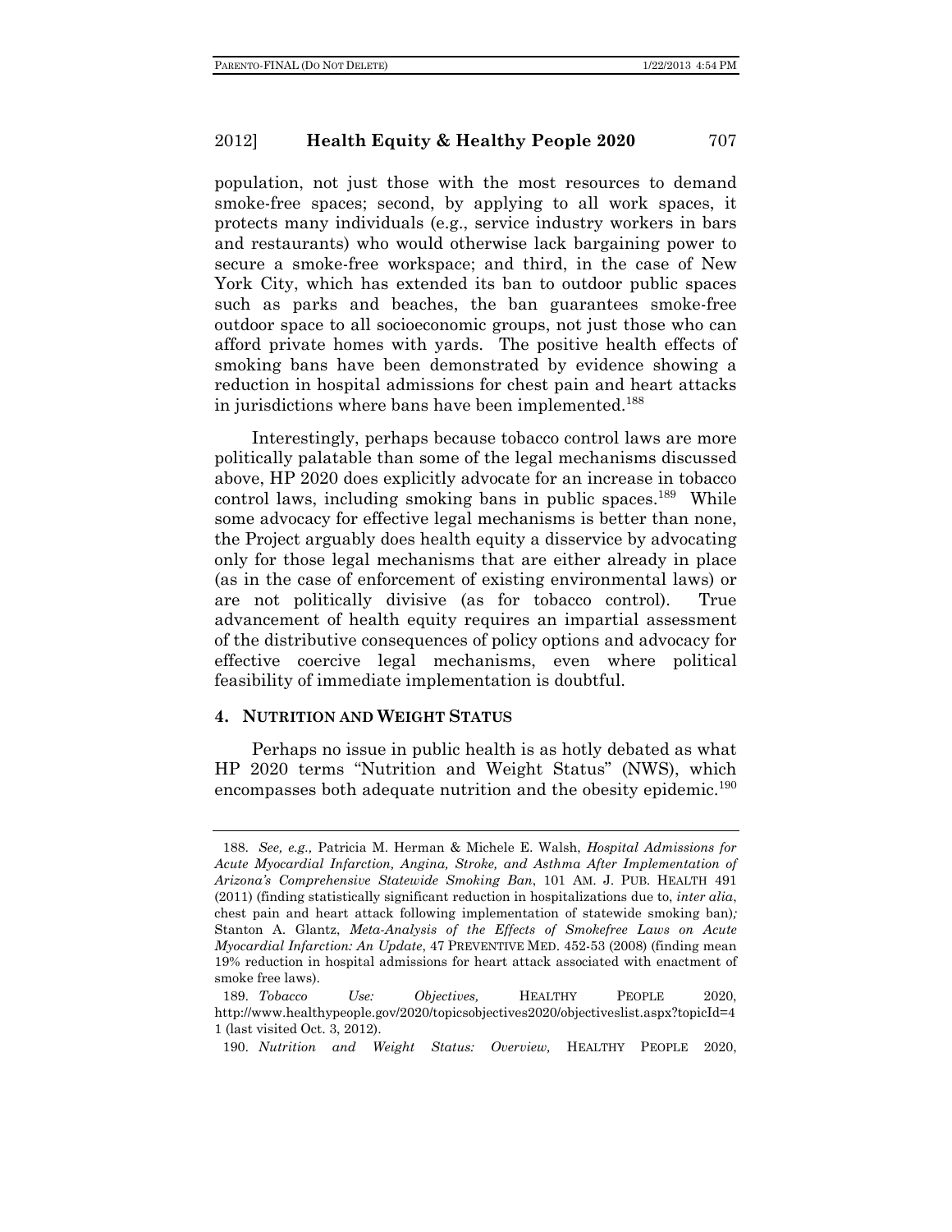population, not just those with the most resources to demand smoke-free spaces; second, by applying to all work spaces, it protects many individuals (e.g., service industry workers in bars and restaurants) who would otherwise lack bargaining power to secure a smoke-free workspace; and third, in the case of New York City, which has extended its ban to outdoor public spaces such as parks and beaches, the ban guarantees smoke-free outdoor space to all socioeconomic groups, not just those who can afford private homes with yards. The positive health effects of smoking bans have been demonstrated by evidence showing a reduction in hospital admissions for chest pain and heart attacks in jurisdictions where bans have been implemented.[188]

Interestingly, perhaps because tobacco control laws are more politically palatable than some of the legal mechanisms discussed above, HP 2020 does explicitly advocate for an increase in tobacco control laws, including smoking bans in public spaces.[189] While some advocacy for effective legal mechanisms is better than none, the Project arguably does health equity a disservice by advocating only for those legal mechanisms that are either already in place (as in the case of enforcement of existing environmental laws) or are not politically divisive (as for tobacco control). True advancement of health equity requires an impartial assessment of the distributive consequences of policy options and advocacy for effective coercive legal mechanisms, even where political feasibility of immediate implementation is doubtful.

#### 4. NUTRITION AND WEIGHT STATUS

Perhaps no issue in public health is as hotly debated as what HP 2020 terms "Nutrition and Weight Status" (NWS), which encompasses both adequate nutrition and the obesity epidemic.[190]

---

188. *See, e.g.,* Patricia M. Herman & Michele E. Walsh, *Hospital Admissions for Acute Myocardial Infarction, Angina, Stroke, and Asthma After Implementation of Arizona's Comprehensive Statewide Smoking Ban*, 101 AM. J. PUB. HEALTH 491 (2011) (finding statistically significant reduction in hospitalizations due to, *inter alia*, chest pain and heart attack following implementation of statewide smoking ban); Stanton A. Glantz, *Meta-Analysis of the Effects of Smokefree Laws on Acute Myocardial Infarction: An Update*, 47 PREVENTIVE MED. 452-53 (2008) (finding mean 19% reduction in hospital admissions for heart attack associated with enactment of smoke free laws).

189. *Tobacco Use: Objectives,* HEALTHY PEOPLE 2020, http://www.healthypeople.gov/2020/topicsobjectives2020/objectiveslist.aspx?topicId=41 (last visited Oct. 3, 2012).

190. *Nutrition and Weight Status: Overview,* HEALTHY PEOPLE 2020,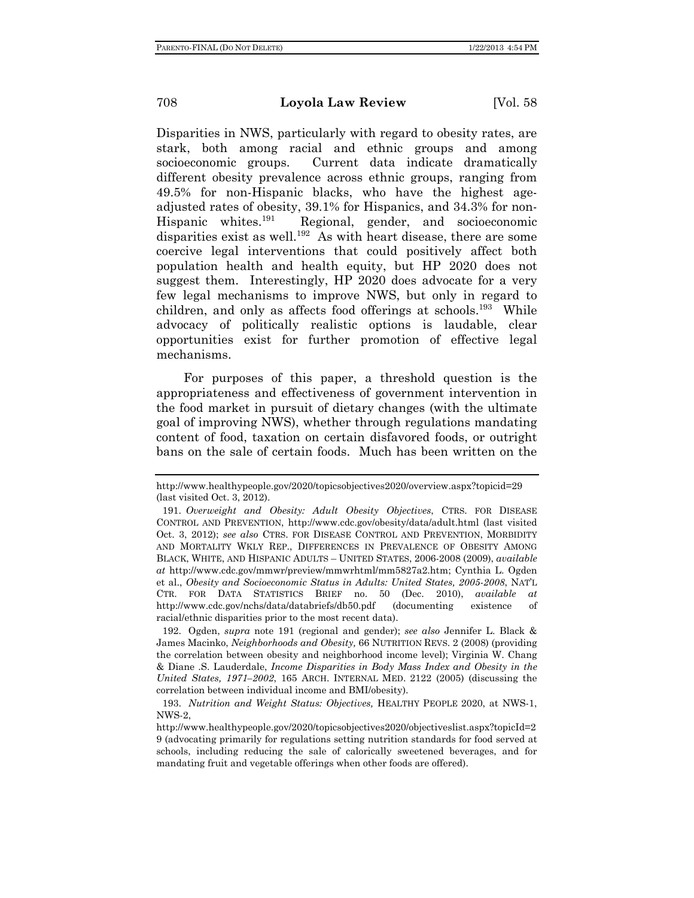Disparities in NWS, particularly with regard to obesity rates, are stark, both among racial and ethnic groups and among socioeconomic groups. Current data indicate dramatically different obesity prevalence across ethnic groups, ranging from 49.5% for non-Hispanic blacks, who have the highest age-adjusted rates of obesity, 39.1% for Hispanics, and 34.3% for non-Hispanic whites.[191] Regional, gender, and socioeconomic disparities exist as well.[192] As with heart disease, there are some coercive legal interventions that could positively affect both population health and health equity, but HP 2020 does not suggest them. Interestingly, HP 2020 does advocate for a very few legal mechanisms to improve NWS, but only in regard to children, and only as affects food offerings at schools.[193] While advocacy of politically realistic options is laudable, clear opportunities exist for further promotion of effective legal mechanisms.

For purposes of this paper, a threshold question is the appropriateness and effectiveness of government intervention in the food market in pursuit of dietary changes (with the ultimate goal of improving NWS), whether through regulations mandating content of food, taxation on certain disfavored foods, or outright bans on the sale of certain foods. Much has been written on the

---

http://www.healthypeople.gov/2020/topicsobjectives2020/overview.aspx?topicid=29 (last visited Oct. 3, 2012).

191. *Overweight and Obesity: Adult Obesity Objectives*, CTRS. FOR DISEASE CONTROL AND PREVENTION, http://www.cdc.gov/obesity/data/adult.html (last visited Oct. 3, 2012); *see also* CTRS. FOR DISEASE CONTROL AND PREVENTION, MORBIDITY AND MORTALITY WKLY REP., DIFFERENCES IN PREVALENCE OF OBESITY AMONG BLACK, WHITE, AND HISPANIC ADULTS – UNITED STATES, 2006-2008 (2009), *available at* http://www.cdc.gov/mmwr/preview/mmwrhtml/mm5827a2.htm; Cynthia L. Ogden et al., *Obesity and Socioeconomic Status in Adults: United States, 2005-2008*, NAT'L CTR. FOR DATA STATISTICS BRIEF no. 50 (Dec. 2010), *available at* http://www.cdc.gov/nchs/data/databriefs/db50.pdf (documenting existence of racial/ethnic disparities prior to the most recent data).

192. Ogden, *supra* note 191 (regional and gender); *see also* Jennifer L. Black & James Macinko, *Neighborhoods and Obesity,* 66 NUTRITION REVS. 2 (2008) (providing the correlation between obesity and neighborhood income level); Virginia W. Chang & Diane .S. Lauderdale, *Income Disparities in Body Mass Index and Obesity in the United States, 1971–2002*, 165 ARCH. INTERNAL MED. 2122 (2005) (discussing the correlation between individual income and BMI/obesity).

193. *Nutrition and Weight Status: Objectives,* HEALTHY PEOPLE 2020, at NWS-1, NWS-2, http://www.healthypeople.gov/2020/topicsobjectives2020/objectiveslist.aspx?topicId=29 (advocating primarily for regulations setting nutrition standards for food served at schools, including reducing the sale of calorically sweetened beverages, and for mandating fruit and vegetable offerings when other foods are offered).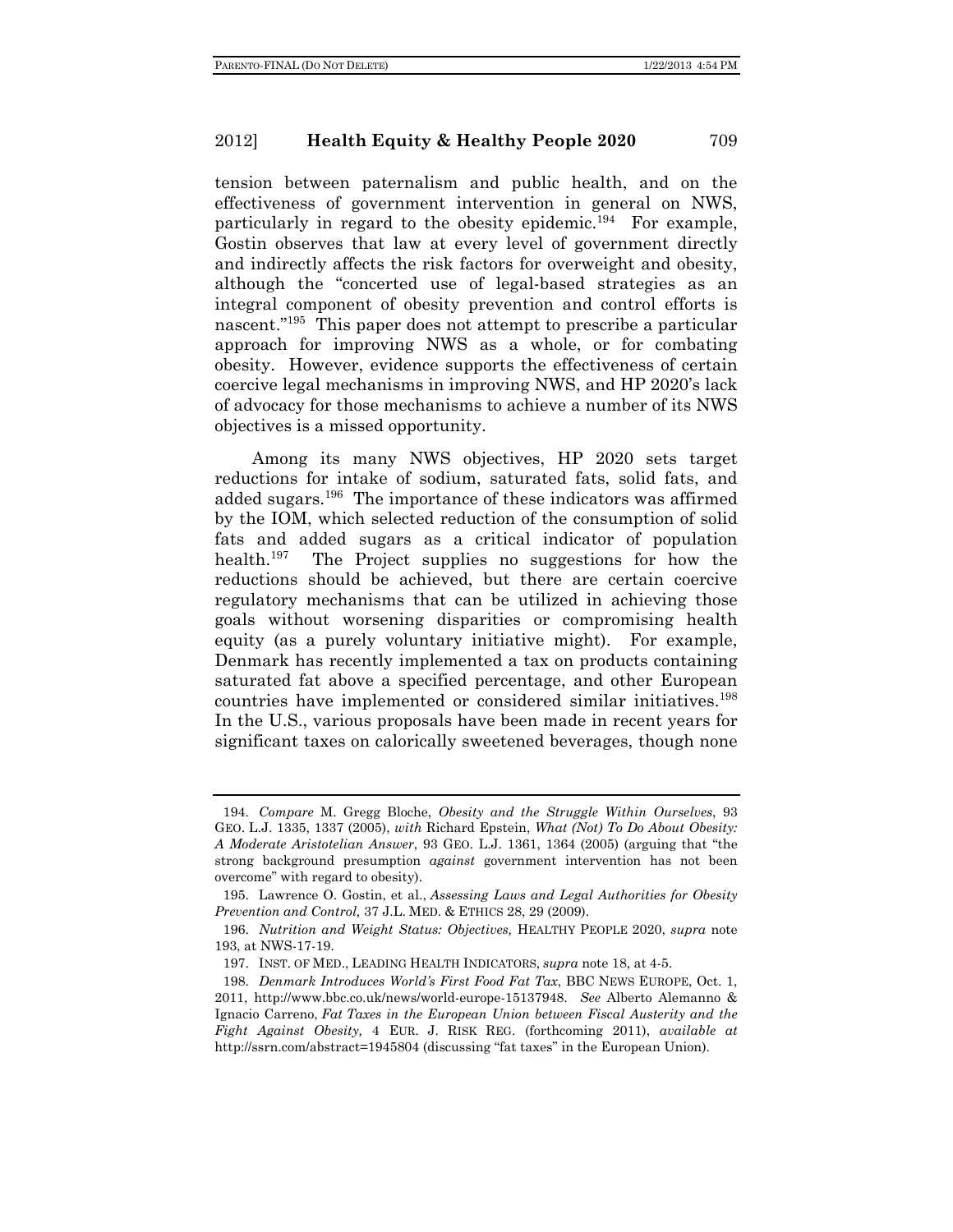tension between paternalism and public health, and on the effectiveness of government intervention in general on NWS, particularly in regard to the obesity epidemic.[194] For example, Gostin observes that law at every level of government directly and indirectly affects the risk factors for overweight and obesity, although the "concerted use of legal-based strategies as an integral component of obesity prevention and control efforts is nascent."[195] This paper does not attempt to prescribe a particular approach for improving NWS as a whole, or for combating obesity. However, evidence supports the effectiveness of certain coercive legal mechanisms in improving NWS, and HP 2020's lack of advocacy for those mechanisms to achieve a number of its NWS objectives is a missed opportunity.

Among its many NWS objectives, HP 2020 sets target reductions for intake of sodium, saturated fats, solid fats, and added sugars.[196] The importance of these indicators was affirmed by the IOM, which selected reduction of the consumption of solid fats and added sugars as a critical indicator of population health.[197] The Project supplies no suggestions for how the reductions should be achieved, but there are certain coercive regulatory mechanisms that can be utilized in achieving those goals without worsening disparities or compromising health equity (as a purely voluntary initiative might). For example, Denmark has recently implemented a tax on products containing saturated fat above a specified percentage, and other European countries have implemented or considered similar initiatives.[198] In the U.S., various proposals have been made in recent years for significant taxes on calorically sweetened beverages, though none

---

194. *Compare* M. Gregg Bloche, *Obesity and the Struggle Within Ourselves*, 93 GEO. L.J. 1335, 1337 (2005), *with* Richard Epstein, *What (Not) To Do About Obesity: A Moderate Aristotelian Answer*, 93 GEO. L.J. 1361, 1364 (2005) (arguing that "the strong background presumption *against* government intervention has not been overcome" with regard to obesity).

195. Lawrence O. Gostin, et al., *Assessing Laws and Legal Authorities for Obesity Prevention and Control,* 37 J.L. MED. & ETHICS 28, 29 (2009).

196. *Nutrition and Weight Status: Objectives,* HEALTHY PEOPLE 2020, *supra* note 193, at NWS-17-19.

197. INST. OF MED., LEADING HEALTH INDICATORS, *supra* note 18, at 4-5.

198. *Denmark Introduces World's First Food Fat Tax*, BBC NEWS EUROPE, Oct. 1, 2011, http://www.bbc.co.uk/news/world-europe-15137948. *See* Alberto Alemanno & Ignacio Carreno, *Fat Taxes in the European Union between Fiscal Austerity and the Fight Against Obesity,* 4 EUR. J. RISK REG. (forthcoming 2011), *available at* http://ssrn.com/abstract=1945804 (discussing "fat taxes" in the European Union).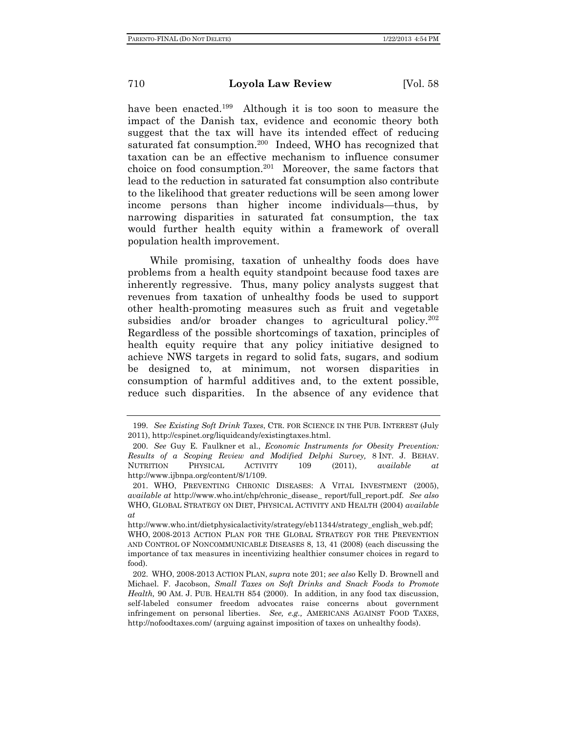have been enacted.[199] Although it is too soon to measure the impact of the Danish tax, evidence and economic theory both suggest that the tax will have its intended effect of reducing saturated fat consumption.[200] Indeed, WHO has recognized that taxation can be an effective mechanism to influence consumer choice on food consumption.[201] Moreover, the same factors that lead to the reduction in saturated fat consumption also contribute to the likelihood that greater reductions will be seen among lower income persons than higher income individuals—thus, by narrowing disparities in saturated fat consumption, the tax would further health equity within a framework of overall population health improvement.

While promising, taxation of unhealthy foods does have problems from a health equity standpoint because food taxes are inherently regressive. Thus, many policy analysts suggest that revenues from taxation of unhealthy foods be used to support other health-promoting measures such as fruit and vegetable subsidies and/or broader changes to agricultural policy.[202] Regardless of the possible shortcomings of taxation, principles of health equity require that any policy initiative designed to achieve NWS targets in regard to solid fats, sugars, and sodium be designed to, at minimum, not worsen disparities in consumption of harmful additives and, to the extent possible, reduce such disparities. In the absence of any evidence that

---

199. *See Existing Soft Drink Taxes*, CTR. FOR SCIENCE IN THE PUB. INTEREST (July 2011), http://cspinet.org/liquidcandy/existingtaxes.html.

200. *See* Guy E. Faulkner et al., *Economic Instruments for Obesity Prevention: Results of a Scoping Review and Modified Delphi Survey,* 8 INT. J. BEHAV. NUTRITION PHYSICAL ACTIVITY 109 (2011), *available at* http://www.ijbnpa.org/content/8/1/109.

201. WHO, PREVENTING CHRONIC DISEASES: A VITAL INVESTMENT (2005), *available at* http://www.who.int/chp/chronic_disease_ report/full_report.pdf. *See also* WHO, GLOBAL STRATEGY ON DIET, PHYSICAL ACTIVITY AND HEALTH (2004) *available at* http://www.who.int/dietphysicalactivity/strategy/eb11344/strategy_english_web.pdf; WHO, 2008-2013 ACTION PLAN FOR THE GLOBAL STRATEGY FOR THE PREVENTION AND CONTROL OF NONCOMMUNICABLE DISEASES 8, 13, 41 (2008) (each discussing the importance of tax measures in incentivizing healthier consumer choices in regard to food).

202. WHO, 2008-2013 ACTION PLAN, *supra* note 201; *see also* Kelly D. Brownell and Michael. F. Jacobson, *Small Taxes on Soft Drinks and Snack Foods to Promote Health,* 90 AM. J. PUB. HEALTH 854 (2000). In addition, in any food tax discussion, self-labeled consumer freedom advocates raise concerns about government infringement on personal liberties. *See, e.g.,* AMERICANS AGAINST FOOD TAXES, http://nofoodtaxes.com/ (arguing against imposition of taxes on unhealthy foods).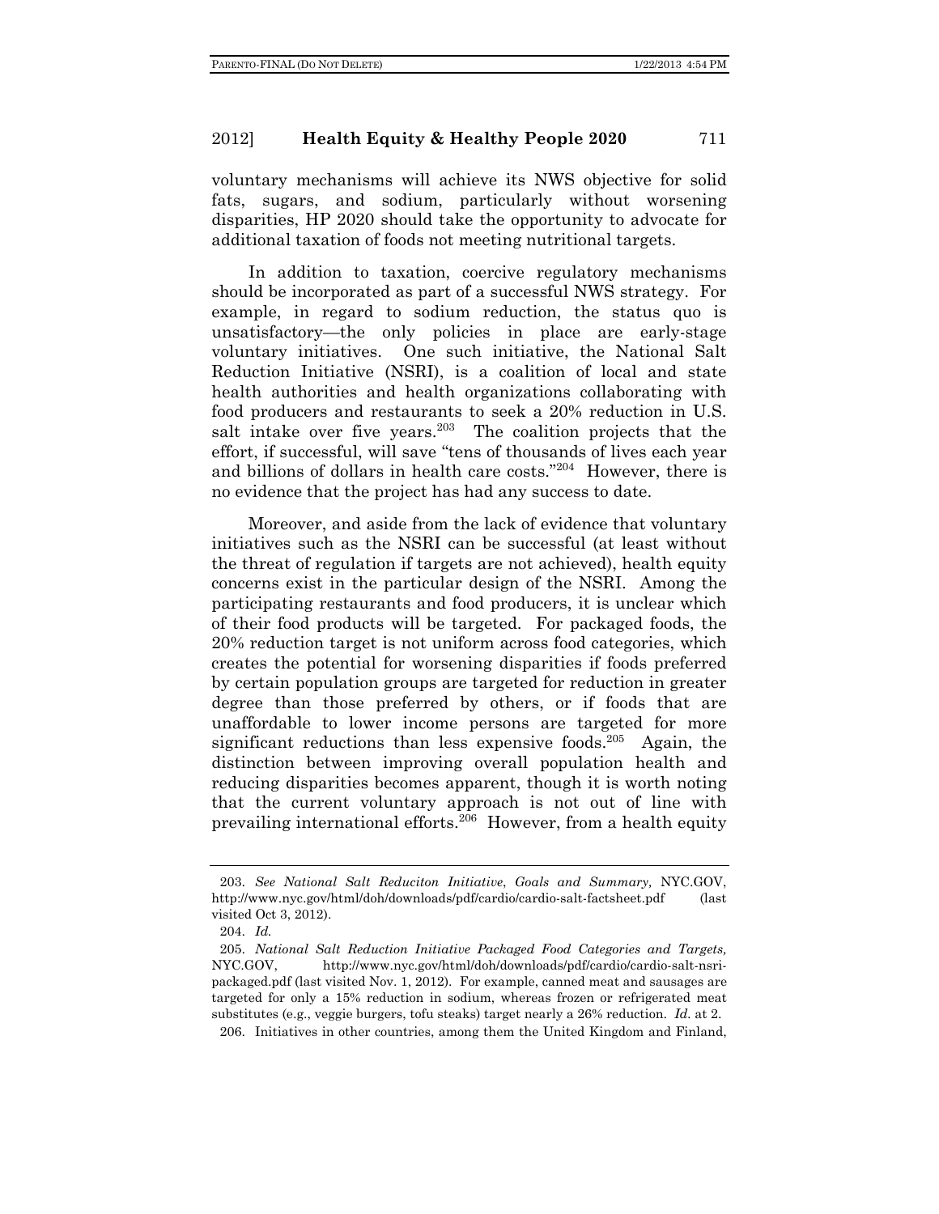voluntary mechanisms will achieve its NWS objective for solid fats, sugars, and sodium, particularly without worsening disparities, HP 2020 should take the opportunity to advocate for additional taxation of foods not meeting nutritional targets.

In addition to taxation, coercive regulatory mechanisms should be incorporated as part of a successful NWS strategy. For example, in regard to sodium reduction, the status quo is unsatisfactory—the only policies in place are early-stage voluntary initiatives. One such initiative, the National Salt Reduction Initiative (NSRI), is a coalition of local and state health authorities and health organizations collaborating with food producers and restaurants to seek a 20% reduction in U.S. salt intake over five years.[203] The coalition projects that the effort, if successful, will save "tens of thousands of lives each year and billions of dollars in health care costs."[204] However, there is no evidence that the project has had any success to date.

Moreover, and aside from the lack of evidence that voluntary initiatives such as the NSRI can be successful (at least without the threat of regulation if targets are not achieved), health equity concerns exist in the particular design of the NSRI. Among the participating restaurants and food producers, it is unclear which of their food products will be targeted. For packaged foods, the 20% reduction target is not uniform across food categories, which creates the potential for worsening disparities if foods preferred by certain population groups are targeted for reduction in greater degree than those preferred by others, or if foods that are unaffordable to lower income persons are targeted for more significant reductions than less expensive foods.[205] Again, the distinction between improving overall population health and reducing disparities becomes apparent, though it is worth noting that the current voluntary approach is not out of line with prevailing international efforts.[206] However, from a health equity

---

203. *See National Salt Reduciton Initiative*, *Goals and Summary,* NYC.GOV, http://www.nyc.gov/html/doh/downloads/pdf/cardio/cardio-salt-factsheet.pdf (last visited Oct 3, 2012).

204. *Id.*

205. *National Salt Reduction Initiative Packaged Food Categories and Targets,* NYC.GOV, http://www.nyc.gov/html/doh/downloads/pdf/cardio/cardio-salt-nsri-packaged.pdf (last visited Nov. 1, 2012). For example, canned meat and sausages are targeted for only a 15% reduction in sodium, whereas frozen or refrigerated meat substitutes (e.g., veggie burgers, tofu steaks) target nearly a 26% reduction. *Id.* at 2.

206. Initiatives in other countries, among them the United Kingdom and Finland,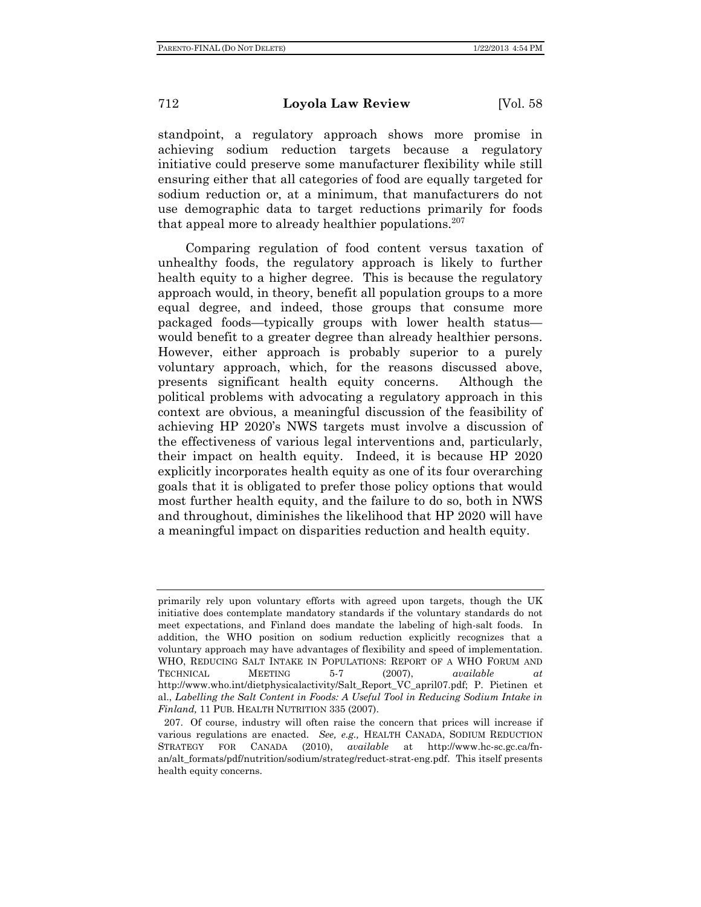standpoint, a regulatory approach shows more promise in achieving sodium reduction targets because a regulatory initiative could preserve some manufacturer flexibility while still ensuring either that all categories of food are equally targeted for sodium reduction or, at a minimum, that manufacturers do not use demographic data to target reductions primarily for foods that appeal more to already healthier populations.[207]

Comparing regulation of food content versus taxation of unhealthy foods, the regulatory approach is likely to further health equity to a higher degree. This is because the regulatory approach would, in theory, benefit all population groups to a more equal degree, and indeed, those groups that consume more packaged foods—typically groups with lower health status—would benefit to a greater degree than already healthier persons. However, either approach is probably superior to a purely voluntary approach, which, for the reasons discussed above, presents significant health equity concerns. Although the political problems with advocating a regulatory approach in this context are obvious, a meaningful discussion of the feasibility of achieving HP 2020's NWS targets must involve a discussion of the effectiveness of various legal interventions and, particularly, their impact on health equity. Indeed, it is because HP 2020 explicitly incorporates health equity as one of its four overarching goals that it is obligated to prefer those policy options that would most further health equity, and the failure to do so, both in NWS and throughout, diminishes the likelihood that HP 2020 will have a meaningful impact on disparities reduction and health equity.

---

primarily rely upon voluntary efforts with agreed upon targets, though the UK initiative does contemplate mandatory standards if the voluntary standards do not meet expectations, and Finland does mandate the labeling of high-salt foods. In addition, the WHO position on sodium reduction explicitly recognizes that a voluntary approach may have advantages of flexibility and speed of implementation. WHO, REDUCING SALT INTAKE IN POPULATIONS: REPORT OF A WHO FORUM AND TECHNICAL MEETING 5-7 (2007), *available at* http://www.who.int/dietphysicalactivity/Salt_Report_VC_april07.pdf; P. Pietinen et al., *Labelling the Salt Content in Foods: A Useful Tool in Reducing Sodium Intake in Finland,* 11 PUB. HEALTH NUTRITION 335 (2007).

207. Of course, industry will often raise the concern that prices will increase if various regulations are enacted. *See, e.g.,* HEALTH CANADA, SODIUM REDUCTION STRATEGY FOR CANADA (2010), *available* at http://www.hc-sc.gc.ca/fn-an/alt_formats/pdf/nutrition/sodium/strateg/reduct-strat-eng.pdf. This itself presents health equity concerns.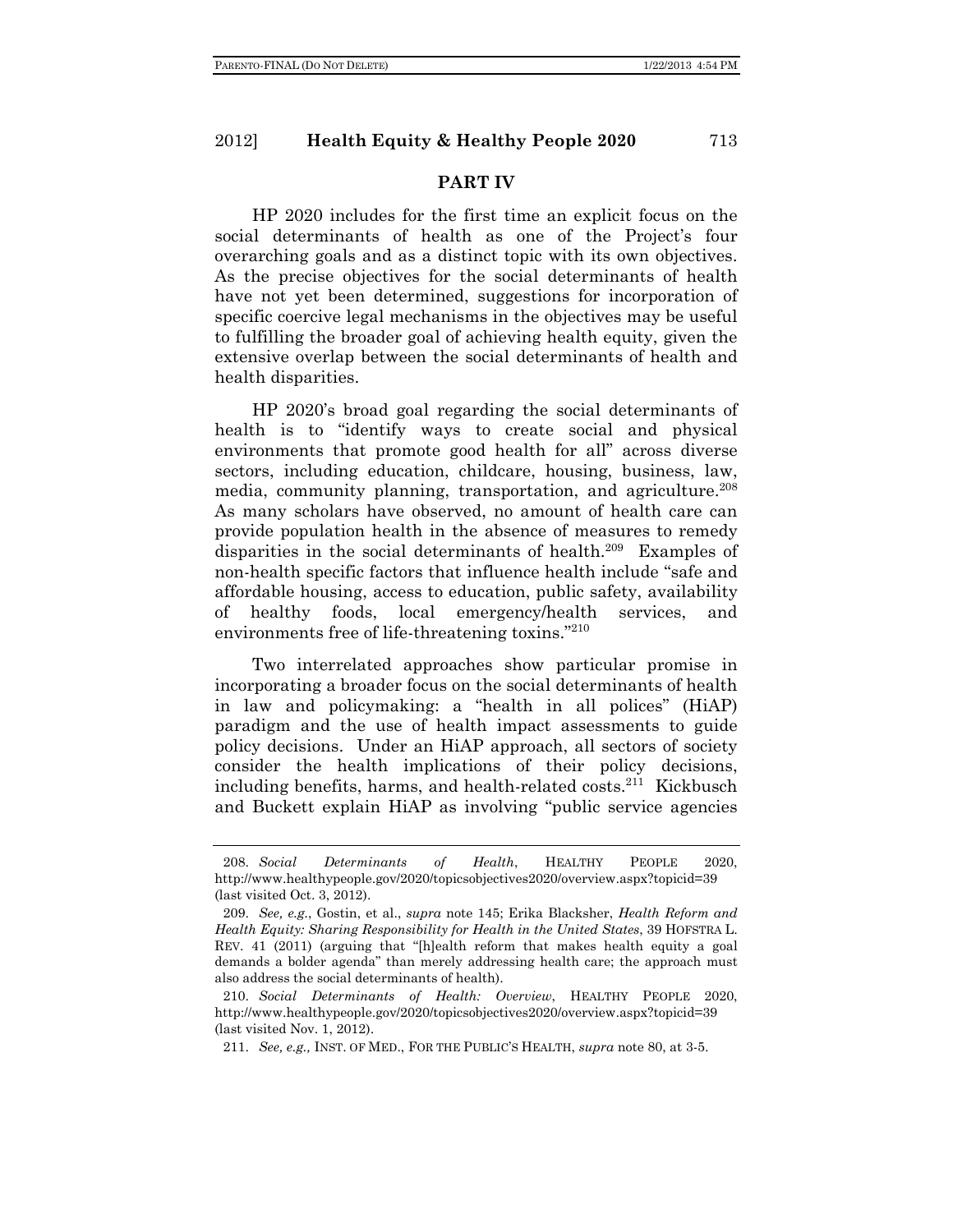## PART IV

HP 2020 includes for the first time an explicit focus on the social determinants of health as one of the Project's four overarching goals and as a distinct topic with its own objectives. As the precise objectives for the social determinants of health have not yet been determined, suggestions for incorporation of specific coercive legal mechanisms in the objectives may be useful to fulfilling the broader goal of achieving health equity, given the extensive overlap between the social determinants of health and health disparities.

HP 2020's broad goal regarding the social determinants of health is to "identify ways to create social and physical environments that promote good health for all" across diverse sectors, including education, childcare, housing, business, law, media, community planning, transportation, and agriculture.[208] As many scholars have observed, no amount of health care can provide population health in the absence of measures to remedy disparities in the social determinants of health.[209] Examples of non-health specific factors that influence health include "safe and affordable housing, access to education, public safety, availability of healthy foods, local emergency/health services, and environments free of life-threatening toxins."[210]

Two interrelated approaches show particular promise in incorporating a broader focus on the social determinants of health in law and policymaking: a "health in all polices" (HiAP) paradigm and the use of health impact assessments to guide policy decisions. Under an HiAP approach, all sectors of society consider the health implications of their policy decisions, including benefits, harms, and health-related costs.[211] Kickbusch and Buckett explain HiAP as involving "public service agencies

---

208. *Social Determinants of Health*, HEALTHY PEOPLE 2020, http://www.healthypeople.gov/2020/topicsobjectives2020/overview.aspx?topicid=39 (last visited Oct. 3, 2012).

209. *See, e.g.*, Gostin, et al., *supra* note 145; Erika Blacksher, *Health Reform and Health Equity: Sharing Responsibility for Health in the United States*, 39 HOFSTRA L. REV. 41 (2011) (arguing that "[h]ealth reform that makes health equity a goal demands a bolder agenda" than merely addressing health care; the approach must also address the social determinants of health).

210. *Social Determinants of Health: Overview*, HEALTHY PEOPLE 2020, http://www.healthypeople.gov/2020/topicsobjectives2020/overview.aspx?topicid=39 (last visited Nov. 1, 2012).

211. *See, e.g.,* INST. OF MED., FOR THE PUBLIC'S HEALTH, *supra* note 80, at 3-5.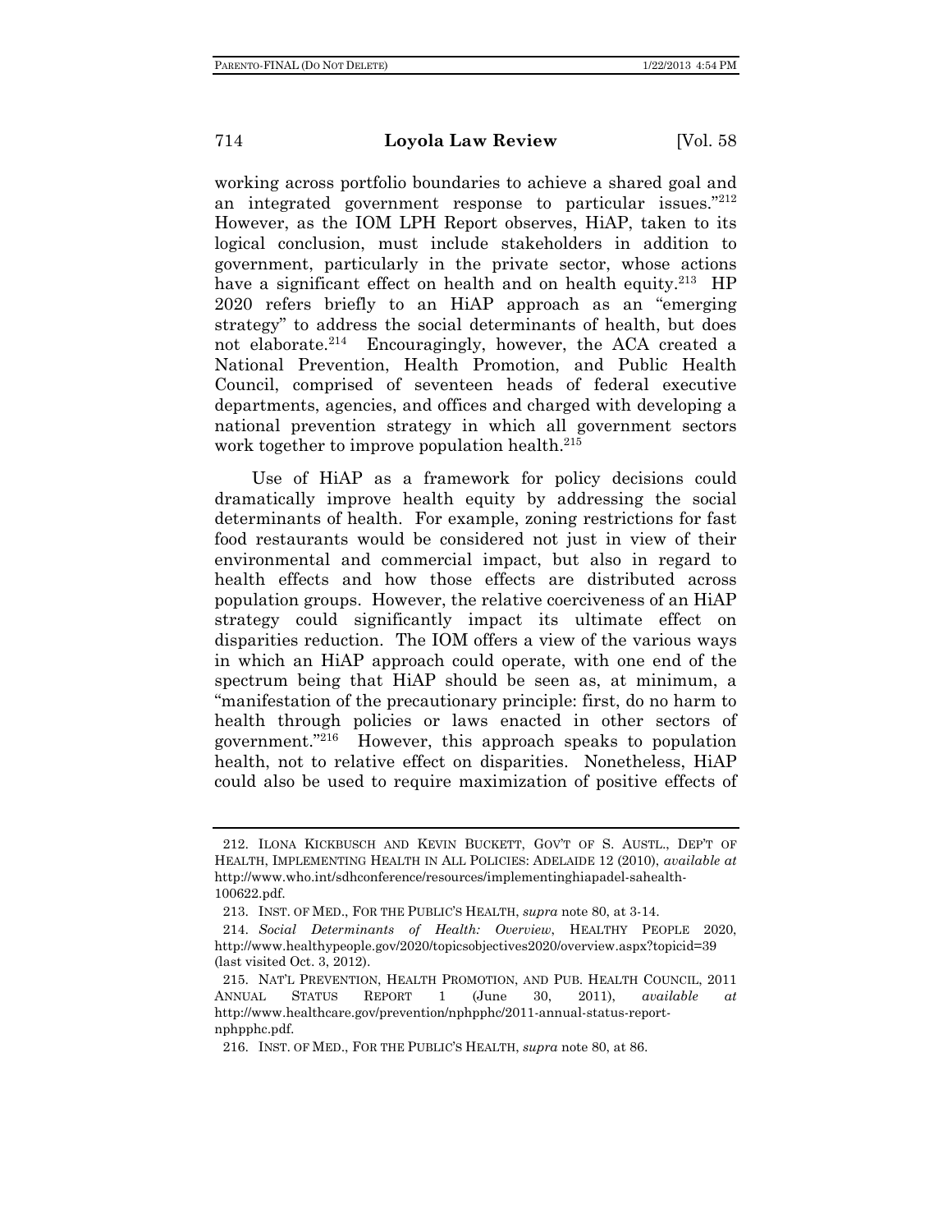working across portfolio boundaries to achieve a shared goal and an integrated government response to particular issues."[212] However, as the IOM LPH Report observes, HiAP, taken to its logical conclusion, must include stakeholders in addition to government, particularly in the private sector, whose actions have a significant effect on health and on health equity.[213] HP 2020 refers briefly to an HiAP approach as an "emerging strategy" to address the social determinants of health, but does not elaborate.[214] Encouragingly, however, the ACA created a National Prevention, Health Promotion, and Public Health Council, comprised of seventeen heads of federal executive departments, agencies, and offices and charged with developing a national prevention strategy in which all government sectors work together to improve population health.[215]

Use of HiAP as a framework for policy decisions could dramatically improve health equity by addressing the social determinants of health. For example, zoning restrictions for fast food restaurants would be considered not just in view of their environmental and commercial impact, but also in regard to health effects and how those effects are distributed across population groups. However, the relative coerciveness of an HiAP strategy could significantly impact its ultimate effect on disparities reduction. The IOM offers a view of the various ways in which an HiAP approach could operate, with one end of the spectrum being that HiAP should be seen as, at minimum, a "manifestation of the precautionary principle: first, do no harm to health through policies or laws enacted in other sectors of government."[216] However, this approach speaks to population health, not to relative effect on disparities. Nonetheless, HiAP could also be used to require maximization of positive effects of

---

212. ILONA KICKBUSCH AND KEVIN BUCKETT, GOV'T OF S. AUSTL., DEP'T OF HEALTH, IMPLEMENTING HEALTH IN ALL POLICIES: ADELAIDE 12 (2010), *available at* http://www.who.int/sdhconference/resources/implementinghiapadel-sahealth-100622.pdf.

213. INST. OF MED., FOR THE PUBLIC'S HEALTH, *supra* note 80, at 3-14.

214. *Social Determinants of Health: Overview*, HEALTHY PEOPLE 2020, http://www.healthypeople.gov/2020/topicsobjectives2020/overview.aspx?topicid=39 (last visited Oct. 3, 2012).

215. NAT'L PREVENTION, HEALTH PROMOTION, AND PUB. HEALTH COUNCIL, 2011 ANNUAL STATUS REPORT 1 (June 30, 2011), *available at* http://www.healthcare.gov/prevention/nphpphc/2011-annual-status-report-nphpphc.pdf.

216. INST. OF MED., FOR THE PUBLIC'S HEALTH, *supra* note 80, at 86.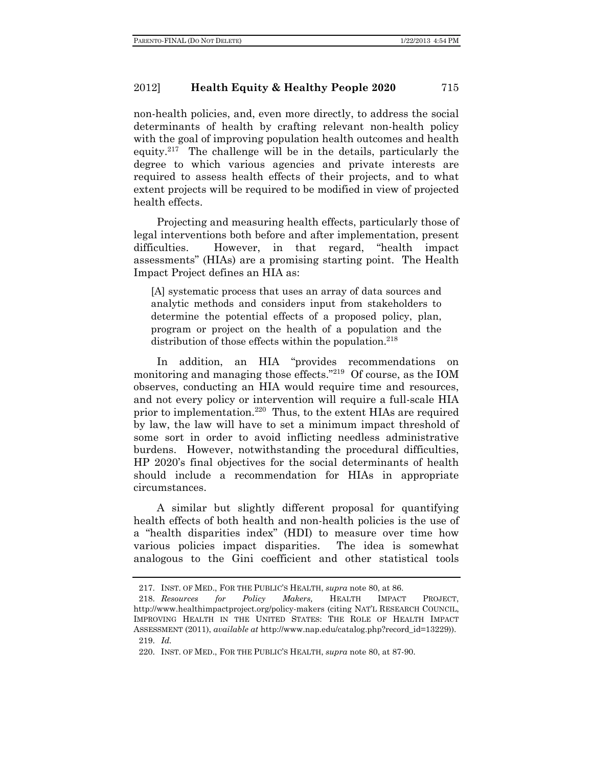non-health policies, and, even more directly, to address the social determinants of health by crafting relevant non-health policy with the goal of improving population health outcomes and health equity.[217] The challenge will be in the details, particularly the degree to which various agencies and private interests are required to assess health effects of their projects, and to what extent projects will be required to be modified in view of projected health effects.

Projecting and measuring health effects, particularly those of legal interventions both before and after implementation, present difficulties. However, in that regard, "health impact assessments" (HIAs) are a promising starting point. The Health Impact Project defines an HIA as:

> [A] systematic process that uses an array of data sources and analytic methods and considers input from stakeholders to determine the potential effects of a proposed policy, plan, program or project on the health of a population and the distribution of those effects within the population.[218]

In addition, an HIA "provides recommendations on monitoring and managing those effects."[219] Of course, as the IOM observes, conducting an HIA would require time and resources, and not every policy or intervention will require a full-scale HIA prior to implementation.[220] Thus, to the extent HIAs are required by law, the law will have to set a minimum impact threshold of some sort in order to avoid inflicting needless administrative burdens. However, notwithstanding the procedural difficulties, HP 2020's final objectives for the social determinants of health should include a recommendation for HIAs in appropriate circumstances.

A similar but slightly different proposal for quantifying health effects of both health and non-health policies is the use of a "health disparities index" (HDI) to measure over time how various policies impact disparities. The idea is somewhat analogous to the Gini coefficient and other statistical tools

---

217. INST. OF MED., FOR THE PUBLIC'S HEALTH, *supra* note 80, at 86.

218. *Resources for Policy Makers,* HEALTH IMPACT PROJECT, http://www.healthimpactproject.org/policy-makers (citing NAT'L RESEARCH COUNCIL, IMPROVING HEALTH IN THE UNITED STATES: THE ROLE OF HEALTH IMPACT ASSESSMENT (2011), *available at* http://www.nap.edu/catalog.php?record_id=13229)).

219. *Id.*

220. INST. OF MED., FOR THE PUBLIC'S HEALTH, *supra* note 80, at 87-90.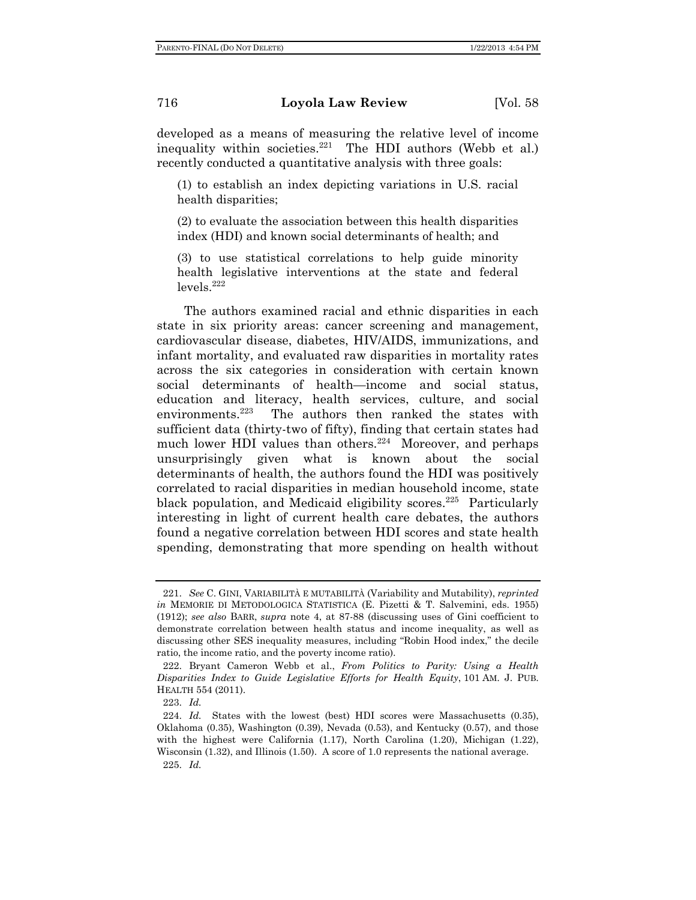developed as a means of measuring the relative level of income inequality within societies.[221] The HDI authors (Webb et al.) recently conducted a quantitative analysis with three goals:

> (1) to establish an index depicting variations in U.S. racial health disparities;
>
> (2) to evaluate the association between this health disparities index (HDI) and known social determinants of health; and
>
> (3) to use statistical correlations to help guide minority health legislative interventions at the state and federal levels.[222]

The authors examined racial and ethnic disparities in each state in six priority areas: cancer screening and management, cardiovascular disease, diabetes, HIV/AIDS, immunizations, and infant mortality, and evaluated raw disparities in mortality rates across the six categories in consideration with certain known social determinants of health—income and social status, education and literacy, health services, culture, and social environments.[223] The authors then ranked the states with sufficient data (thirty-two of fifty), finding that certain states had much lower HDI values than others.[224] Moreover, and perhaps unsurprisingly given what is known about the social determinants of health, the authors found the HDI was positively correlated to racial disparities in median household income, state black population, and Medicaid eligibility scores.[225] Particularly interesting in light of current health care debates, the authors found a negative correlation between HDI scores and state health spending, demonstrating that more spending on health without

---

221. *See* C. GINI, VARIABILITÀ E MUTABILITÀ (Variability and Mutability), *reprinted in* MEMORIE DI METODOLOGICA STATISTICA (E. Pizetti & T. Salvemini, eds. 1955) (1912); *see also* BARR, *supra* note 4, at 87-88 (discussing uses of Gini coefficient to demonstrate correlation between health status and income inequality, as well as discussing other SES inequality measures, including "Robin Hood index," the decile ratio, the income ratio, and the poverty income ratio).

222. Bryant Cameron Webb et al., *From Politics to Parity: Using a Health Disparities Index to Guide Legislative Efforts for Health Equity*, 101 AM. J. PUB. HEALTH 554 (2011).

223. *Id.*

224. *Id.* States with the lowest (best) HDI scores were Massachusetts (0.35), Oklahoma (0.35), Washington (0.39), Nevada (0.53), and Kentucky (0.57), and those with the highest were California (1.17), North Carolina (1.20), Michigan (1.22), Wisconsin (1.32), and Illinois (1.50). A score of 1.0 represents the national average.

225. *Id.*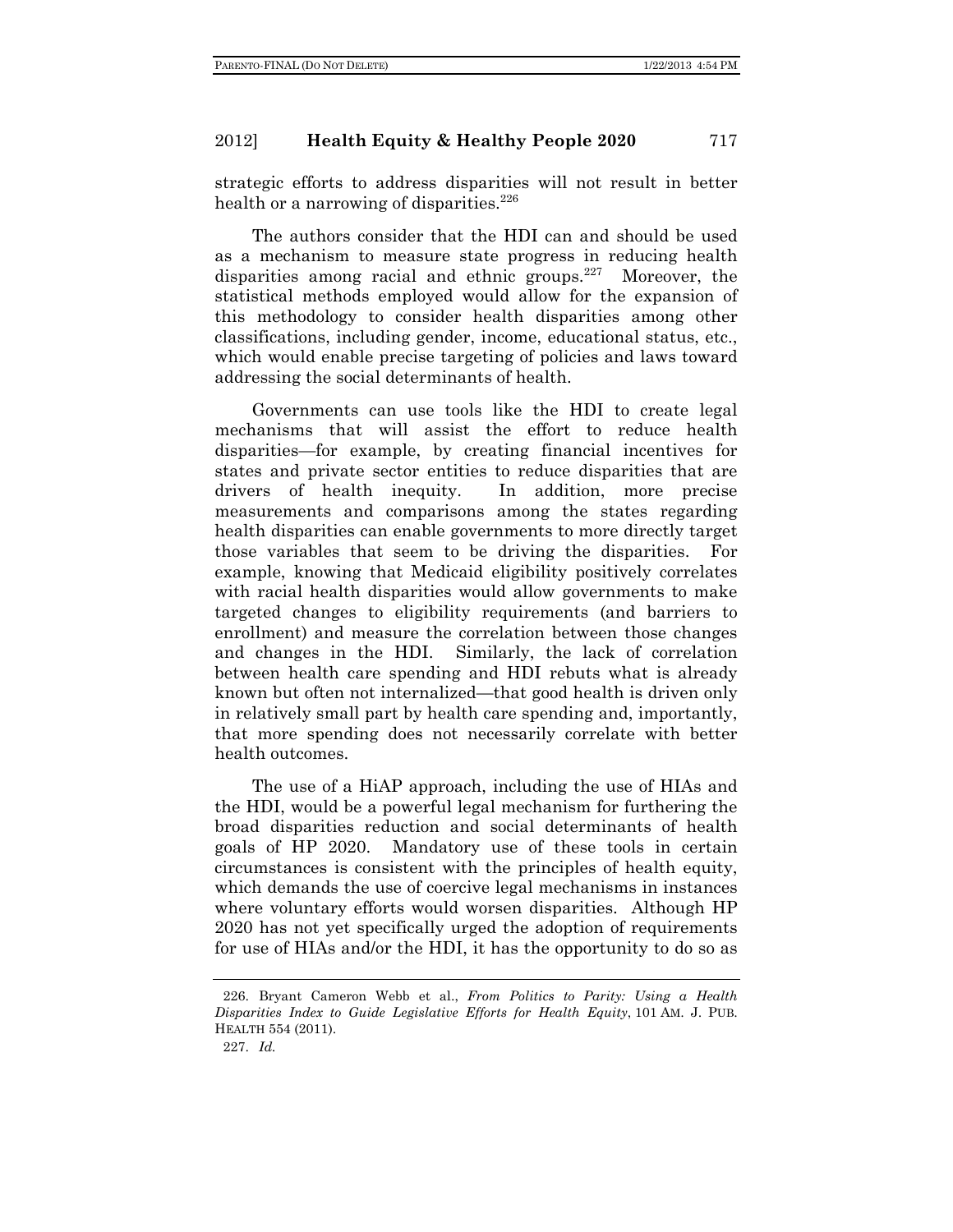strategic efforts to address disparities will not result in better health or a narrowing of disparities.[226]

The authors consider that the HDI can and should be used as a mechanism to measure state progress in reducing health disparities among racial and ethnic groups.[227] Moreover, the statistical methods employed would allow for the expansion of this methodology to consider health disparities among other classifications, including gender, income, educational status, etc., which would enable precise targeting of policies and laws toward addressing the social determinants of health.

Governments can use tools like the HDI to create legal mechanisms that will assist the effort to reduce health disparities—for example, by creating financial incentives for states and private sector entities to reduce disparities that are drivers of health inequity. In addition, more precise measurements and comparisons among the states regarding health disparities can enable governments to more directly target those variables that seem to be driving the disparities. For example, knowing that Medicaid eligibility positively correlates with racial health disparities would allow governments to make targeted changes to eligibility requirements (and barriers to enrollment) and measure the correlation between those changes and changes in the HDI. Similarly, the lack of correlation between health care spending and HDI rebuts what is already known but often not internalized—that good health is driven only in relatively small part by health care spending and, importantly, that more spending does not necessarily correlate with better health outcomes.

The use of a HiAP approach, including the use of HIAs and the HDI, would be a powerful legal mechanism for furthering the broad disparities reduction and social determinants of health goals of HP 2020. Mandatory use of these tools in certain circumstances is consistent with the principles of health equity, which demands the use of coercive legal mechanisms in instances where voluntary efforts would worsen disparities. Although HP 2020 has not yet specifically urged the adoption of requirements for use of HIAs and/or the HDI, it has the opportunity to do so as

---

226. Bryant Cameron Webb et al., *From Politics to Parity: Using a Health Disparities Index to Guide Legislative Efforts for Health Equity*, 101 AM. J. PUB. HEALTH 554 (2011).

227. *Id.*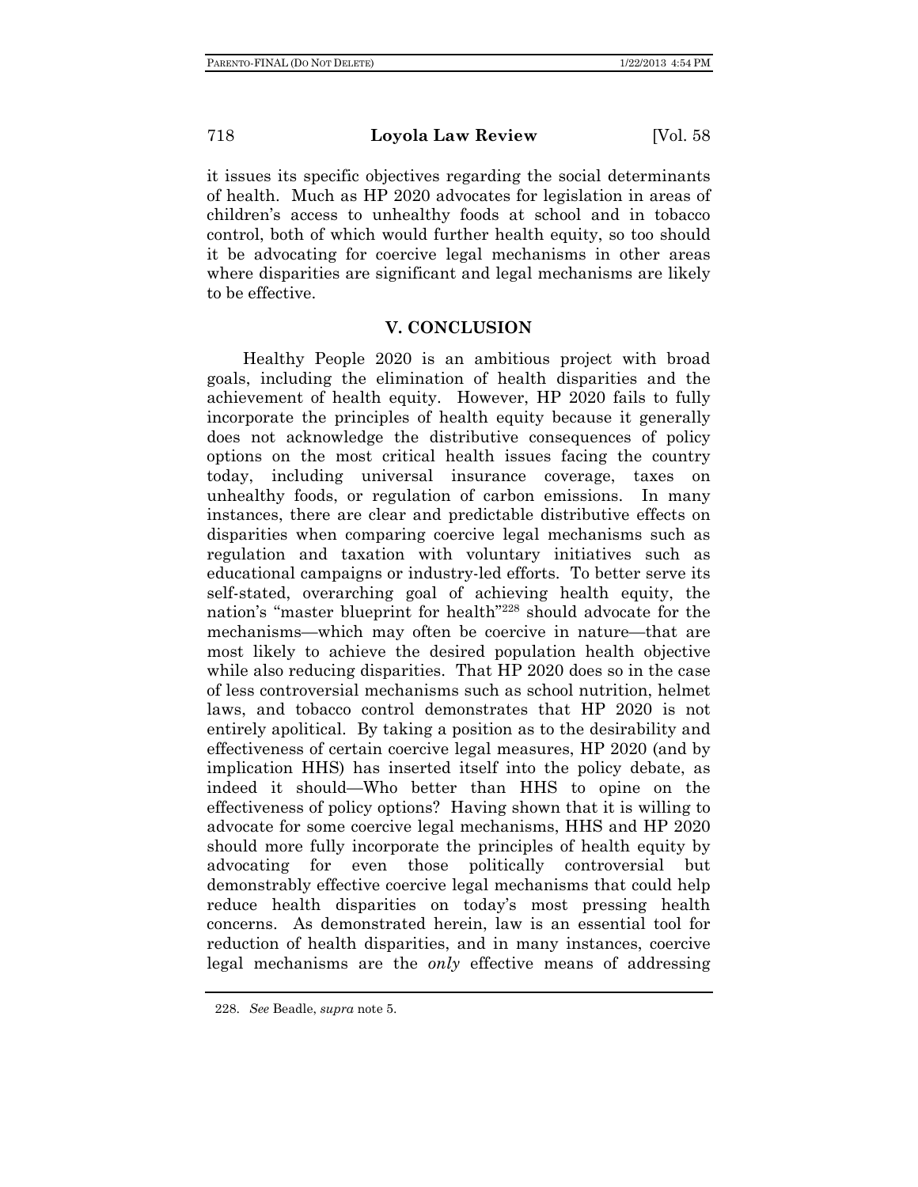it issues its specific objectives regarding the social determinants of health. Much as HP 2020 advocates for legislation in areas of children's access to unhealthy foods at school and in tobacco control, both of which would further health equity, so too should it be advocating for coercive legal mechanisms in other areas where disparities are significant and legal mechanisms are likely to be effective.

## V. CONCLUSION

Healthy People 2020 is an ambitious project with broad goals, including the elimination of health disparities and the achievement of health equity. However, HP 2020 fails to fully incorporate the principles of health equity because it generally does not acknowledge the distributive consequences of policy options on the most critical health issues facing the country today, including universal insurance coverage, taxes on unhealthy foods, or regulation of carbon emissions. In many instances, there are clear and predictable distributive effects on disparities when comparing coercive legal mechanisms such as regulation and taxation with voluntary initiatives such as educational campaigns or industry-led efforts. To better serve its self-stated, overarching goal of achieving health equity, the nation's "master blueprint for health"[228] should advocate for the mechanisms—which may often be coercive in nature—that are most likely to achieve the desired population health objective while also reducing disparities. That HP 2020 does so in the case of less controversial mechanisms such as school nutrition, helmet laws, and tobacco control demonstrates that HP 2020 is not entirely apolitical. By taking a position as to the desirability and effectiveness of certain coercive legal measures, HP 2020 (and by implication HHS) has inserted itself into the policy debate, as indeed it should—Who better than HHS to opine on the effectiveness of policy options? Having shown that it is willing to advocate for some coercive legal mechanisms, HHS and HP 2020 should more fully incorporate the principles of health equity by advocating for even those politically controversial but demonstrably effective coercive legal mechanisms that could help reduce health disparities on today's most pressing health concerns. As demonstrated herein, law is an essential tool for reduction of health disparities, and in many instances, coercive legal mechanisms are the *only* effective means of addressing

---

228. *See* Beadle, *supra* note 5.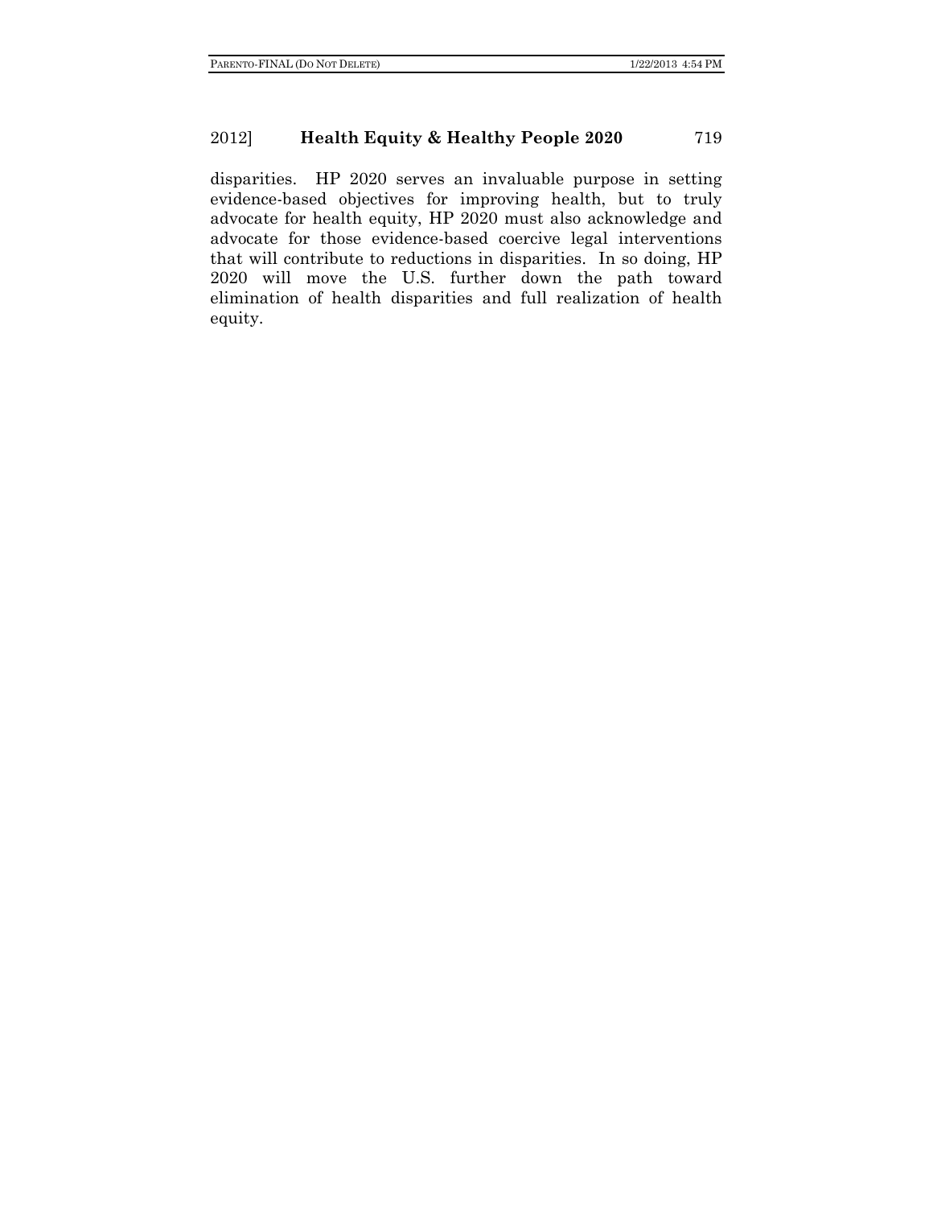disparities. HP 2020 serves an invaluable purpose in setting evidence-based objectives for improving health, but to truly advocate for health equity, HP 2020 must also acknowledge and advocate for those evidence-based coercive legal interventions that will contribute to reductions in disparities. In so doing, HP 2020 will move the U.S. further down the path toward elimination of health disparities and full realization of health equity.